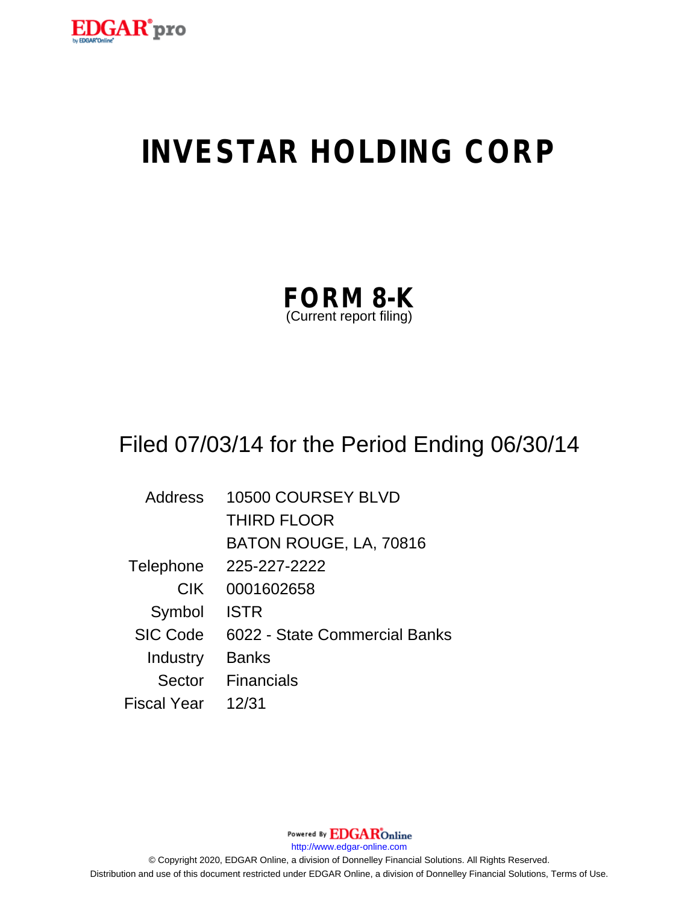EDGAR pro

# INVESTAR HOLDING CORP

## FORM 8-K
(Current report filing)

Filed 07/03/14 for the Period Ending 06/30/14

| | |
|---|---|
| Address | 10500 COURSEY BLVD<br>THIRD FLOOR<br>BATON ROUGE, LA, 70816 |
| Telephone | 225-227-2222 |
| CIK | 0001602658 |
| Symbol | ISTR |
| SIC Code | 6022 - State Commercial Banks |
| Industry | Banks |
| Sector | Financials |
| Fiscal Year | 12/31 |

Powered By EDGAR Online

http://www.edgar-online.com

© Copyright 2020, EDGAR Online, a division of Donnelley Financial Solutions. All Rights Reserved.
Distribution and use of this document restricted under EDGAR Online, a division of Donnelley Financial Solutions, Terms of Use.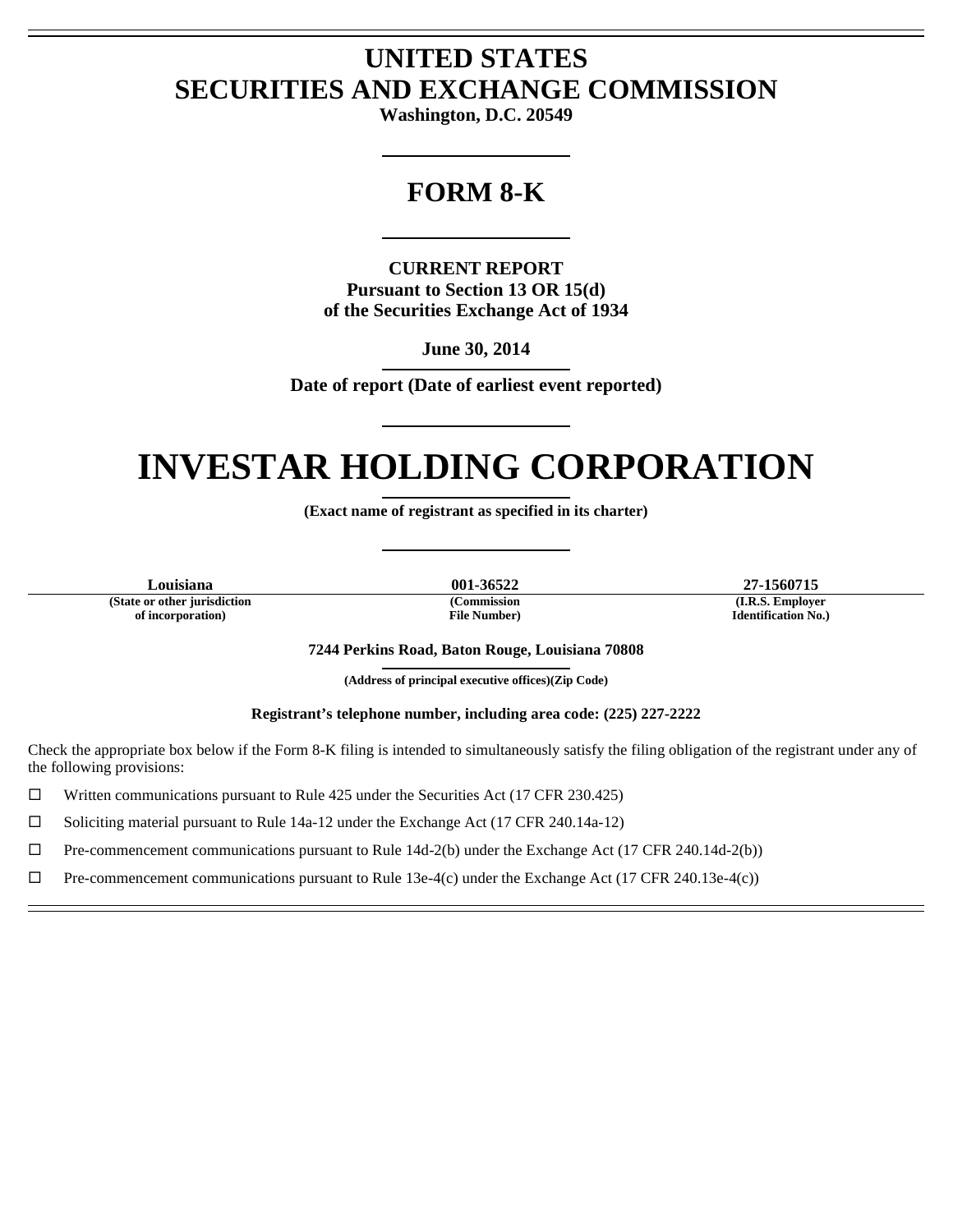# UNITED STATES
# SECURITIES AND EXCHANGE COMMISSION

**Washington, D.C. 20549**

## FORM 8-K

**CURRENT REPORT**
**Pursuant to Section 13 OR 15(d)**
**of the Securities Exchange Act of 1934**

**June 30, 2014**

**Date of report (Date of earliest event reported)**

# INVESTAR HOLDING CORPORATION

**(Exact name of registrant as specified in its charter)**

| Louisiana | 001-36522 | 27-1560715 |
|---|---|---|
| (State or other jurisdiction of incorporation) | (Commission File Number) | (I.R.S. Employer Identification No.) |

**7244 Perkins Road, Baton Rouge, Louisiana 70808**

**(Address of principal executive offices)(Zip Code)**

**Registrant's telephone number, including area code: (225) 227-2222**

Check the appropriate box below if the Form 8-K filing is intended to simultaneously satisfy the filing obligation of the registrant under any of the following provisions:

☐ Written communications pursuant to Rule 425 under the Securities Act (17 CFR 230.425)

☐ Soliciting material pursuant to Rule 14a-12 under the Exchange Act (17 CFR 240.14a-12)

☐ Pre-commencement communications pursuant to Rule 14d-2(b) under the Exchange Act (17 CFR 240.14d-2(b))

☐ Pre-commencement communications pursuant to Rule 13e-4(c) under the Exchange Act (17 CFR 240.13e-4(c))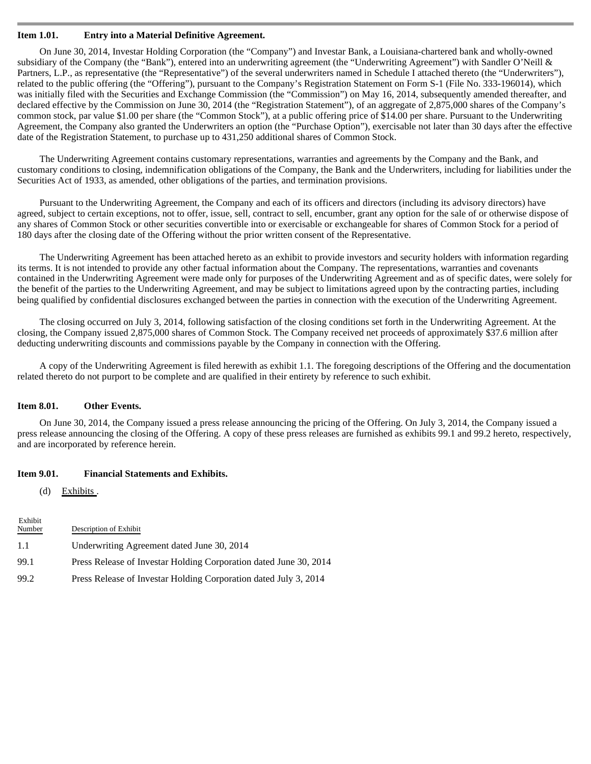**Item 1.01. Entry into a Material Definitive Agreement.**

On June 30, 2014, Investar Holding Corporation (the "Company") and Investar Bank, a Louisiana-chartered bank and wholly-owned subsidiary of the Company (the "Bank"), entered into an underwriting agreement (the "Underwriting Agreement") with Sandler O'Neill & Partners, L.P., as representative (the "Representative") of the several underwriters named in Schedule I attached thereto (the "Underwriters"), related to the public offering (the "Offering"), pursuant to the Company's Registration Statement on Form S-1 (File No. 333-196014), which was initially filed with the Securities and Exchange Commission (the "Commission") on May 16, 2014, subsequently amended thereafter, and declared effective by the Commission on June 30, 2014 (the "Registration Statement"), of an aggregate of 2,875,000 shares of the Company's common stock, par value $1.00 per share (the "Common Stock"), at a public offering price of $14.00 per share. Pursuant to the Underwriting Agreement, the Company also granted the Underwriters an option (the "Purchase Option"), exercisable not later than 30 days after the effective date of the Registration Statement, to purchase up to 431,250 additional shares of Common Stock.

The Underwriting Agreement contains customary representations, warranties and agreements by the Company and the Bank, and customary conditions to closing, indemnification obligations of the Company, the Bank and the Underwriters, including for liabilities under the Securities Act of 1933, as amended, other obligations of the parties, and termination provisions.

Pursuant to the Underwriting Agreement, the Company and each of its officers and directors (including its advisory directors) have agreed, subject to certain exceptions, not to offer, issue, sell, contract to sell, encumber, grant any option for the sale of or otherwise dispose of any shares of Common Stock or other securities convertible into or exercisable or exchangeable for shares of Common Stock for a period of 180 days after the closing date of the Offering without the prior written consent of the Representative.

The Underwriting Agreement has been attached hereto as an exhibit to provide investors and security holders with information regarding its terms. It is not intended to provide any other factual information about the Company. The representations, warranties and covenants contained in the Underwriting Agreement were made only for purposes of the Underwriting Agreement and as of specific dates, were solely for the benefit of the parties to the Underwriting Agreement, and may be subject to limitations agreed upon by the contracting parties, including being qualified by confidential disclosures exchanged between the parties in connection with the execution of the Underwriting Agreement.

The closing occurred on July 3, 2014, following satisfaction of the closing conditions set forth in the Underwriting Agreement. At the closing, the Company issued 2,875,000 shares of Common Stock. The Company received net proceeds of approximately $37.6 million after deducting underwriting discounts and commissions payable by the Company in connection with the Offering.

A copy of the Underwriting Agreement is filed herewith as exhibit 1.1. The foregoing descriptions of the Offering and the documentation related thereto do not purport to be complete and are qualified in their entirety by reference to such exhibit.

**Item 8.01. Other Events.**

On June 30, 2014, the Company issued a press release announcing the pricing of the Offering. On July 3, 2014, the Company issued a press release announcing the closing of the Offering. A copy of these press releases are furnished as exhibits 99.1 and 99.2 hereto, respectively, and are incorporated by reference herein.

**Item 9.01. Financial Statements and Exhibits.**

(d) Exhibits .

| Exhibit Number | Description of Exhibit |
|---|---|
| 1.1 | Underwriting Agreement dated June 30, 2014 |
| 99.1 | Press Release of Investar Holding Corporation dated June 30, 2014 |
| 99.2 | Press Release of Investar Holding Corporation dated July 3, 2014 |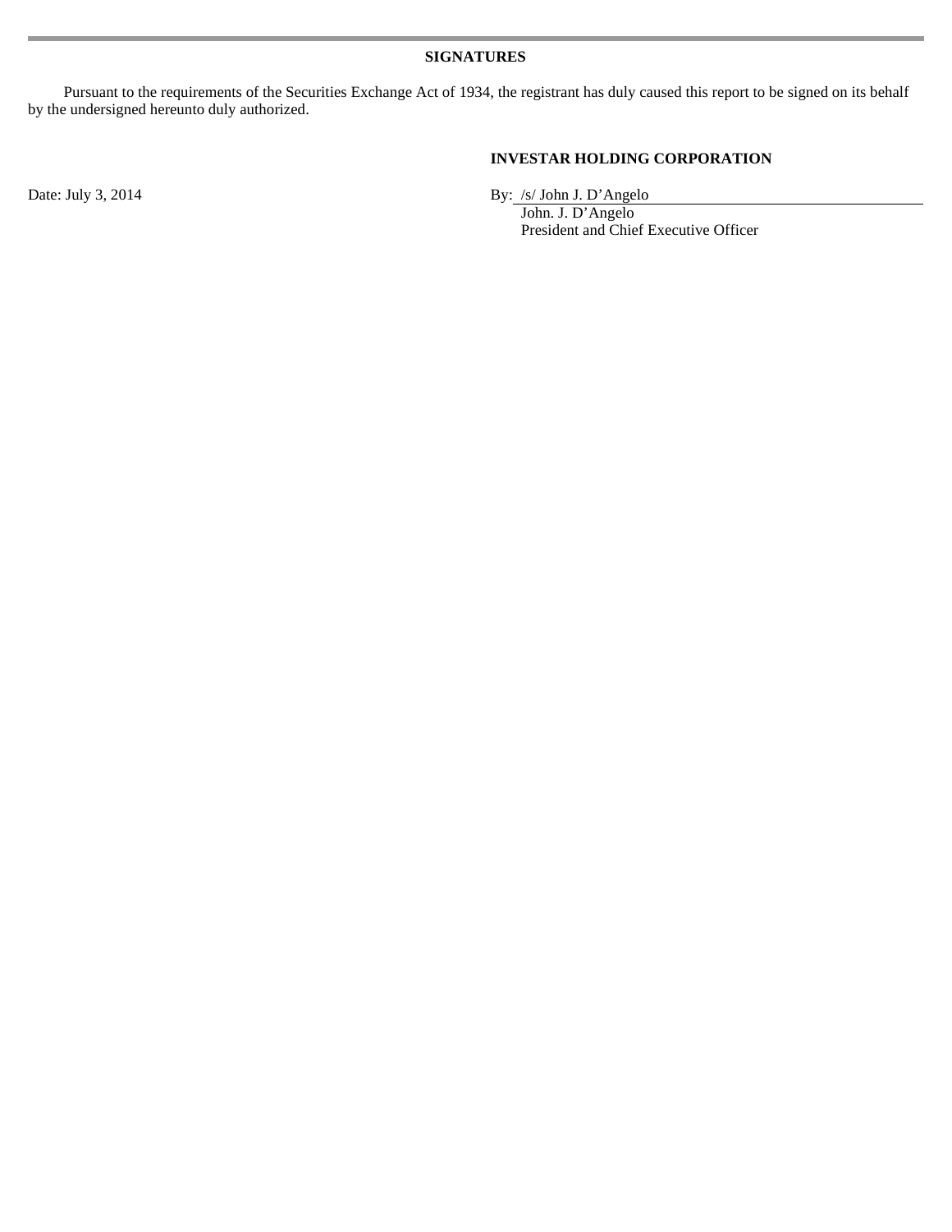**SIGNATURES**

Pursuant to the requirements of the Securities Exchange Act of 1934, the registrant has duly caused this report to be signed on its behalf by the undersigned hereunto duly authorized.

**INVESTAR HOLDING CORPORATION**

Date: July 3, 2014

By: /s/ John J. D'Angelo
John. J. D'Angelo
President and Chief Executive Officer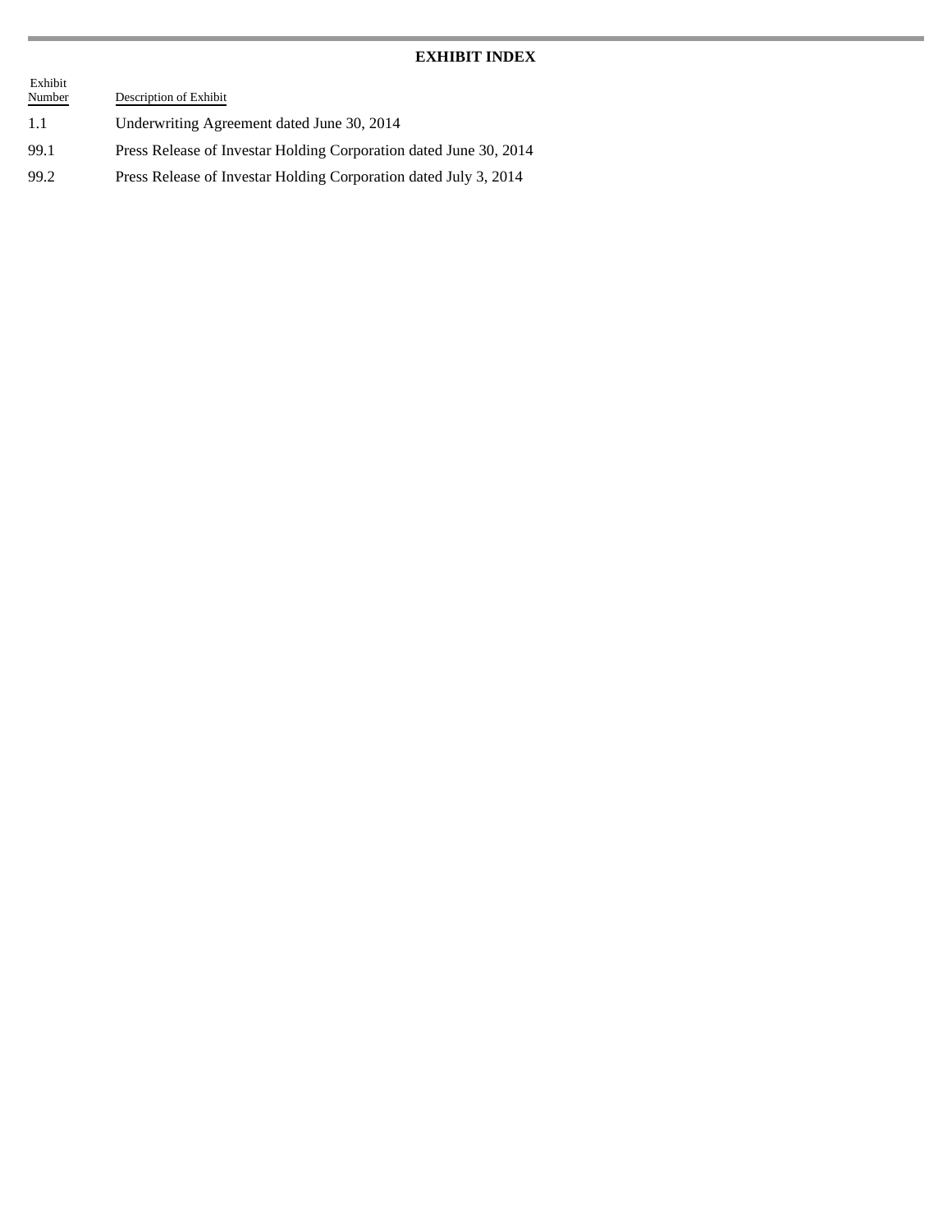**EXHIBIT INDEX**

| Exhibit Number | Description of Exhibit |
| --- | --- |
| 1.1 | Underwriting Agreement dated June 30, 2014 |
| 99.1 | Press Release of Investar Holding Corporation dated June 30, 2014 |
| 99.2 | Press Release of Investar Holding Corporation dated July 3, 2014 |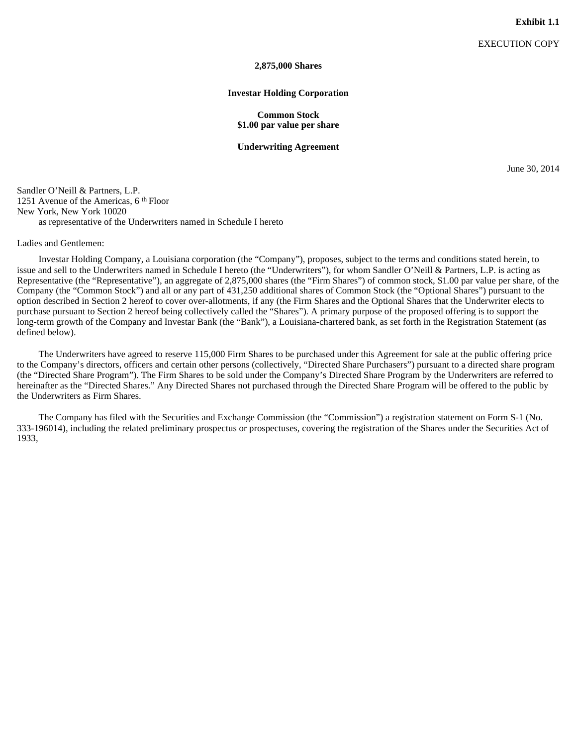**Exhibit 1.1**

EXECUTION COPY

**2,875,000 Shares**

**Investar Holding Corporation**

**Common Stock**
**$1.00 par value per share**

**Underwriting Agreement**

June 30, 2014

Sandler O'Neill & Partners, L.P.
1251 Avenue of the Americas, 6 th Floor
New York, New York 10020
as representative of the Underwriters named in Schedule I hereto

Ladies and Gentlemen:

Investar Holding Company, a Louisiana corporation (the "Company"), proposes, subject to the terms and conditions stated herein, to issue and sell to the Underwriters named in Schedule I hereto (the "Underwriters"), for whom Sandler O'Neill & Partners, L.P. is acting as Representative (the "Representative"), an aggregate of 2,875,000 shares (the "Firm Shares") of common stock, $1.00 par value per share, of the Company (the "Common Stock") and all or any part of 431,250 additional shares of Common Stock (the "Optional Shares") pursuant to the option described in Section 2 hereof to cover over-allotments, if any (the Firm Shares and the Optional Shares that the Underwriter elects to purchase pursuant to Section 2 hereof being collectively called the "Shares"). A primary purpose of the proposed offering is to support the long-term growth of the Company and Investar Bank (the "Bank"), a Louisiana-chartered bank, as set forth in the Registration Statement (as defined below).

The Underwriters have agreed to reserve 115,000 Firm Shares to be purchased under this Agreement for sale at the public offering price to the Company's directors, officers and certain other persons (collectively, "Directed Share Purchasers") pursuant to a directed share program (the "Directed Share Program"). The Firm Shares to be sold under the Company's Directed Share Program by the Underwriters are referred to hereinafter as the "Directed Shares." Any Directed Shares not purchased through the Directed Share Program will be offered to the public by the Underwriters as Firm Shares.

The Company has filed with the Securities and Exchange Commission (the "Commission") a registration statement on Form S-1 (No. 333-196014), including the related preliminary prospectus or prospectuses, covering the registration of the Shares under the Securities Act of 1933,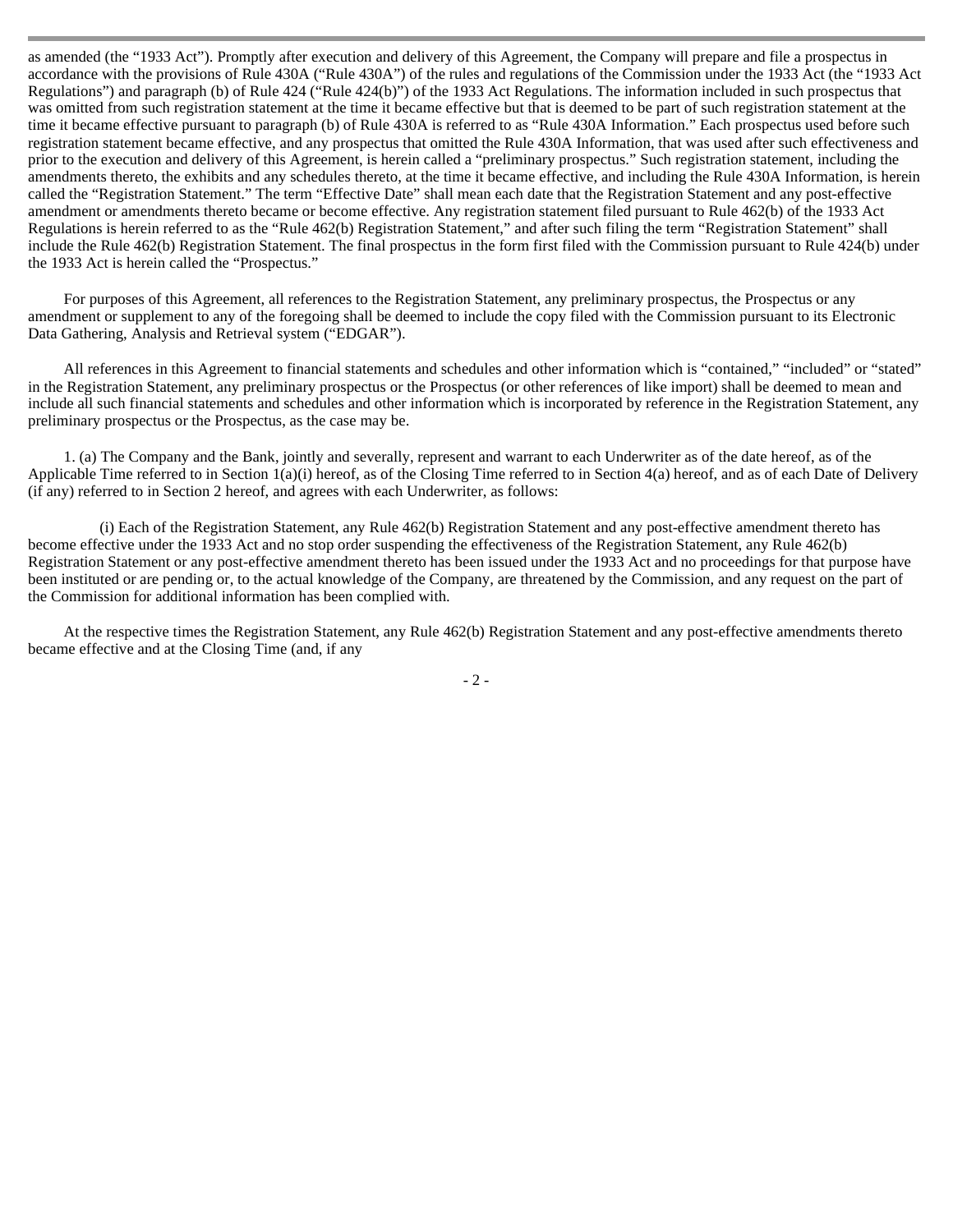as amended (the "1933 Act"). Promptly after execution and delivery of this Agreement, the Company will prepare and file a prospectus in accordance with the provisions of Rule 430A ("Rule 430A") of the rules and regulations of the Commission under the 1933 Act (the "1933 Act Regulations") and paragraph (b) of Rule 424 ("Rule 424(b)") of the 1933 Act Regulations. The information included in such prospectus that was omitted from such registration statement at the time it became effective but that is deemed to be part of such registration statement at the time it became effective pursuant to paragraph (b) of Rule 430A is referred to as "Rule 430A Information." Each prospectus used before such registration statement became effective, and any prospectus that omitted the Rule 430A Information, that was used after such effectiveness and prior to the execution and delivery of this Agreement, is herein called a "preliminary prospectus." Such registration statement, including the amendments thereto, the exhibits and any schedules thereto, at the time it became effective, and including the Rule 430A Information, is herein called the "Registration Statement." The term "Effective Date" shall mean each date that the Registration Statement and any post-effective amendment or amendments thereto became or become effective. Any registration statement filed pursuant to Rule 462(b) of the 1933 Act Regulations is herein referred to as the "Rule 462(b) Registration Statement," and after such filing the term "Registration Statement" shall include the Rule 462(b) Registration Statement. The final prospectus in the form first filed with the Commission pursuant to Rule 424(b) under the 1933 Act is herein called the "Prospectus."

For purposes of this Agreement, all references to the Registration Statement, any preliminary prospectus, the Prospectus or any amendment or supplement to any of the foregoing shall be deemed to include the copy filed with the Commission pursuant to its Electronic Data Gathering, Analysis and Retrieval system ("EDGAR").

All references in this Agreement to financial statements and schedules and other information which is "contained," "included" or "stated" in the Registration Statement, any preliminary prospectus or the Prospectus (or other references of like import) shall be deemed to mean and include all such financial statements and schedules and other information which is incorporated by reference in the Registration Statement, any preliminary prospectus or the Prospectus, as the case may be.

1. (a) The Company and the Bank, jointly and severally, represent and warrant to each Underwriter as of the date hereof, as of the Applicable Time referred to in Section 1(a)(i) hereof, as of the Closing Time referred to in Section 4(a) hereof, and as of each Date of Delivery (if any) referred to in Section 2 hereof, and agrees with each Underwriter, as follows:

(i) Each of the Registration Statement, any Rule 462(b) Registration Statement and any post-effective amendment thereto has become effective under the 1933 Act and no stop order suspending the effectiveness of the Registration Statement, any Rule 462(b) Registration Statement or any post-effective amendment thereto has been issued under the 1933 Act and no proceedings for that purpose have been instituted or are pending or, to the actual knowledge of the Company, are threatened by the Commission, and any request on the part of the Commission for additional information has been complied with.

At the respective times the Registration Statement, any Rule 462(b) Registration Statement and any post-effective amendments thereto became effective and at the Closing Time (and, if any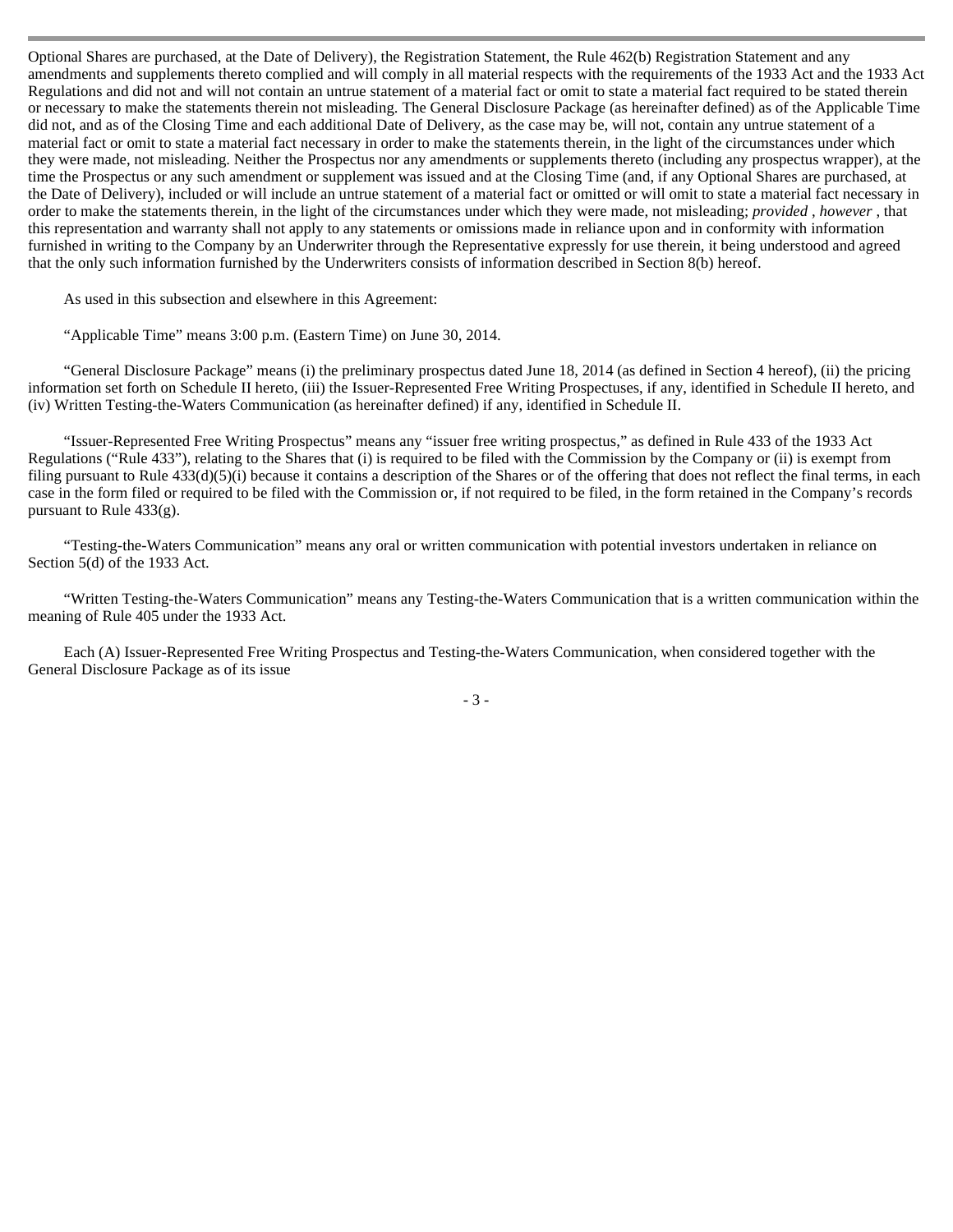Optional Shares are purchased, at the Date of Delivery), the Registration Statement, the Rule 462(b) Registration Statement and any amendments and supplements thereto complied and will comply in all material respects with the requirements of the 1933 Act and the 1933 Act Regulations and did not and will not contain an untrue statement of a material fact or omit to state a material fact required to be stated therein or necessary to make the statements therein not misleading. The General Disclosure Package (as hereinafter defined) as of the Applicable Time did not, and as of the Closing Time and each additional Date of Delivery, as the case may be, will not, contain any untrue statement of a material fact or omit to state a material fact necessary in order to make the statements therein, in the light of the circumstances under which they were made, not misleading. Neither the Prospectus nor any amendments or supplements thereto (including any prospectus wrapper), at the time the Prospectus or any such amendment or supplement was issued and at the Closing Time (and, if any Optional Shares are purchased, at the Date of Delivery), included or will include an untrue statement of a material fact or omitted or will omit to state a material fact necessary in order to make the statements therein, in the light of the circumstances under which they were made, not misleading; *provided* , *however* , that this representation and warranty shall not apply to any statements or omissions made in reliance upon and in conformity with information furnished in writing to the Company by an Underwriter through the Representative expressly for use therein, it being understood and agreed that the only such information furnished by the Underwriters consists of information described in Section 8(b) hereof.

As used in this subsection and elsewhere in this Agreement:

"Applicable Time" means 3:00 p.m. (Eastern Time) on June 30, 2014.

"General Disclosure Package" means (i) the preliminary prospectus dated June 18, 2014 (as defined in Section 4 hereof), (ii) the pricing information set forth on Schedule II hereto, (iii) the Issuer-Represented Free Writing Prospectuses, if any, identified in Schedule II hereto, and (iv) Written Testing-the-Waters Communication (as hereinafter defined) if any, identified in Schedule II.

"Issuer-Represented Free Writing Prospectus" means any "issuer free writing prospectus," as defined in Rule 433 of the 1933 Act Regulations ("Rule 433"), relating to the Shares that (i) is required to be filed with the Commission by the Company or (ii) is exempt from filing pursuant to Rule 433(d)(5)(i) because it contains a description of the Shares or of the offering that does not reflect the final terms, in each case in the form filed or required to be filed with the Commission or, if not required to be filed, in the form retained in the Company's records pursuant to Rule 433(g).

"Testing-the-Waters Communication" means any oral or written communication with potential investors undertaken in reliance on Section 5(d) of the 1933 Act.

"Written Testing-the-Waters Communication" means any Testing-the-Waters Communication that is a written communication within the meaning of Rule 405 under the 1933 Act.

Each (A) Issuer-Represented Free Writing Prospectus and Testing-the-Waters Communication, when considered together with the General Disclosure Package as of its issue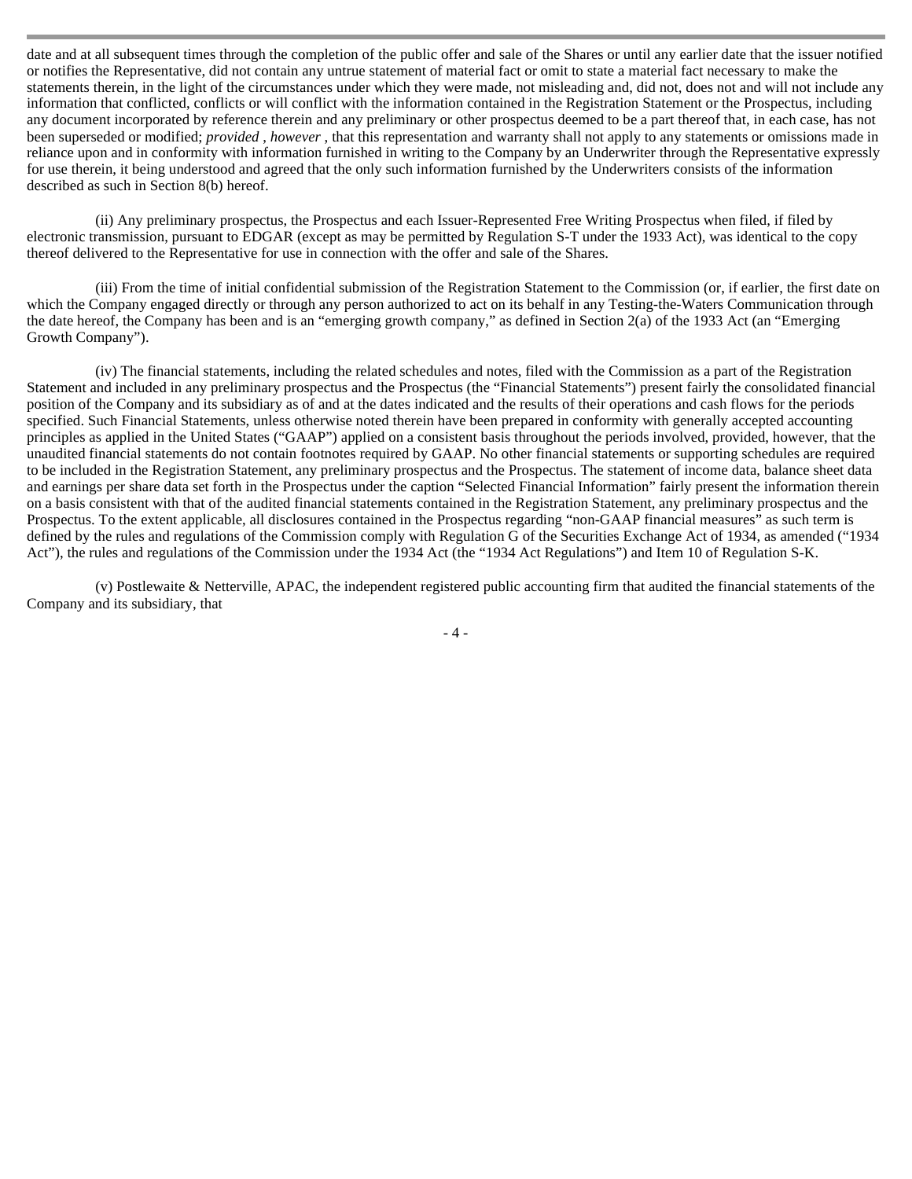date and at all subsequent times through the completion of the public offer and sale of the Shares or until any earlier date that the issuer notified or notifies the Representative, did not contain any untrue statement of material fact or omit to state a material fact necessary to make the statements therein, in the light of the circumstances under which they were made, not misleading and, did not, does not and will not include any information that conflicted, conflicts or will conflict with the information contained in the Registration Statement or the Prospectus, including any document incorporated by reference therein and any preliminary or other prospectus deemed to be a part thereof that, in each case, has not been superseded or modified; *provided , however* , that this representation and warranty shall not apply to any statements or omissions made in reliance upon and in conformity with information furnished in writing to the Company by an Underwriter through the Representative expressly for use therein, it being understood and agreed that the only such information furnished by the Underwriters consists of the information described as such in Section 8(b) hereof.

(ii) Any preliminary prospectus, the Prospectus and each Issuer-Represented Free Writing Prospectus when filed, if filed by electronic transmission, pursuant to EDGAR (except as may be permitted by Regulation S-T under the 1933 Act), was identical to the copy thereof delivered to the Representative for use in connection with the offer and sale of the Shares.

(iii) From the time of initial confidential submission of the Registration Statement to the Commission (or, if earlier, the first date on which the Company engaged directly or through any person authorized to act on its behalf in any Testing-the-Waters Communication through the date hereof, the Company has been and is an "emerging growth company," as defined in Section 2(a) of the 1933 Act (an "Emerging Growth Company").

(iv) The financial statements, including the related schedules and notes, filed with the Commission as a part of the Registration Statement and included in any preliminary prospectus and the Prospectus (the "Financial Statements") present fairly the consolidated financial position of the Company and its subsidiary as of and at the dates indicated and the results of their operations and cash flows for the periods specified. Such Financial Statements, unless otherwise noted therein have been prepared in conformity with generally accepted accounting principles as applied in the United States ("GAAP") applied on a consistent basis throughout the periods involved, provided, however, that the unaudited financial statements do not contain footnotes required by GAAP. No other financial statements or supporting schedules are required to be included in the Registration Statement, any preliminary prospectus and the Prospectus. The statement of income data, balance sheet data and earnings per share data set forth in the Prospectus under the caption "Selected Financial Information" fairly present the information therein on a basis consistent with that of the audited financial statements contained in the Registration Statement, any preliminary prospectus and the Prospectus. To the extent applicable, all disclosures contained in the Prospectus regarding "non-GAAP financial measures" as such term is defined by the rules and regulations of the Commission comply with Regulation G of the Securities Exchange Act of 1934, as amended ("1934 Act"), the rules and regulations of the Commission under the 1934 Act (the "1934 Act Regulations") and Item 10 of Regulation S-K.

(v) Postlewaite & Netterville, APAC, the independent registered public accounting firm that audited the financial statements of the Company and its subsidiary, that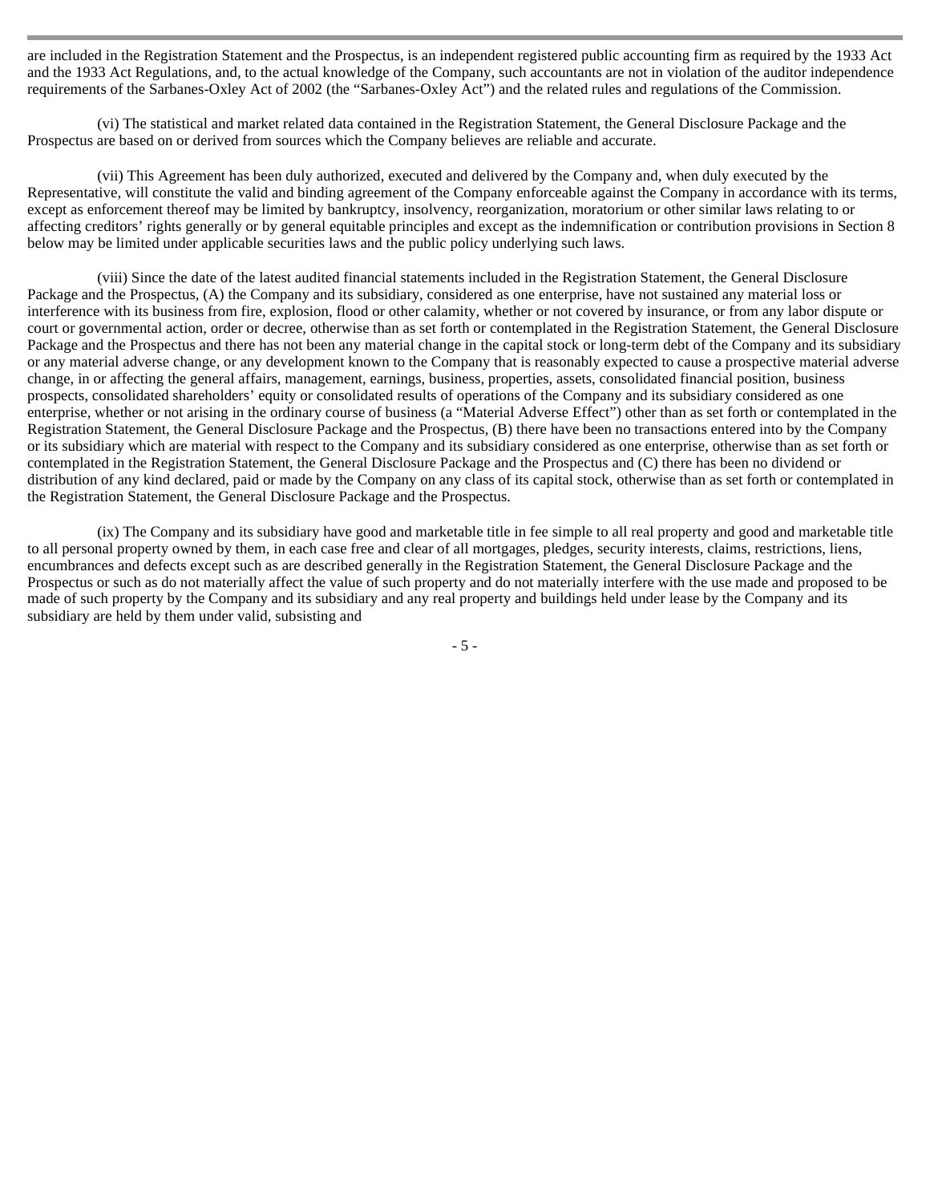are included in the Registration Statement and the Prospectus, is an independent registered public accounting firm as required by the 1933 Act and the 1933 Act Regulations, and, to the actual knowledge of the Company, such accountants are not in violation of the auditor independence requirements of the Sarbanes-Oxley Act of 2002 (the "Sarbanes-Oxley Act") and the related rules and regulations of the Commission.

(vi) The statistical and market related data contained in the Registration Statement, the General Disclosure Package and the Prospectus are based on or derived from sources which the Company believes are reliable and accurate.

(vii) This Agreement has been duly authorized, executed and delivered by the Company and, when duly executed by the Representative, will constitute the valid and binding agreement of the Company enforceable against the Company in accordance with its terms, except as enforcement thereof may be limited by bankruptcy, insolvency, reorganization, moratorium or other similar laws relating to or affecting creditors' rights generally or by general equitable principles and except as the indemnification or contribution provisions in Section 8 below may be limited under applicable securities laws and the public policy underlying such laws.

(viii) Since the date of the latest audited financial statements included in the Registration Statement, the General Disclosure Package and the Prospectus, (A) the Company and its subsidiary, considered as one enterprise, have not sustained any material loss or interference with its business from fire, explosion, flood or other calamity, whether or not covered by insurance, or from any labor dispute or court or governmental action, order or decree, otherwise than as set forth or contemplated in the Registration Statement, the General Disclosure Package and the Prospectus and there has not been any material change in the capital stock or long-term debt of the Company and its subsidiary or any material adverse change, or any development known to the Company that is reasonably expected to cause a prospective material adverse change, in or affecting the general affairs, management, earnings, business, properties, assets, consolidated financial position, business prospects, consolidated shareholders' equity or consolidated results of operations of the Company and its subsidiary considered as one enterprise, whether or not arising in the ordinary course of business (a "Material Adverse Effect") other than as set forth or contemplated in the Registration Statement, the General Disclosure Package and the Prospectus, (B) there have been no transactions entered into by the Company or its subsidiary which are material with respect to the Company and its subsidiary considered as one enterprise, otherwise than as set forth or contemplated in the Registration Statement, the General Disclosure Package and the Prospectus and (C) there has been no dividend or distribution of any kind declared, paid or made by the Company on any class of its capital stock, otherwise than as set forth or contemplated in the Registration Statement, the General Disclosure Package and the Prospectus.

(ix) The Company and its subsidiary have good and marketable title in fee simple to all real property and good and marketable title to all personal property owned by them, in each case free and clear of all mortgages, pledges, security interests, claims, restrictions, liens, encumbrances and defects except such as are described generally in the Registration Statement, the General Disclosure Package and the Prospectus or such as do not materially affect the value of such property and do not materially interfere with the use made and proposed to be made of such property by the Company and its subsidiary and any real property and buildings held under lease by the Company and its subsidiary are held by them under valid, subsisting and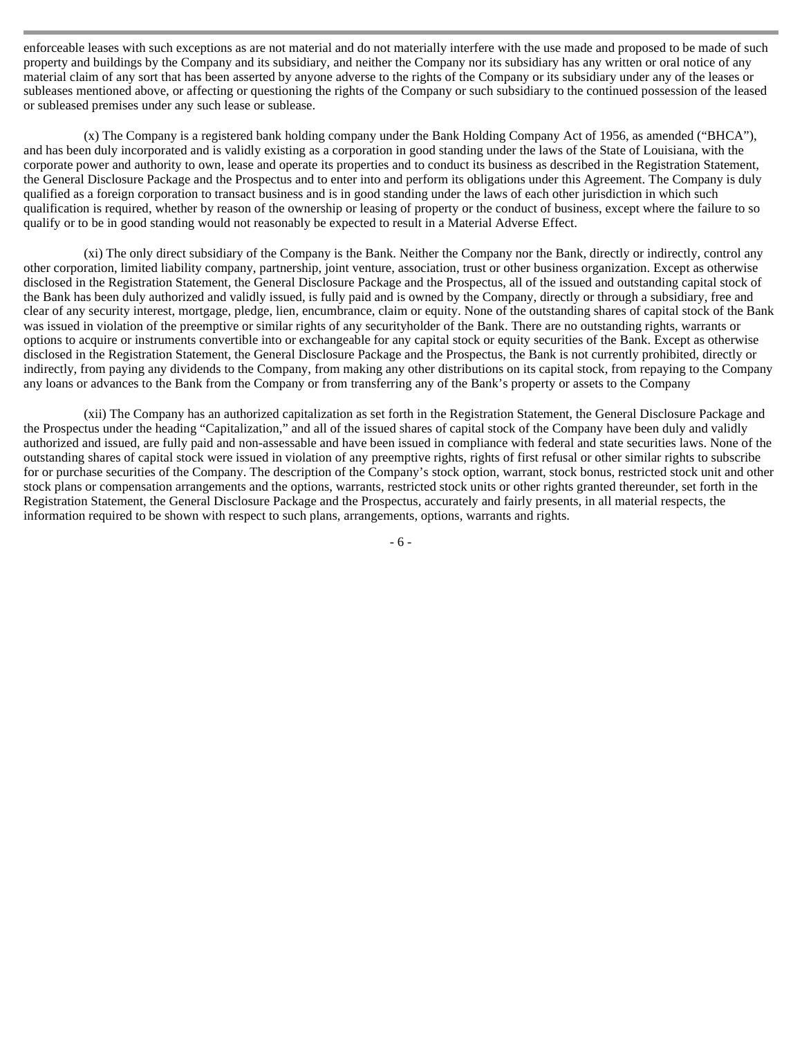enforceable leases with such exceptions as are not material and do not materially interfere with the use made and proposed to be made of such property and buildings by the Company and its subsidiary, and neither the Company nor its subsidiary has any written or oral notice of any material claim of any sort that has been asserted by anyone adverse to the rights of the Company or its subsidiary under any of the leases or subleases mentioned above, or affecting or questioning the rights of the Company or such subsidiary to the continued possession of the leased or subleased premises under any such lease or sublease.

(x) The Company is a registered bank holding company under the Bank Holding Company Act of 1956, as amended ("BHCA"), and has been duly incorporated and is validly existing as a corporation in good standing under the laws of the State of Louisiana, with the corporate power and authority to own, lease and operate its properties and to conduct its business as described in the Registration Statement, the General Disclosure Package and the Prospectus and to enter into and perform its obligations under this Agreement. The Company is duly qualified as a foreign corporation to transact business and is in good standing under the laws of each other jurisdiction in which such qualification is required, whether by reason of the ownership or leasing of property or the conduct of business, except where the failure to so qualify or to be in good standing would not reasonably be expected to result in a Material Adverse Effect.

(xi) The only direct subsidiary of the Company is the Bank. Neither the Company nor the Bank, directly or indirectly, control any other corporation, limited liability company, partnership, joint venture, association, trust or other business organization. Except as otherwise disclosed in the Registration Statement, the General Disclosure Package and the Prospectus, all of the issued and outstanding capital stock of the Bank has been duly authorized and validly issued, is fully paid and is owned by the Company, directly or through a subsidiary, free and clear of any security interest, mortgage, pledge, lien, encumbrance, claim or equity. None of the outstanding shares of capital stock of the Bank was issued in violation of the preemptive or similar rights of any securityholder of the Bank. There are no outstanding rights, warrants or options to acquire or instruments convertible into or exchangeable for any capital stock or equity securities of the Bank. Except as otherwise disclosed in the Registration Statement, the General Disclosure Package and the Prospectus, the Bank is not currently prohibited, directly or indirectly, from paying any dividends to the Company, from making any other distributions on its capital stock, from repaying to the Company any loans or advances to the Bank from the Company or from transferring any of the Bank's property or assets to the Company

(xii) The Company has an authorized capitalization as set forth in the Registration Statement, the General Disclosure Package and the Prospectus under the heading "Capitalization," and all of the issued shares of capital stock of the Company have been duly and validly authorized and issued, are fully paid and non-assessable and have been issued in compliance with federal and state securities laws. None of the outstanding shares of capital stock were issued in violation of any preemptive rights, rights of first refusal or other similar rights to subscribe for or purchase securities of the Company. The description of the Company's stock option, warrant, stock bonus, restricted stock unit and other stock plans or compensation arrangements and the options, warrants, restricted stock units or other rights granted thereunder, set forth in the Registration Statement, the General Disclosure Package and the Prospectus, accurately and fairly presents, in all material respects, the information required to be shown with respect to such plans, arrangements, options, warrants and rights.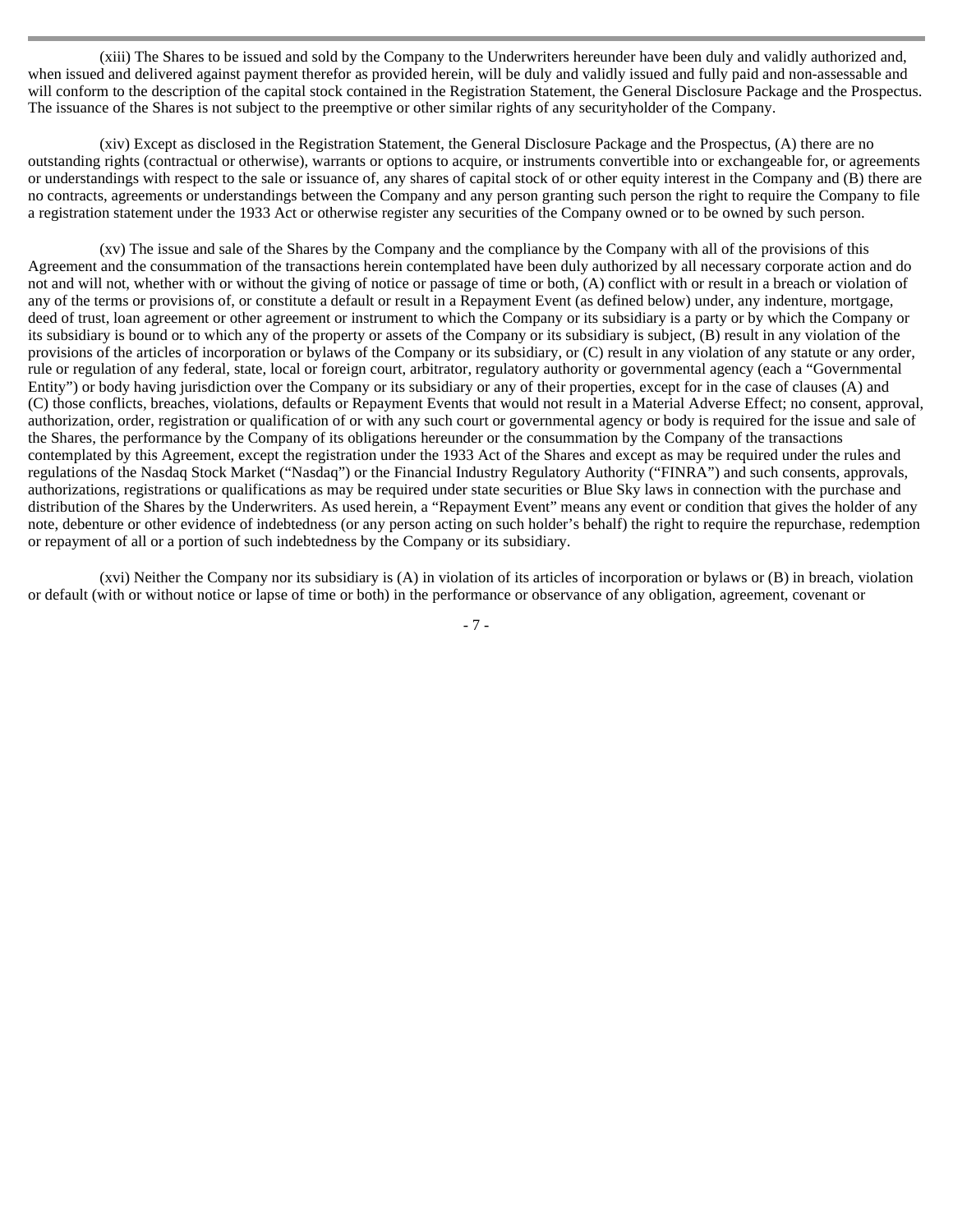(xiii) The Shares to be issued and sold by the Company to the Underwriters hereunder have been duly and validly authorized and, when issued and delivered against payment therefor as provided herein, will be duly and validly issued and fully paid and non-assessable and will conform to the description of the capital stock contained in the Registration Statement, the General Disclosure Package and the Prospectus. The issuance of the Shares is not subject to the preemptive or other similar rights of any securityholder of the Company.

(xiv) Except as disclosed in the Registration Statement, the General Disclosure Package and the Prospectus, (A) there are no outstanding rights (contractual or otherwise), warrants or options to acquire, or instruments convertible into or exchangeable for, or agreements or understandings with respect to the sale or issuance of, any shares of capital stock of or other equity interest in the Company and (B) there are no contracts, agreements or understandings between the Company and any person granting such person the right to require the Company to file a registration statement under the 1933 Act or otherwise register any securities of the Company owned or to be owned by such person.

(xv) The issue and sale of the Shares by the Company and the compliance by the Company with all of the provisions of this Agreement and the consummation of the transactions herein contemplated have been duly authorized by all necessary corporate action and do not and will not, whether with or without the giving of notice or passage of time or both, (A) conflict with or result in a breach or violation of any of the terms or provisions of, or constitute a default or result in a Repayment Event (as defined below) under, any indenture, mortgage, deed of trust, loan agreement or other agreement or instrument to which the Company or its subsidiary is a party or by which the Company or its subsidiary is bound or to which any of the property or assets of the Company or its subsidiary is subject, (B) result in any violation of the provisions of the articles of incorporation or bylaws of the Company or its subsidiary, or (C) result in any violation of any statute or any order, rule or regulation of any federal, state, local or foreign court, arbitrator, regulatory authority or governmental agency (each a "Governmental Entity") or body having jurisdiction over the Company or its subsidiary or any of their properties, except for in the case of clauses (A) and (C) those conflicts, breaches, violations, defaults or Repayment Events that would not result in a Material Adverse Effect; no consent, approval, authorization, order, registration or qualification of or with any such court or governmental agency or body is required for the issue and sale of the Shares, the performance by the Company of its obligations hereunder or the consummation by the Company of the transactions contemplated by this Agreement, except the registration under the 1933 Act of the Shares and except as may be required under the rules and regulations of the Nasdaq Stock Market ("Nasdaq") or the Financial Industry Regulatory Authority ("FINRA") and such consents, approvals, authorizations, registrations or qualifications as may be required under state securities or Blue Sky laws in connection with the purchase and distribution of the Shares by the Underwriters. As used herein, a "Repayment Event" means any event or condition that gives the holder of any note, debenture or other evidence of indebtedness (or any person acting on such holder's behalf) the right to require the repurchase, redemption or repayment of all or a portion of such indebtedness by the Company or its subsidiary.

(xvi) Neither the Company nor its subsidiary is (A) in violation of its articles of incorporation or bylaws or (B) in breach, violation or default (with or without notice or lapse of time or both) in the performance or observance of any obligation, agreement, covenant or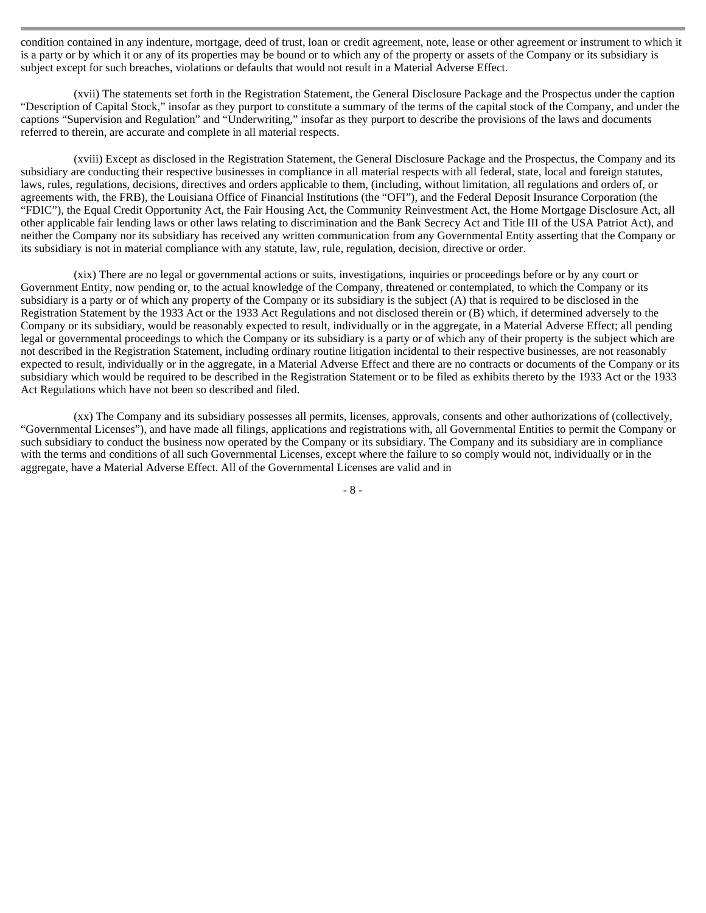condition contained in any indenture, mortgage, deed of trust, loan or credit agreement, note, lease or other agreement or instrument to which it is a party or by which it or any of its properties may be bound or to which any of the property or assets of the Company or its subsidiary is subject except for such breaches, violations or defaults that would not result in a Material Adverse Effect.

(xvii) The statements set forth in the Registration Statement, the General Disclosure Package and the Prospectus under the caption "Description of Capital Stock," insofar as they purport to constitute a summary of the terms of the capital stock of the Company, and under the captions "Supervision and Regulation" and "Underwriting," insofar as they purport to describe the provisions of the laws and documents referred to therein, are accurate and complete in all material respects.

(xviii) Except as disclosed in the Registration Statement, the General Disclosure Package and the Prospectus, the Company and its subsidiary are conducting their respective businesses in compliance in all material respects with all federal, state, local and foreign statutes, laws, rules, regulations, decisions, directives and orders applicable to them, (including, without limitation, all regulations and orders of, or agreements with, the FRB), the Louisiana Office of Financial Institutions (the "OFI"), and the Federal Deposit Insurance Corporation (the "FDIC"), the Equal Credit Opportunity Act, the Fair Housing Act, the Community Reinvestment Act, the Home Mortgage Disclosure Act, all other applicable fair lending laws or other laws relating to discrimination and the Bank Secrecy Act and Title III of the USA Patriot Act), and neither the Company nor its subsidiary has received any written communication from any Governmental Entity asserting that the Company or its subsidiary is not in material compliance with any statute, law, rule, regulation, decision, directive or order.

(xix) There are no legal or governmental actions or suits, investigations, inquiries or proceedings before or by any court or Government Entity, now pending or, to the actual knowledge of the Company, threatened or contemplated, to which the Company or its subsidiary is a party or of which any property of the Company or its subsidiary is the subject (A) that is required to be disclosed in the Registration Statement by the 1933 Act or the 1933 Act Regulations and not disclosed therein or (B) which, if determined adversely to the Company or its subsidiary, would be reasonably expected to result, individually or in the aggregate, in a Material Adverse Effect; all pending legal or governmental proceedings to which the Company or its subsidiary is a party or of which any of their property is the subject which are not described in the Registration Statement, including ordinary routine litigation incidental to their respective businesses, are not reasonably expected to result, individually or in the aggregate, in a Material Adverse Effect and there are no contracts or documents of the Company or its subsidiary which would be required to be described in the Registration Statement or to be filed as exhibits thereto by the 1933 Act or the 1933 Act Regulations which have not been so described and filed.

(xx) The Company and its subsidiary possesses all permits, licenses, approvals, consents and other authorizations of (collectively, "Governmental Licenses"), and have made all filings, applications and registrations with, all Governmental Entities to permit the Company or such subsidiary to conduct the business now operated by the Company or its subsidiary. The Company and its subsidiary are in compliance with the terms and conditions of all such Governmental Licenses, except where the failure to so comply would not, individually or in the aggregate, have a Material Adverse Effect. All of the Governmental Licenses are valid and in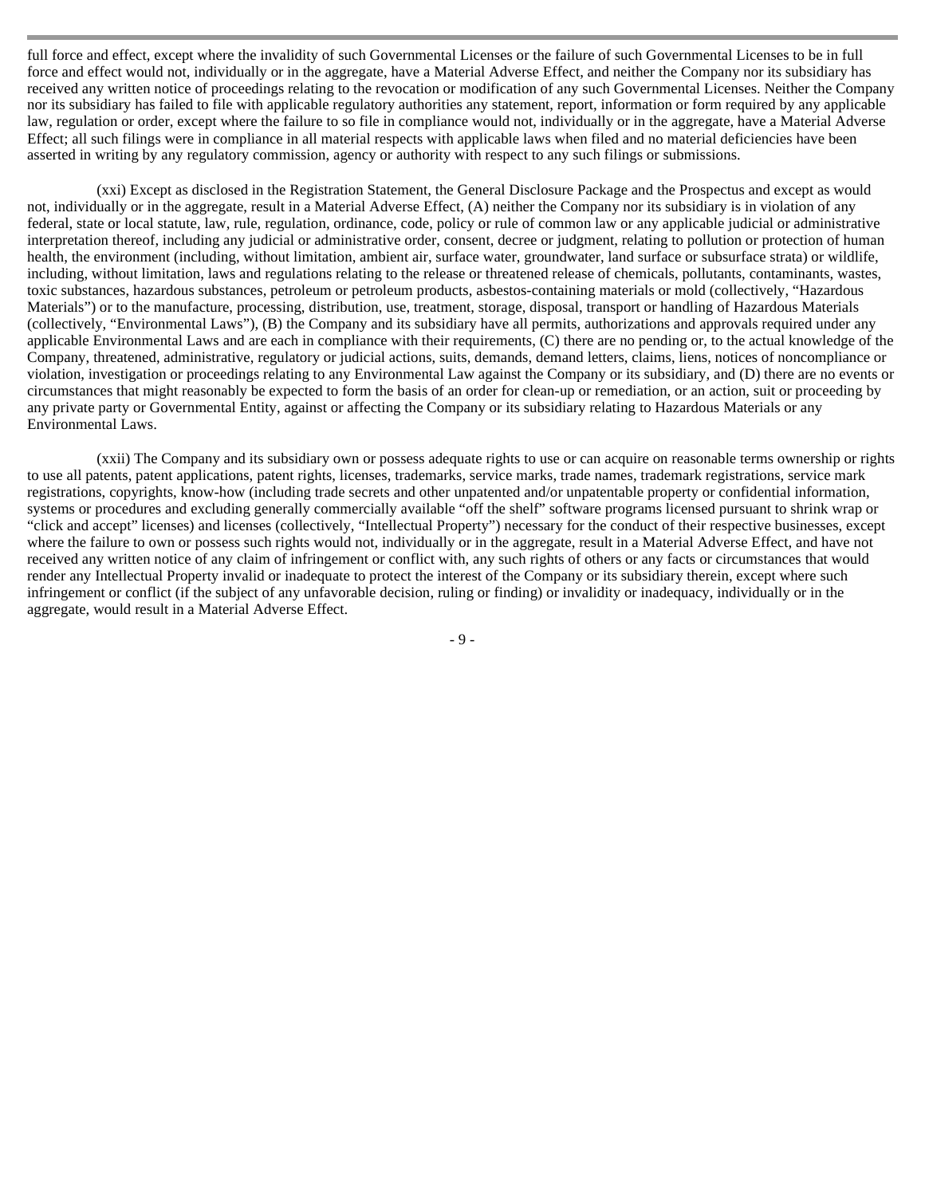full force and effect, except where the invalidity of such Governmental Licenses or the failure of such Governmental Licenses to be in full force and effect would not, individually or in the aggregate, have a Material Adverse Effect, and neither the Company nor its subsidiary has received any written notice of proceedings relating to the revocation or modification of any such Governmental Licenses. Neither the Company nor its subsidiary has failed to file with applicable regulatory authorities any statement, report, information or form required by any applicable law, regulation or order, except where the failure to so file in compliance would not, individually or in the aggregate, have a Material Adverse Effect; all such filings were in compliance in all material respects with applicable laws when filed and no material deficiencies have been asserted in writing by any regulatory commission, agency or authority with respect to any such filings or submissions.

(xxi) Except as disclosed in the Registration Statement, the General Disclosure Package and the Prospectus and except as would not, individually or in the aggregate, result in a Material Adverse Effect, (A) neither the Company nor its subsidiary is in violation of any federal, state or local statute, law, rule, regulation, ordinance, code, policy or rule of common law or any applicable judicial or administrative interpretation thereof, including any judicial or administrative order, consent, decree or judgment, relating to pollution or protection of human health, the environment (including, without limitation, ambient air, surface water, groundwater, land surface or subsurface strata) or wildlife, including, without limitation, laws and regulations relating to the release or threatened release of chemicals, pollutants, contaminants, wastes, toxic substances, hazardous substances, petroleum or petroleum products, asbestos-containing materials or mold (collectively, "Hazardous Materials") or to the manufacture, processing, distribution, use, treatment, storage, disposal, transport or handling of Hazardous Materials (collectively, "Environmental Laws"), (B) the Company and its subsidiary have all permits, authorizations and approvals required under any applicable Environmental Laws and are each in compliance with their requirements, (C) there are no pending or, to the actual knowledge of the Company, threatened, administrative, regulatory or judicial actions, suits, demands, demand letters, claims, liens, notices of noncompliance or violation, investigation or proceedings relating to any Environmental Law against the Company or its subsidiary, and (D) there are no events or circumstances that might reasonably be expected to form the basis of an order for clean-up or remediation, or an action, suit or proceeding by any private party or Governmental Entity, against or affecting the Company or its subsidiary relating to Hazardous Materials or any Environmental Laws.

(xxii) The Company and its subsidiary own or possess adequate rights to use or can acquire on reasonable terms ownership or rights to use all patents, patent applications, patent rights, licenses, trademarks, service marks, trade names, trademark registrations, service mark registrations, copyrights, know-how (including trade secrets and other unpatented and/or unpatentable property or confidential information, systems or procedures and excluding generally commercially available "off the shelf" software programs licensed pursuant to shrink wrap or "click and accept" licenses) and licenses (collectively, "Intellectual Property") necessary for the conduct of their respective businesses, except where the failure to own or possess such rights would not, individually or in the aggregate, result in a Material Adverse Effect, and have not received any written notice of any claim of infringement or conflict with, any such rights of others or any facts or circumstances that would render any Intellectual Property invalid or inadequate to protect the interest of the Company or its subsidiary therein, except where such infringement or conflict (if the subject of any unfavorable decision, ruling or finding) or invalidity or inadequacy, individually or in the aggregate, would result in a Material Adverse Effect.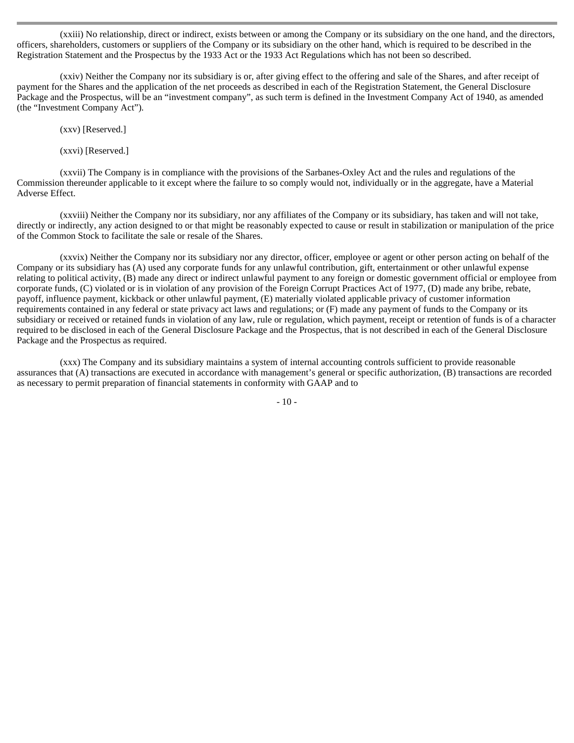(xxiii) No relationship, direct or indirect, exists between or among the Company or its subsidiary on the one hand, and the directors, officers, shareholders, customers or suppliers of the Company or its subsidiary on the other hand, which is required to be described in the Registration Statement and the Prospectus by the 1933 Act or the 1933 Act Regulations which has not been so described.

(xxiv) Neither the Company nor its subsidiary is or, after giving effect to the offering and sale of the Shares, and after receipt of payment for the Shares and the application of the net proceeds as described in each of the Registration Statement, the General Disclosure Package and the Prospectus, will be an "investment company", as such term is defined in the Investment Company Act of 1940, as amended (the "Investment Company Act").

(xxv) [Reserved.]

(xxvi) [Reserved.]

(xxvii) The Company is in compliance with the provisions of the Sarbanes-Oxley Act and the rules and regulations of the Commission thereunder applicable to it except where the failure to so comply would not, individually or in the aggregate, have a Material Adverse Effect.

(xxviii) Neither the Company nor its subsidiary, nor any affiliates of the Company or its subsidiary, has taken and will not take, directly or indirectly, any action designed to or that might be reasonably expected to cause or result in stabilization or manipulation of the price of the Common Stock to facilitate the sale or resale of the Shares.

(xxvix) Neither the Company nor its subsidiary nor any director, officer, employee or agent or other person acting on behalf of the Company or its subsidiary has (A) used any corporate funds for any unlawful contribution, gift, entertainment or other unlawful expense relating to political activity, (B) made any direct or indirect unlawful payment to any foreign or domestic government official or employee from corporate funds, (C) violated or is in violation of any provision of the Foreign Corrupt Practices Act of 1977, (D) made any bribe, rebate, payoff, influence payment, kickback or other unlawful payment, (E) materially violated applicable privacy of customer information requirements contained in any federal or state privacy act laws and regulations; or (F) made any payment of funds to the Company or its subsidiary or received or retained funds in violation of any law, rule or regulation, which payment, receipt or retention of funds is of a character required to be disclosed in each of the General Disclosure Package and the Prospectus, that is not described in each of the General Disclosure Package and the Prospectus as required.

(xxx) The Company and its subsidiary maintains a system of internal accounting controls sufficient to provide reasonable assurances that (A) transactions are executed in accordance with management's general or specific authorization, (B) transactions are recorded as necessary to permit preparation of financial statements in conformity with GAAP and to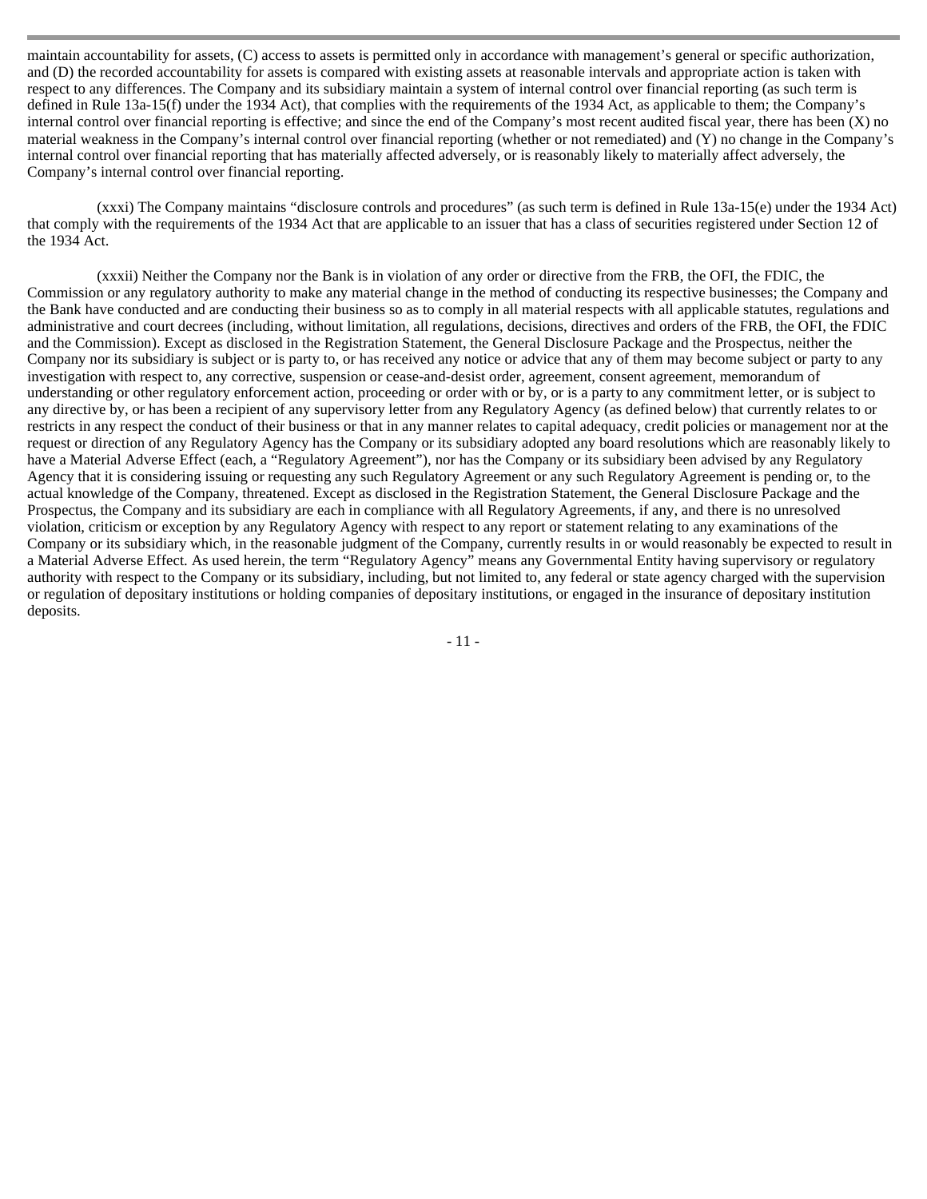maintain accountability for assets, (C) access to assets is permitted only in accordance with management's general or specific authorization, and (D) the recorded accountability for assets is compared with existing assets at reasonable intervals and appropriate action is taken with respect to any differences. The Company and its subsidiary maintain a system of internal control over financial reporting (as such term is defined in Rule 13a-15(f) under the 1934 Act), that complies with the requirements of the 1934 Act, as applicable to them; the Company's internal control over financial reporting is effective; and since the end of the Company's most recent audited fiscal year, there has been (X) no material weakness in the Company's internal control over financial reporting (whether or not remediated) and (Y) no change in the Company's internal control over financial reporting that has materially affected adversely, or is reasonably likely to materially affect adversely, the Company's internal control over financial reporting.

(xxxi) The Company maintains "disclosure controls and procedures" (as such term is defined in Rule 13a-15(e) under the 1934 Act) that comply with the requirements of the 1934 Act that are applicable to an issuer that has a class of securities registered under Section 12 of the 1934 Act.

(xxxii) Neither the Company nor the Bank is in violation of any order or directive from the FRB, the OFI, the FDIC, the Commission or any regulatory authority to make any material change in the method of conducting its respective businesses; the Company and the Bank have conducted and are conducting their business so as to comply in all material respects with all applicable statutes, regulations and administrative and court decrees (including, without limitation, all regulations, decisions, directives and orders of the FRB, the OFI, the FDIC and the Commission). Except as disclosed in the Registration Statement, the General Disclosure Package and the Prospectus, neither the Company nor its subsidiary is subject or is party to, or has received any notice or advice that any of them may become subject or party to any investigation with respect to, any corrective, suspension or cease-and-desist order, agreement, consent agreement, memorandum of understanding or other regulatory enforcement action, proceeding or order with or by, or is a party to any commitment letter, or is subject to any directive by, or has been a recipient of any supervisory letter from any Regulatory Agency (as defined below) that currently relates to or restricts in any respect the conduct of their business or that in any manner relates to capital adequacy, credit policies or management nor at the request or direction of any Regulatory Agency has the Company or its subsidiary adopted any board resolutions which are reasonably likely to have a Material Adverse Effect (each, a "Regulatory Agreement"), nor has the Company or its subsidiary been advised by any Regulatory Agency that it is considering issuing or requesting any such Regulatory Agreement or any such Regulatory Agreement is pending or, to the actual knowledge of the Company, threatened. Except as disclosed in the Registration Statement, the General Disclosure Package and the Prospectus, the Company and its subsidiary are each in compliance with all Regulatory Agreements, if any, and there is no unresolved violation, criticism or exception by any Regulatory Agency with respect to any report or statement relating to any examinations of the Company or its subsidiary which, in the reasonable judgment of the Company, currently results in or would reasonably be expected to result in a Material Adverse Effect. As used herein, the term "Regulatory Agency" means any Governmental Entity having supervisory or regulatory authority with respect to the Company or its subsidiary, including, but not limited to, any federal or state agency charged with the supervision or regulation of depositary institutions or holding companies of depositary institutions, or engaged in the insurance of depositary institution deposits.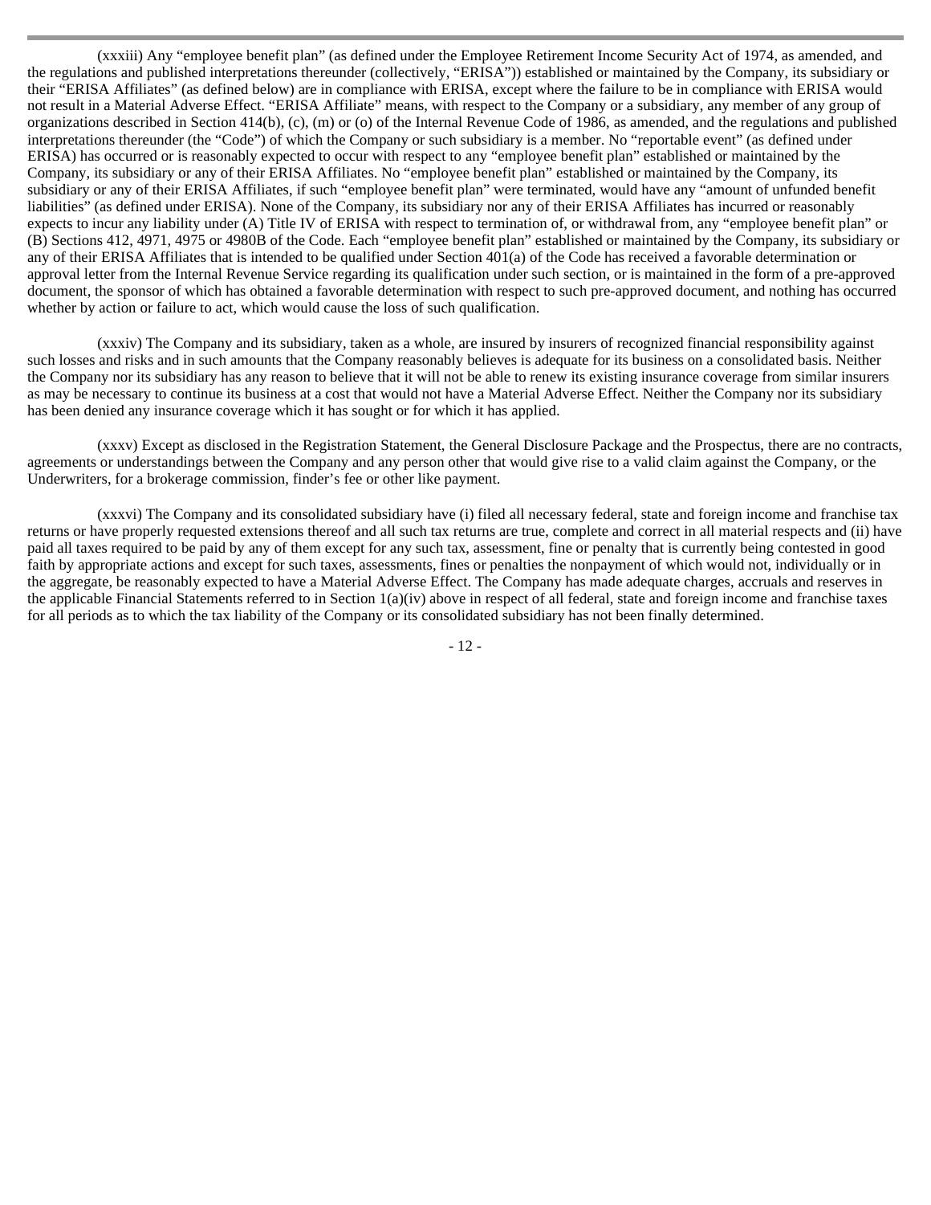(xxxiii) Any "employee benefit plan" (as defined under the Employee Retirement Income Security Act of 1974, as amended, and the regulations and published interpretations thereunder (collectively, "ERISA")) established or maintained by the Company, its subsidiary or their "ERISA Affiliates" (as defined below) are in compliance with ERISA, except where the failure to be in compliance with ERISA would not result in a Material Adverse Effect. "ERISA Affiliate" means, with respect to the Company or a subsidiary, any member of any group of organizations described in Section 414(b), (c), (m) or (o) of the Internal Revenue Code of 1986, as amended, and the regulations and published interpretations thereunder (the "Code") of which the Company or such subsidiary is a member. No "reportable event" (as defined under ERISA) has occurred or is reasonably expected to occur with respect to any "employee benefit plan" established or maintained by the Company, its subsidiary or any of their ERISA Affiliates. No "employee benefit plan" established or maintained by the Company, its subsidiary or any of their ERISA Affiliates, if such "employee benefit plan" were terminated, would have any "amount of unfunded benefit liabilities" (as defined under ERISA). None of the Company, its subsidiary nor any of their ERISA Affiliates has incurred or reasonably expects to incur any liability under (A) Title IV of ERISA with respect to termination of, or withdrawal from, any "employee benefit plan" or (B) Sections 412, 4971, 4975 or 4980B of the Code. Each "employee benefit plan" established or maintained by the Company, its subsidiary or any of their ERISA Affiliates that is intended to be qualified under Section 401(a) of the Code has received a favorable determination or approval letter from the Internal Revenue Service regarding its qualification under such section, or is maintained in the form of a pre-approved document, the sponsor of which has obtained a favorable determination with respect to such pre-approved document, and nothing has occurred whether by action or failure to act, which would cause the loss of such qualification.

(xxxiv) The Company and its subsidiary, taken as a whole, are insured by insurers of recognized financial responsibility against such losses and risks and in such amounts that the Company reasonably believes is adequate for its business on a consolidated basis. Neither the Company nor its subsidiary has any reason to believe that it will not be able to renew its existing insurance coverage from similar insurers as may be necessary to continue its business at a cost that would not have a Material Adverse Effect. Neither the Company nor its subsidiary has been denied any insurance coverage which it has sought or for which it has applied.

(xxxv) Except as disclosed in the Registration Statement, the General Disclosure Package and the Prospectus, there are no contracts, agreements or understandings between the Company and any person other that would give rise to a valid claim against the Company, or the Underwriters, for a brokerage commission, finder's fee or other like payment.

(xxxvi) The Company and its consolidated subsidiary have (i) filed all necessary federal, state and foreign income and franchise tax returns or have properly requested extensions thereof and all such tax returns are true, complete and correct in all material respects and (ii) have paid all taxes required to be paid by any of them except for any such tax, assessment, fine or penalty that is currently being contested in good faith by appropriate actions and except for such taxes, assessments, fines or penalties the nonpayment of which would not, individually or in the aggregate, be reasonably expected to have a Material Adverse Effect. The Company has made adequate charges, accruals and reserves in the applicable Financial Statements referred to in Section 1(a)(iv) above in respect of all federal, state and foreign income and franchise taxes for all periods as to which the tax liability of the Company or its consolidated subsidiary has not been finally determined.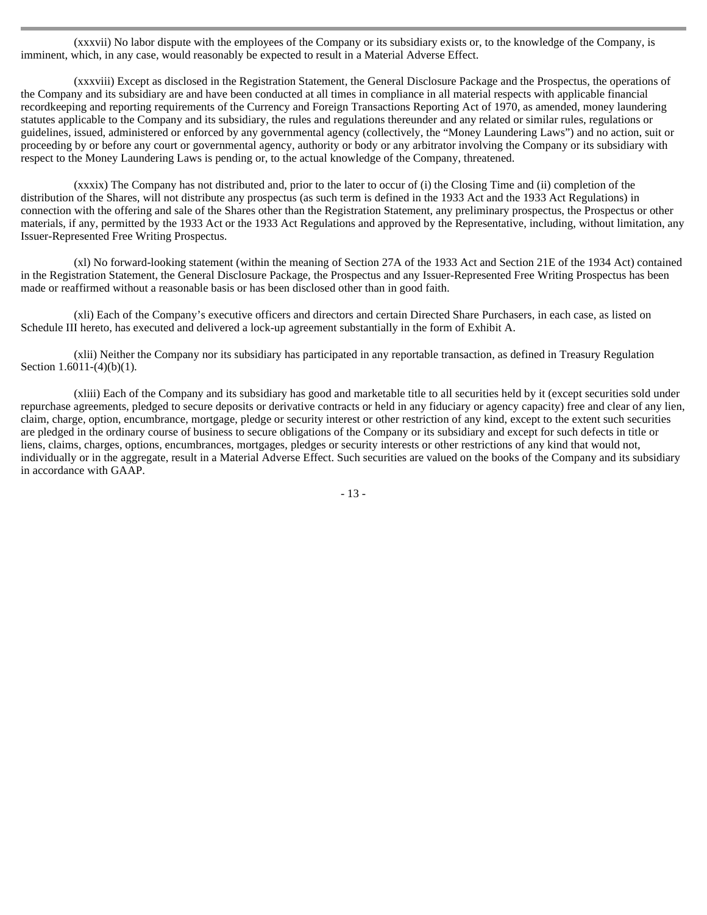(xxxvii) No labor dispute with the employees of the Company or its subsidiary exists or, to the knowledge of the Company, is imminent, which, in any case, would reasonably be expected to result in a Material Adverse Effect.

(xxxviii) Except as disclosed in the Registration Statement, the General Disclosure Package and the Prospectus, the operations of the Company and its subsidiary are and have been conducted at all times in compliance in all material respects with applicable financial recordkeeping and reporting requirements of the Currency and Foreign Transactions Reporting Act of 1970, as amended, money laundering statutes applicable to the Company and its subsidiary, the rules and regulations thereunder and any related or similar rules, regulations or guidelines, issued, administered or enforced by any governmental agency (collectively, the "Money Laundering Laws") and no action, suit or proceeding by or before any court or governmental agency, authority or body or any arbitrator involving the Company or its subsidiary with respect to the Money Laundering Laws is pending or, to the actual knowledge of the Company, threatened.

(xxxix) The Company has not distributed and, prior to the later to occur of (i) the Closing Time and (ii) completion of the distribution of the Shares, will not distribute any prospectus (as such term is defined in the 1933 Act and the 1933 Act Regulations) in connection with the offering and sale of the Shares other than the Registration Statement, any preliminary prospectus, the Prospectus or other materials, if any, permitted by the 1933 Act or the 1933 Act Regulations and approved by the Representative, including, without limitation, any Issuer-Represented Free Writing Prospectus.

(xl) No forward-looking statement (within the meaning of Section 27A of the 1933 Act and Section 21E of the 1934 Act) contained in the Registration Statement, the General Disclosure Package, the Prospectus and any Issuer-Represented Free Writing Prospectus has been made or reaffirmed without a reasonable basis or has been disclosed other than in good faith.

(xli) Each of the Company's executive officers and directors and certain Directed Share Purchasers, in each case, as listed on Schedule III hereto, has executed and delivered a lock-up agreement substantially in the form of Exhibit A.

(xlii) Neither the Company nor its subsidiary has participated in any reportable transaction, as defined in Treasury Regulation Section 1.6011-(4)(b)(1).

(xliii) Each of the Company and its subsidiary has good and marketable title to all securities held by it (except securities sold under repurchase agreements, pledged to secure deposits or derivative contracts or held in any fiduciary or agency capacity) free and clear of any lien, claim, charge, option, encumbrance, mortgage, pledge or security interest or other restriction of any kind, except to the extent such securities are pledged in the ordinary course of business to secure obligations of the Company or its subsidiary and except for such defects in title or liens, claims, charges, options, encumbrances, mortgages, pledges or security interests or other restrictions of any kind that would not, individually or in the aggregate, result in a Material Adverse Effect. Such securities are valued on the books of the Company and its subsidiary in accordance with GAAP.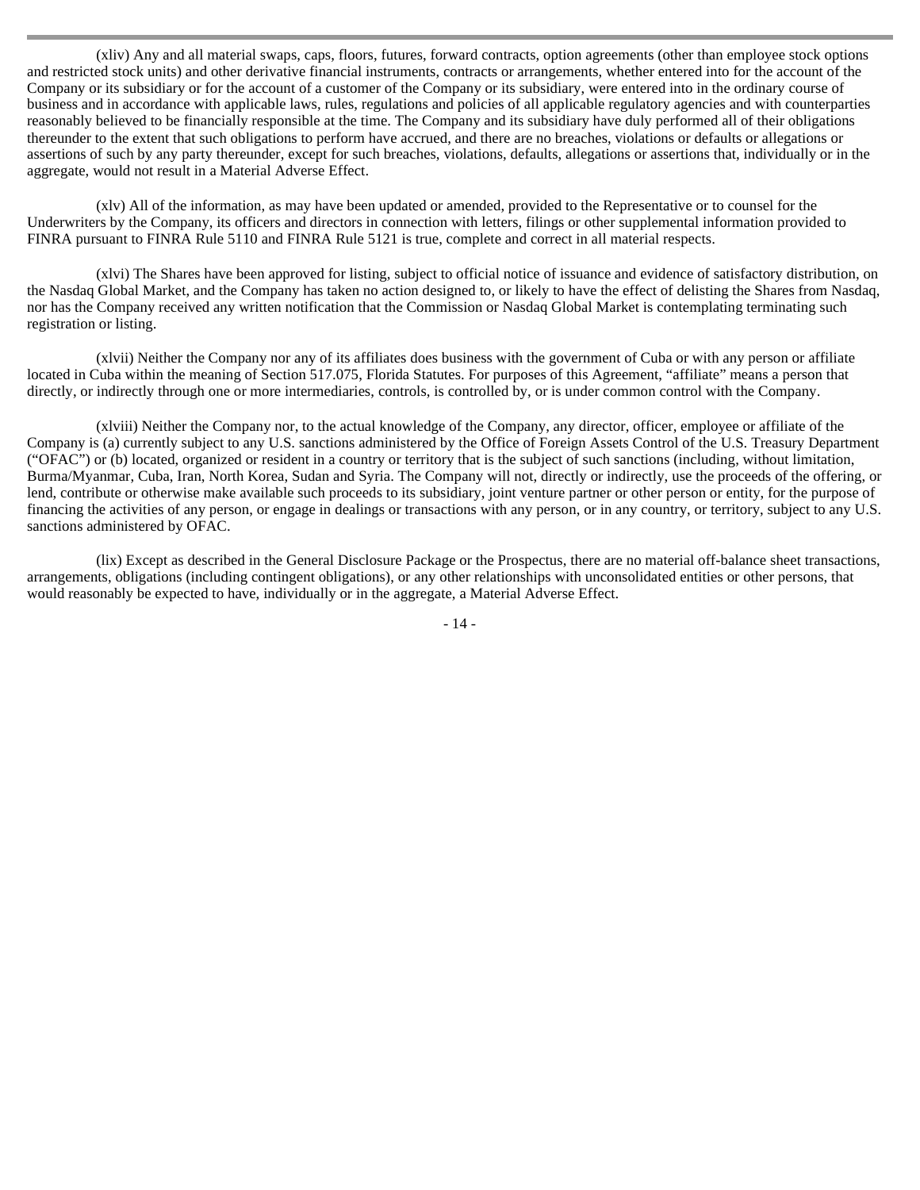(xliv) Any and all material swaps, caps, floors, futures, forward contracts, option agreements (other than employee stock options and restricted stock units) and other derivative financial instruments, contracts or arrangements, whether entered into for the account of the Company or its subsidiary or for the account of a customer of the Company or its subsidiary, were entered into in the ordinary course of business and in accordance with applicable laws, rules, regulations and policies of all applicable regulatory agencies and with counterparties reasonably believed to be financially responsible at the time. The Company and its subsidiary have duly performed all of their obligations thereunder to the extent that such obligations to perform have accrued, and there are no breaches, violations or defaults or allegations or assertions of such by any party thereunder, except for such breaches, violations, defaults, allegations or assertions that, individually or in the aggregate, would not result in a Material Adverse Effect.

(xlv) All of the information, as may have been updated or amended, provided to the Representative or to counsel for the Underwriters by the Company, its officers and directors in connection with letters, filings or other supplemental information provided to FINRA pursuant to FINRA Rule 5110 and FINRA Rule 5121 is true, complete and correct in all material respects.

(xlvi) The Shares have been approved for listing, subject to official notice of issuance and evidence of satisfactory distribution, on the Nasdaq Global Market, and the Company has taken no action designed to, or likely to have the effect of delisting the Shares from Nasdaq, nor has the Company received any written notification that the Commission or Nasdaq Global Market is contemplating terminating such registration or listing.

(xlvii) Neither the Company nor any of its affiliates does business with the government of Cuba or with any person or affiliate located in Cuba within the meaning of Section 517.075, Florida Statutes. For purposes of this Agreement, "affiliate" means a person that directly, or indirectly through one or more intermediaries, controls, is controlled by, or is under common control with the Company.

(xlviii) Neither the Company nor, to the actual knowledge of the Company, any director, officer, employee or affiliate of the Company is (a) currently subject to any U.S. sanctions administered by the Office of Foreign Assets Control of the U.S. Treasury Department ("OFAC") or (b) located, organized or resident in a country or territory that is the subject of such sanctions (including, without limitation, Burma/Myanmar, Cuba, Iran, North Korea, Sudan and Syria. The Company will not, directly or indirectly, use the proceeds of the offering, or lend, contribute or otherwise make available such proceeds to its subsidiary, joint venture partner or other person or entity, for the purpose of financing the activities of any person, or engage in dealings or transactions with any person, or in any country, or territory, subject to any U.S. sanctions administered by OFAC.

(lix) Except as described in the General Disclosure Package or the Prospectus, there are no material off-balance sheet transactions, arrangements, obligations (including contingent obligations), or any other relationships with unconsolidated entities or other persons, that would reasonably be expected to have, individually or in the aggregate, a Material Adverse Effect.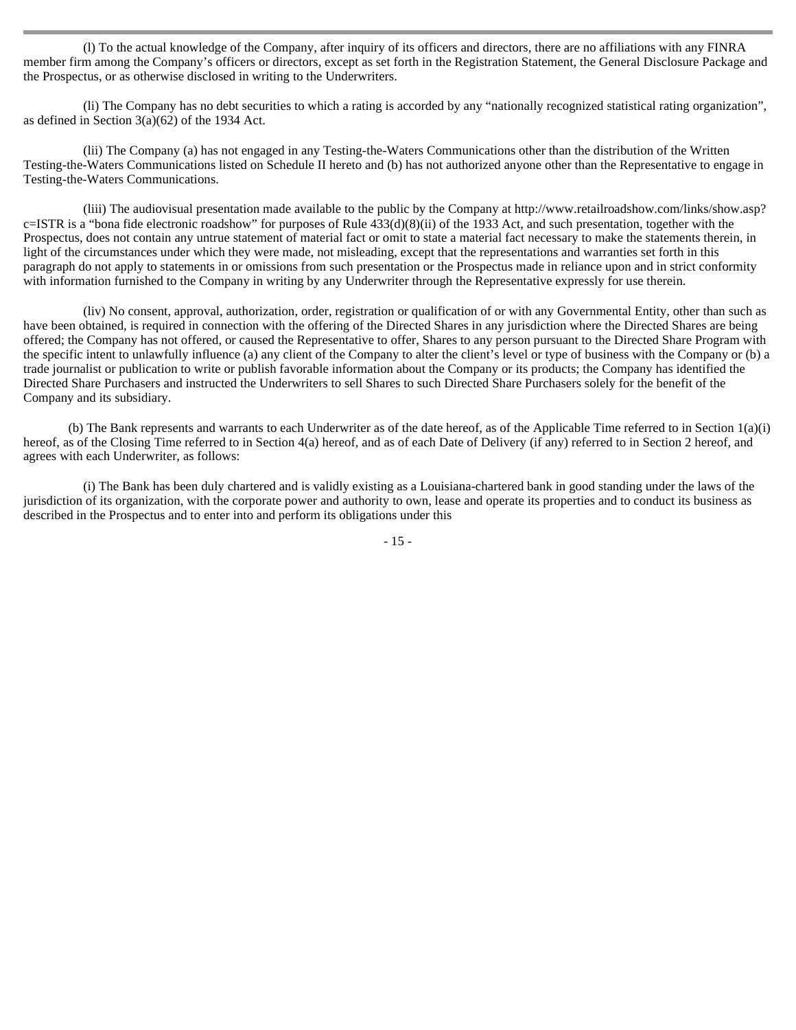(l) To the actual knowledge of the Company, after inquiry of its officers and directors, there are no affiliations with any FINRA member firm among the Company's officers or directors, except as set forth in the Registration Statement, the General Disclosure Package and the Prospectus, or as otherwise disclosed in writing to the Underwriters.

(li) The Company has no debt securities to which a rating is accorded by any "nationally recognized statistical rating organization", as defined in Section 3(a)(62) of the 1934 Act.

(lii) The Company (a) has not engaged in any Testing-the-Waters Communications other than the distribution of the Written Testing-the-Waters Communications listed on Schedule II hereto and (b) has not authorized anyone other than the Representative to engage in Testing-the-Waters Communications.

(liii) The audiovisual presentation made available to the public by the Company at http://www.retailroadshow.com/links/show.asp?c=ISTR is a "bona fide electronic roadshow" for purposes of Rule 433(d)(8)(ii) of the 1933 Act, and such presentation, together with the Prospectus, does not contain any untrue statement of material fact or omit to state a material fact necessary to make the statements therein, in light of the circumstances under which they were made, not misleading, except that the representations and warranties set forth in this paragraph do not apply to statements in or omissions from such presentation or the Prospectus made in reliance upon and in strict conformity with information furnished to the Company in writing by any Underwriter through the Representative expressly for use therein.

(liv) No consent, approval, authorization, order, registration or qualification of or with any Governmental Entity, other than such as have been obtained, is required in connection with the offering of the Directed Shares in any jurisdiction where the Directed Shares are being offered; the Company has not offered, or caused the Representative to offer, Shares to any person pursuant to the Directed Share Program with the specific intent to unlawfully influence (a) any client of the Company to alter the client's level or type of business with the Company or (b) a trade journalist or publication to write or publish favorable information about the Company or its products; the Company has identified the Directed Share Purchasers and instructed the Underwriters to sell Shares to such Directed Share Purchasers solely for the benefit of the Company and its subsidiary.

(b) The Bank represents and warrants to each Underwriter as of the date hereof, as of the Applicable Time referred to in Section 1(a)(i) hereof, as of the Closing Time referred to in Section 4(a) hereof, and as of each Date of Delivery (if any) referred to in Section 2 hereof, and agrees with each Underwriter, as follows:

(i) The Bank has been duly chartered and is validly existing as a Louisiana-chartered bank in good standing under the laws of the jurisdiction of its organization, with the corporate power and authority to own, lease and operate its properties and to conduct its business as described in the Prospectus and to enter into and perform its obligations under this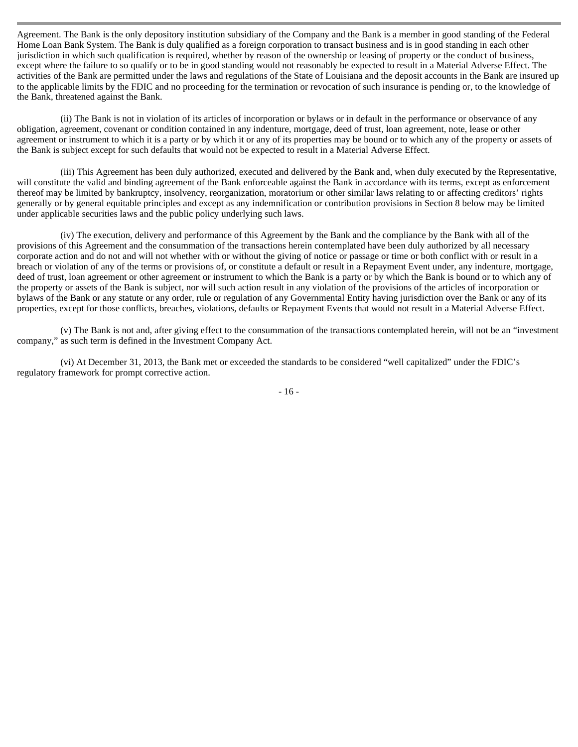Agreement. The Bank is the only depository institution subsidiary of the Company and the Bank is a member in good standing of the Federal Home Loan Bank System. The Bank is duly qualified as a foreign corporation to transact business and is in good standing in each other jurisdiction in which such qualification is required, whether by reason of the ownership or leasing of property or the conduct of business, except where the failure to so qualify or to be in good standing would not reasonably be expected to result in a Material Adverse Effect. The activities of the Bank are permitted under the laws and regulations of the State of Louisiana and the deposit accounts in the Bank are insured up to the applicable limits by the FDIC and no proceeding for the termination or revocation of such insurance is pending or, to the knowledge of the Bank, threatened against the Bank.

(ii) The Bank is not in violation of its articles of incorporation or bylaws or in default in the performance or observance of any obligation, agreement, covenant or condition contained in any indenture, mortgage, deed of trust, loan agreement, note, lease or other agreement or instrument to which it is a party or by which it or any of its properties may be bound or to which any of the property or assets of the Bank is subject except for such defaults that would not be expected to result in a Material Adverse Effect.

(iii) This Agreement has been duly authorized, executed and delivered by the Bank and, when duly executed by the Representative, will constitute the valid and binding agreement of the Bank enforceable against the Bank in accordance with its terms, except as enforcement thereof may be limited by bankruptcy, insolvency, reorganization, moratorium or other similar laws relating to or affecting creditors' rights generally or by general equitable principles and except as any indemnification or contribution provisions in Section 8 below may be limited under applicable securities laws and the public policy underlying such laws.

(iv) The execution, delivery and performance of this Agreement by the Bank and the compliance by the Bank with all of the provisions of this Agreement and the consummation of the transactions herein contemplated have been duly authorized by all necessary corporate action and do not and will not whether with or without the giving of notice or passage or time or both conflict with or result in a breach or violation of any of the terms or provisions of, or constitute a default or result in a Repayment Event under, any indenture, mortgage, deed of trust, loan agreement or other agreement or instrument to which the Bank is a party or by which the Bank is bound or to which any of the property or assets of the Bank is subject, nor will such action result in any violation of the provisions of the articles of incorporation or bylaws of the Bank or any statute or any order, rule or regulation of any Governmental Entity having jurisdiction over the Bank or any of its properties, except for those conflicts, breaches, violations, defaults or Repayment Events that would not result in a Material Adverse Effect.

(v) The Bank is not and, after giving effect to the consummation of the transactions contemplated herein, will not be an "investment company," as such term is defined in the Investment Company Act.

(vi) At December 31, 2013, the Bank met or exceeded the standards to be considered "well capitalized" under the FDIC's regulatory framework for prompt corrective action.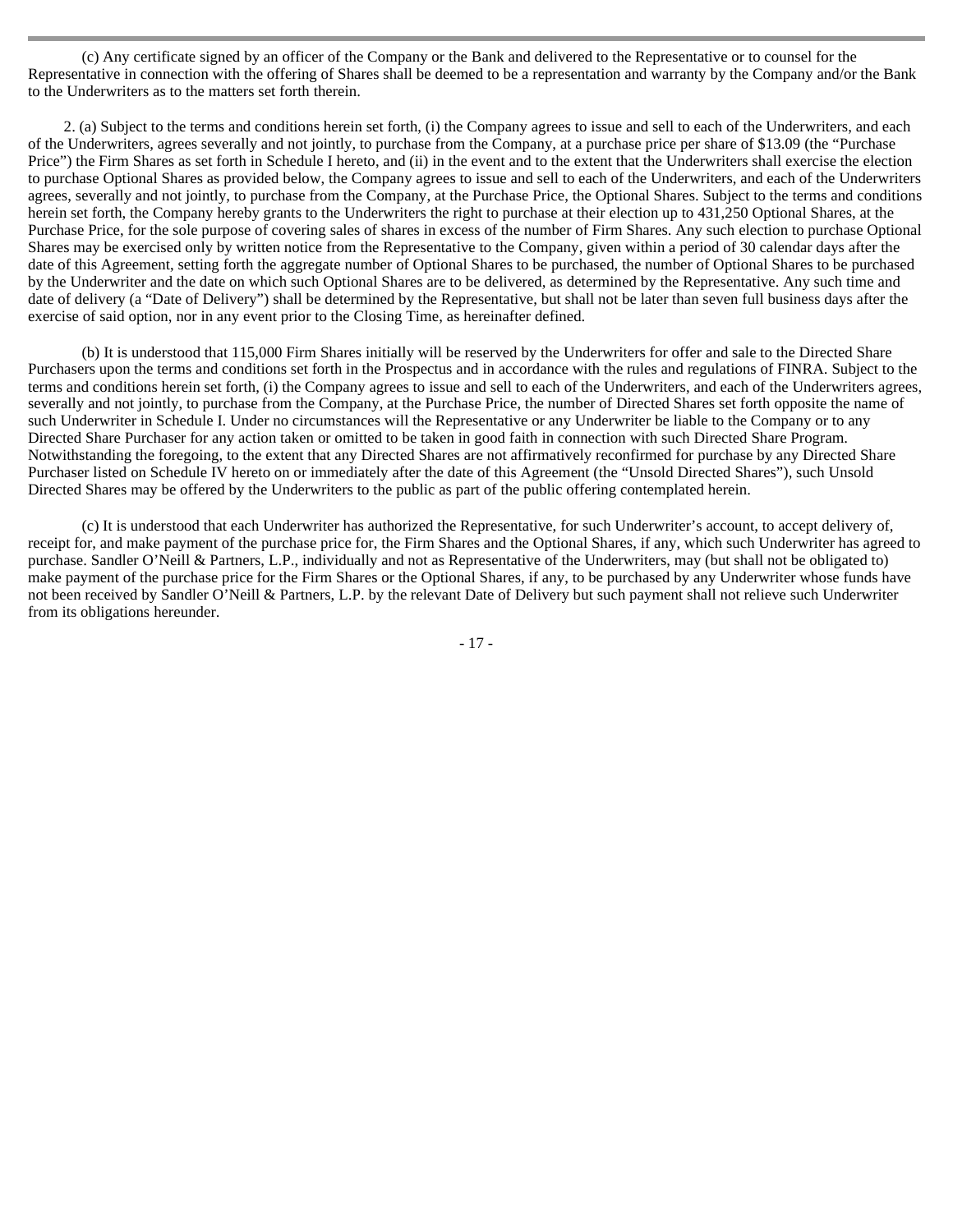(c) Any certificate signed by an officer of the Company or the Bank and delivered to the Representative or to counsel for the Representative in connection with the offering of Shares shall be deemed to be a representation and warranty by the Company and/or the Bank to the Underwriters as to the matters set forth therein.

2. (a) Subject to the terms and conditions herein set forth, (i) the Company agrees to issue and sell to each of the Underwriters, and each of the Underwriters, agrees severally and not jointly, to purchase from the Company, at a purchase price per share of $13.09 (the "Purchase Price") the Firm Shares as set forth in Schedule I hereto, and (ii) in the event and to the extent that the Underwriters shall exercise the election to purchase Optional Shares as provided below, the Company agrees to issue and sell to each of the Underwriters, and each of the Underwriters agrees, severally and not jointly, to purchase from the Company, at the Purchase Price, the Optional Shares. Subject to the terms and conditions herein set forth, the Company hereby grants to the Underwriters the right to purchase at their election up to 431,250 Optional Shares, at the Purchase Price, for the sole purpose of covering sales of shares in excess of the number of Firm Shares. Any such election to purchase Optional Shares may be exercised only by written notice from the Representative to the Company, given within a period of 30 calendar days after the date of this Agreement, setting forth the aggregate number of Optional Shares to be purchased, the number of Optional Shares to be purchased by the Underwriter and the date on which such Optional Shares are to be delivered, as determined by the Representative. Any such time and date of delivery (a "Date of Delivery") shall be determined by the Representative, but shall not be later than seven full business days after the exercise of said option, nor in any event prior to the Closing Time, as hereinafter defined.

(b) It is understood that 115,000 Firm Shares initially will be reserved by the Underwriters for offer and sale to the Directed Share Purchasers upon the terms and conditions set forth in the Prospectus and in accordance with the rules and regulations of FINRA. Subject to the terms and conditions herein set forth, (i) the Company agrees to issue and sell to each of the Underwriters, and each of the Underwriters agrees, severally and not jointly, to purchase from the Company, at the Purchase Price, the number of Directed Shares set forth opposite the name of such Underwriter in Schedule I. Under no circumstances will the Representative or any Underwriter be liable to the Company or to any Directed Share Purchaser for any action taken or omitted to be taken in good faith in connection with such Directed Share Program. Notwithstanding the foregoing, to the extent that any Directed Shares are not affirmatively reconfirmed for purchase by any Directed Share Purchaser listed on Schedule IV hereto on or immediately after the date of this Agreement (the "Unsold Directed Shares"), such Unsold Directed Shares may be offered by the Underwriters to the public as part of the public offering contemplated herein.

(c) It is understood that each Underwriter has authorized the Representative, for such Underwriter's account, to accept delivery of, receipt for, and make payment of the purchase price for, the Firm Shares and the Optional Shares, if any, which such Underwriter has agreed to purchase. Sandler O'Neill & Partners, L.P., individually and not as Representative of the Underwriters, may (but shall not be obligated to) make payment of the purchase price for the Firm Shares or the Optional Shares, if any, to be purchased by any Underwriter whose funds have not been received by Sandler O'Neill & Partners, L.P. by the relevant Date of Delivery but such payment shall not relieve such Underwriter from its obligations hereunder.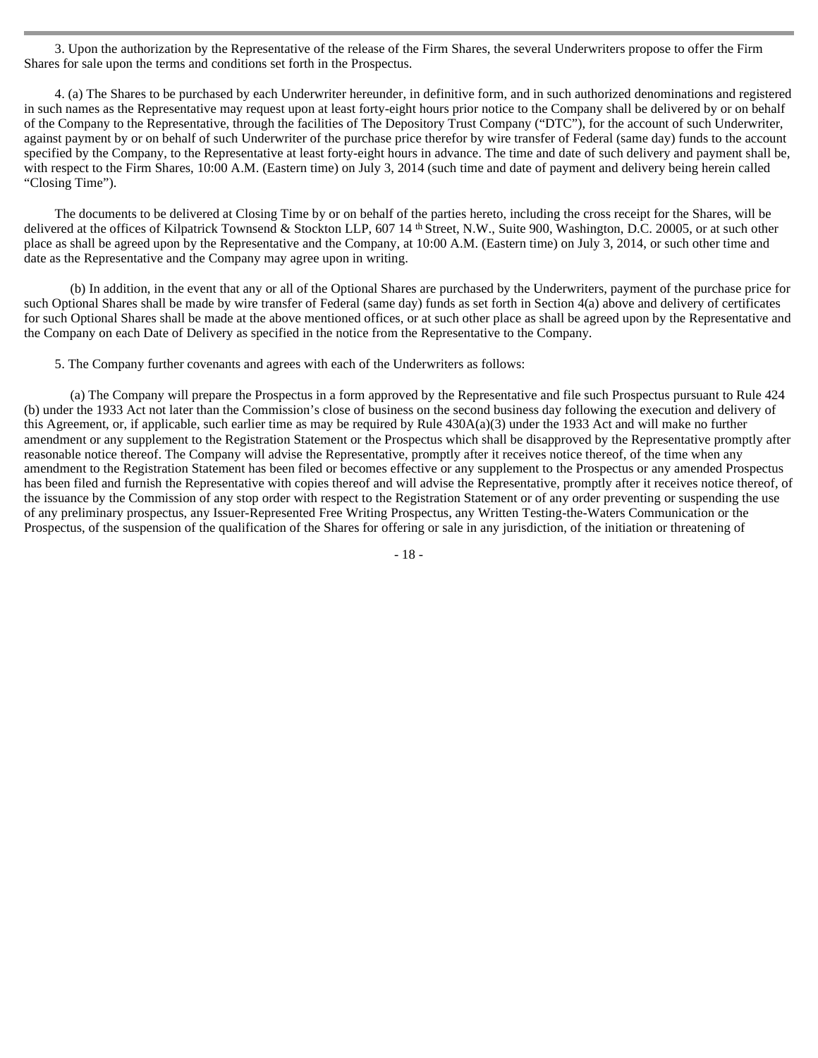3. Upon the authorization by the Representative of the release of the Firm Shares, the several Underwriters propose to offer the Firm Shares for sale upon the terms and conditions set forth in the Prospectus.

4. (a) The Shares to be purchased by each Underwriter hereunder, in definitive form, and in such authorized denominations and registered in such names as the Representative may request upon at least forty-eight hours prior notice to the Company shall be delivered by or on behalf of the Company to the Representative, through the facilities of The Depository Trust Company ("DTC"), for the account of such Underwriter, against payment by or on behalf of such Underwriter of the purchase price therefor by wire transfer of Federal (same day) funds to the account specified by the Company, to the Representative at least forty-eight hours in advance. The time and date of such delivery and payment shall be, with respect to the Firm Shares, 10:00 A.M. (Eastern time) on July 3, 2014 (such time and date of payment and delivery being herein called "Closing Time").

The documents to be delivered at Closing Time by or on behalf of the parties hereto, including the cross receipt for the Shares, will be delivered at the offices of Kilpatrick Townsend & Stockton LLP, 607 14th Street, N.W., Suite 900, Washington, D.C. 20005, or at such other place as shall be agreed upon by the Representative and the Company, at 10:00 A.M. (Eastern time) on July 3, 2014, or such other time and date as the Representative and the Company may agree upon in writing.

(b) In addition, in the event that any or all of the Optional Shares are purchased by the Underwriters, payment of the purchase price for such Optional Shares shall be made by wire transfer of Federal (same day) funds as set forth in Section 4(a) above and delivery of certificates for such Optional Shares shall be made at the above mentioned offices, or at such other place as shall be agreed upon by the Representative and the Company on each Date of Delivery as specified in the notice from the Representative to the Company.

5. The Company further covenants and agrees with each of the Underwriters as follows:

(a) The Company will prepare the Prospectus in a form approved by the Representative and file such Prospectus pursuant to Rule 424 (b) under the 1933 Act not later than the Commission's close of business on the second business day following the execution and delivery of this Agreement, or, if applicable, such earlier time as may be required by Rule 430A(a)(3) under the 1933 Act and will make no further amendment or any supplement to the Registration Statement or the Prospectus which shall be disapproved by the Representative promptly after reasonable notice thereof. The Company will advise the Representative, promptly after it receives notice thereof, of the time when any amendment to the Registration Statement has been filed or becomes effective or any supplement to the Prospectus or any amended Prospectus has been filed and furnish the Representative with copies thereof and will advise the Representative, promptly after it receives notice thereof, of the issuance by the Commission of any stop order with respect to the Registration Statement or of any order preventing or suspending the use of any preliminary prospectus, any Issuer-Represented Free Writing Prospectus, any Written Testing-the-Waters Communication or the Prospectus, of the suspension of the qualification of the Shares for offering or sale in any jurisdiction, of the initiation or threatening of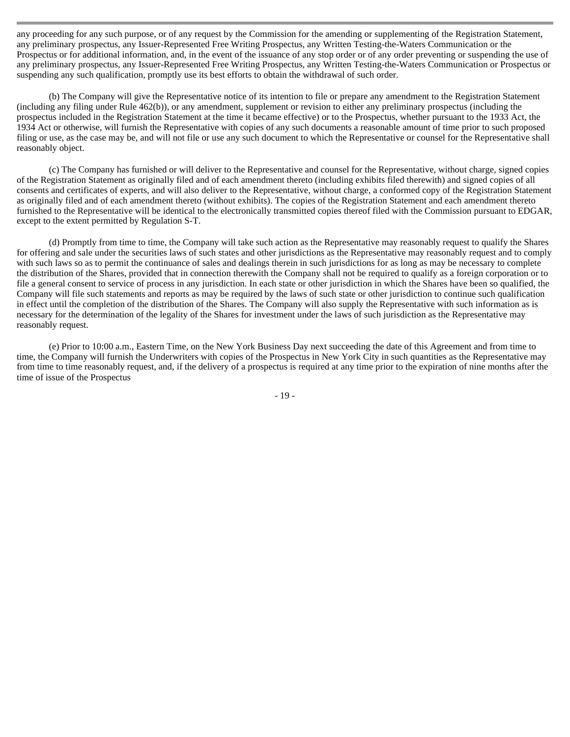any proceeding for any such purpose, or of any request by the Commission for the amending or supplementing of the Registration Statement, any preliminary prospectus, any Issuer-Represented Free Writing Prospectus, any Written Testing-the-Waters Communication or the Prospectus or for additional information, and, in the event of the issuance of any stop order or of any order preventing or suspending the use of any preliminary prospectus, any Issuer-Represented Free Writing Prospectus, any Written Testing-the-Waters Communication or Prospectus or suspending any such qualification, promptly use its best efforts to obtain the withdrawal of such order.

(b) The Company will give the Representative notice of its intention to file or prepare any amendment to the Registration Statement (including any filing under Rule 462(b)), or any amendment, supplement or revision to either any preliminary prospectus (including the prospectus included in the Registration Statement at the time it became effective) or to the Prospectus, whether pursuant to the 1933 Act, the 1934 Act or otherwise, will furnish the Representative with copies of any such documents a reasonable amount of time prior to such proposed filing or use, as the case may be, and will not file or use any such document to which the Representative or counsel for the Representative shall reasonably object.

(c) The Company has furnished or will deliver to the Representative and counsel for the Representative, without charge, signed copies of the Registration Statement as originally filed and of each amendment thereto (including exhibits filed therewith) and signed copies of all consents and certificates of experts, and will also deliver to the Representative, without charge, a conformed copy of the Registration Statement as originally filed and of each amendment thereto (without exhibits). The copies of the Registration Statement and each amendment thereto furnished to the Representative will be identical to the electronically transmitted copies thereof filed with the Commission pursuant to EDGAR, except to the extent permitted by Regulation S-T.

(d) Promptly from time to time, the Company will take such action as the Representative may reasonably request to qualify the Shares for offering and sale under the securities laws of such states and other jurisdictions as the Representative may reasonably request and to comply with such laws so as to permit the continuance of sales and dealings therein in such jurisdictions for as long as may be necessary to complete the distribution of the Shares, provided that in connection therewith the Company shall not be required to qualify as a foreign corporation or to file a general consent to service of process in any jurisdiction. In each state or other jurisdiction in which the Shares have been so qualified, the Company will file such statements and reports as may be required by the laws of such state or other jurisdiction to continue such qualification in effect until the completion of the distribution of the Shares. The Company will also supply the Representative with such information as is necessary for the determination of the legality of the Shares for investment under the laws of such jurisdiction as the Representative may reasonably request.

(e) Prior to 10:00 a.m., Eastern Time, on the New York Business Day next succeeding the date of this Agreement and from time to time, the Company will furnish the Underwriters with copies of the Prospectus in New York City in such quantities as the Representative may from time to time reasonably request, and, if the delivery of a prospectus is required at any time prior to the expiration of nine months after the time of issue of the Prospectus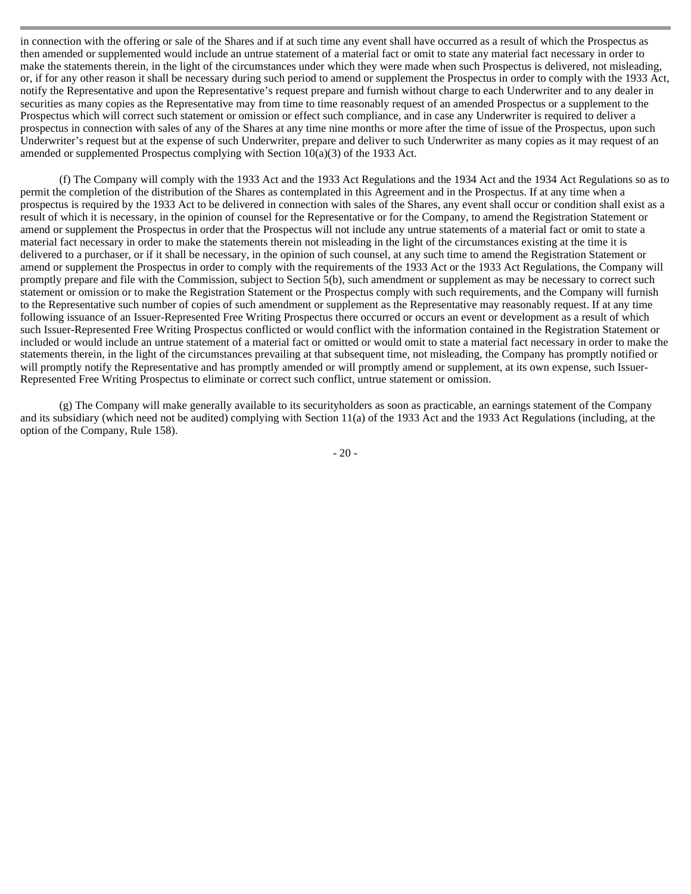in connection with the offering or sale of the Shares and if at such time any event shall have occurred as a result of which the Prospectus as then amended or supplemented would include an untrue statement of a material fact or omit to state any material fact necessary in order to make the statements therein, in the light of the circumstances under which they were made when such Prospectus is delivered, not misleading, or, if for any other reason it shall be necessary during such period to amend or supplement the Prospectus in order to comply with the 1933 Act, notify the Representative and upon the Representative's request prepare and furnish without charge to each Underwriter and to any dealer in securities as many copies as the Representative may from time to time reasonably request of an amended Prospectus or a supplement to the Prospectus which will correct such statement or omission or effect such compliance, and in case any Underwriter is required to deliver a prospectus in connection with sales of any of the Shares at any time nine months or more after the time of issue of the Prospectus, upon such Underwriter's request but at the expense of such Underwriter, prepare and deliver to such Underwriter as many copies as it may request of an amended or supplemented Prospectus complying with Section 10(a)(3) of the 1933 Act.

(f) The Company will comply with the 1933 Act and the 1933 Act Regulations and the 1934 Act and the 1934 Act Regulations so as to permit the completion of the distribution of the Shares as contemplated in this Agreement and in the Prospectus. If at any time when a prospectus is required by the 1933 Act to be delivered in connection with sales of the Shares, any event shall occur or condition shall exist as a result of which it is necessary, in the opinion of counsel for the Representative or for the Company, to amend the Registration Statement or amend or supplement the Prospectus in order that the Prospectus will not include any untrue statements of a material fact or omit to state a material fact necessary in order to make the statements therein not misleading in the light of the circumstances existing at the time it is delivered to a purchaser, or if it shall be necessary, in the opinion of such counsel, at any such time to amend the Registration Statement or amend or supplement the Prospectus in order to comply with the requirements of the 1933 Act or the 1933 Act Regulations, the Company will promptly prepare and file with the Commission, subject to Section 5(b), such amendment or supplement as may be necessary to correct such statement or omission or to make the Registration Statement or the Prospectus comply with such requirements, and the Company will furnish to the Representative such number of copies of such amendment or supplement as the Representative may reasonably request. If at any time following issuance of an Issuer-Represented Free Writing Prospectus there occurred or occurs an event or development as a result of which such Issuer-Represented Free Writing Prospectus conflicted or would conflict with the information contained in the Registration Statement or included or would include an untrue statement of a material fact or omitted or would omit to state a material fact necessary in order to make the statements therein, in the light of the circumstances prevailing at that subsequent time, not misleading, the Company has promptly notified or will promptly notify the Representative and has promptly amended or will promptly amend or supplement, at its own expense, such Issuer-Represented Free Writing Prospectus to eliminate or correct such conflict, untrue statement or omission.

(g) The Company will make generally available to its securityholders as soon as practicable, an earnings statement of the Company and its subsidiary (which need not be audited) complying with Section 11(a) of the 1933 Act and the 1933 Act Regulations (including, at the option of the Company, Rule 158).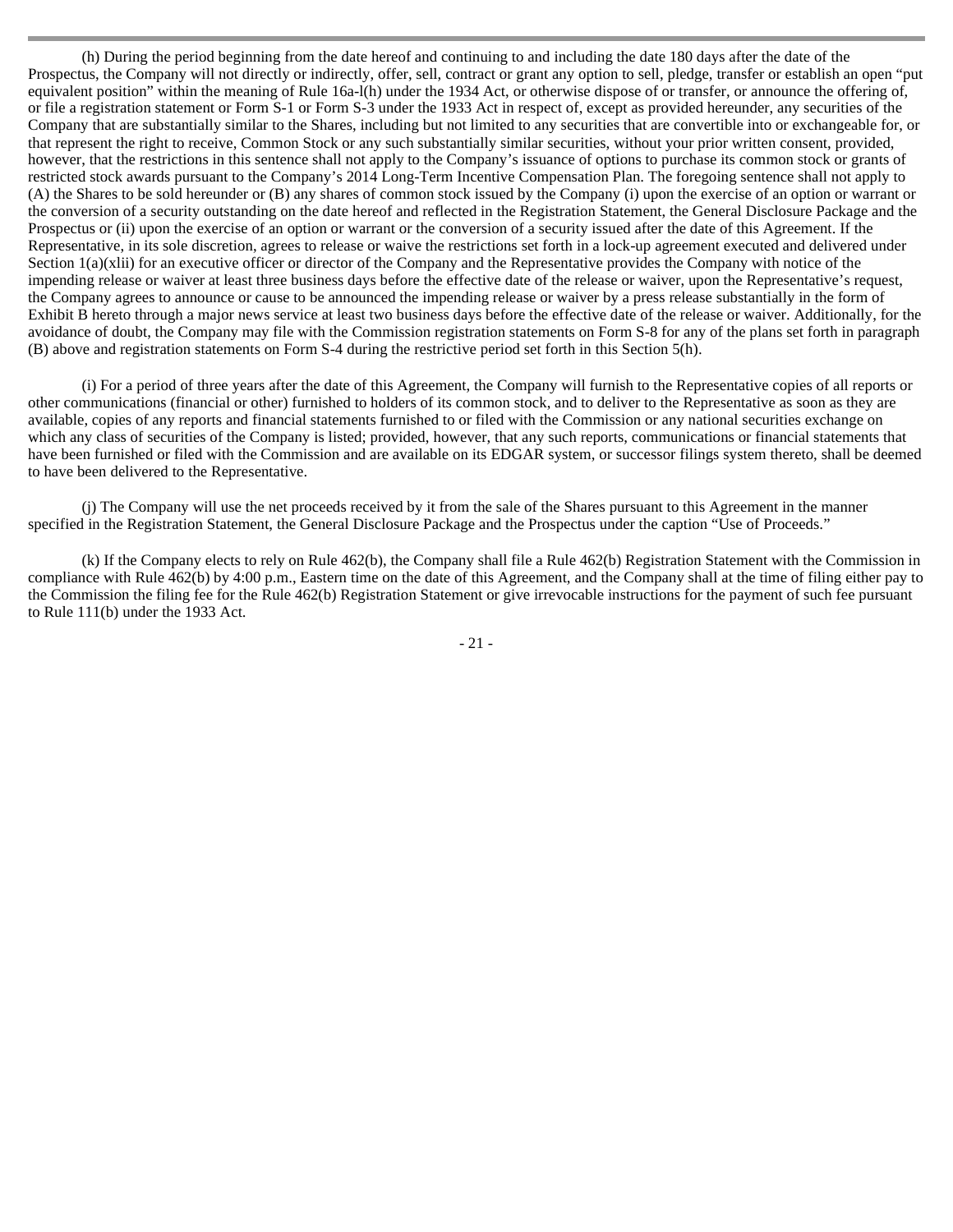(h) During the period beginning from the date hereof and continuing to and including the date 180 days after the date of the Prospectus, the Company will not directly or indirectly, offer, sell, contract or grant any option to sell, pledge, transfer or establish an open "put equivalent position" within the meaning of Rule 16a-l(h) under the 1934 Act, or otherwise dispose of or transfer, or announce the offering of, or file a registration statement or Form S-1 or Form S-3 under the 1933 Act in respect of, except as provided hereunder, any securities of the Company that are substantially similar to the Shares, including but not limited to any securities that are convertible into or exchangeable for, or that represent the right to receive, Common Stock or any such substantially similar securities, without your prior written consent, provided, however, that the restrictions in this sentence shall not apply to the Company's issuance of options to purchase its common stock or grants of restricted stock awards pursuant to the Company's 2014 Long-Term Incentive Compensation Plan. The foregoing sentence shall not apply to (A) the Shares to be sold hereunder or (B) any shares of common stock issued by the Company (i) upon the exercise of an option or warrant or the conversion of a security outstanding on the date hereof and reflected in the Registration Statement, the General Disclosure Package and the Prospectus or (ii) upon the exercise of an option or warrant or the conversion of a security issued after the date of this Agreement. If the Representative, in its sole discretion, agrees to release or waive the restrictions set forth in a lock-up agreement executed and delivered under Section 1(a)(xlii) for an executive officer or director of the Company and the Representative provides the Company with notice of the impending release or waiver at least three business days before the effective date of the release or waiver, upon the Representative's request, the Company agrees to announce or cause to be announced the impending release or waiver by a press release substantially in the form of Exhibit B hereto through a major news service at least two business days before the effective date of the release or waiver. Additionally, for the avoidance of doubt, the Company may file with the Commission registration statements on Form S-8 for any of the plans set forth in paragraph (B) above and registration statements on Form S-4 during the restrictive period set forth in this Section 5(h).

(i) For a period of three years after the date of this Agreement, the Company will furnish to the Representative copies of all reports or other communications (financial or other) furnished to holders of its common stock, and to deliver to the Representative as soon as they are available, copies of any reports and financial statements furnished to or filed with the Commission or any national securities exchange on which any class of securities of the Company is listed; provided, however, that any such reports, communications or financial statements that have been furnished or filed with the Commission and are available on its EDGAR system, or successor filings system thereto, shall be deemed to have been delivered to the Representative.

(j) The Company will use the net proceeds received by it from the sale of the Shares pursuant to this Agreement in the manner specified in the Registration Statement, the General Disclosure Package and the Prospectus under the caption "Use of Proceeds."

(k) If the Company elects to rely on Rule 462(b), the Company shall file a Rule 462(b) Registration Statement with the Commission in compliance with Rule 462(b) by 4:00 p.m., Eastern time on the date of this Agreement, and the Company shall at the time of filing either pay to the Commission the filing fee for the Rule 462(b) Registration Statement or give irrevocable instructions for the payment of such fee pursuant to Rule 111(b) under the 1933 Act.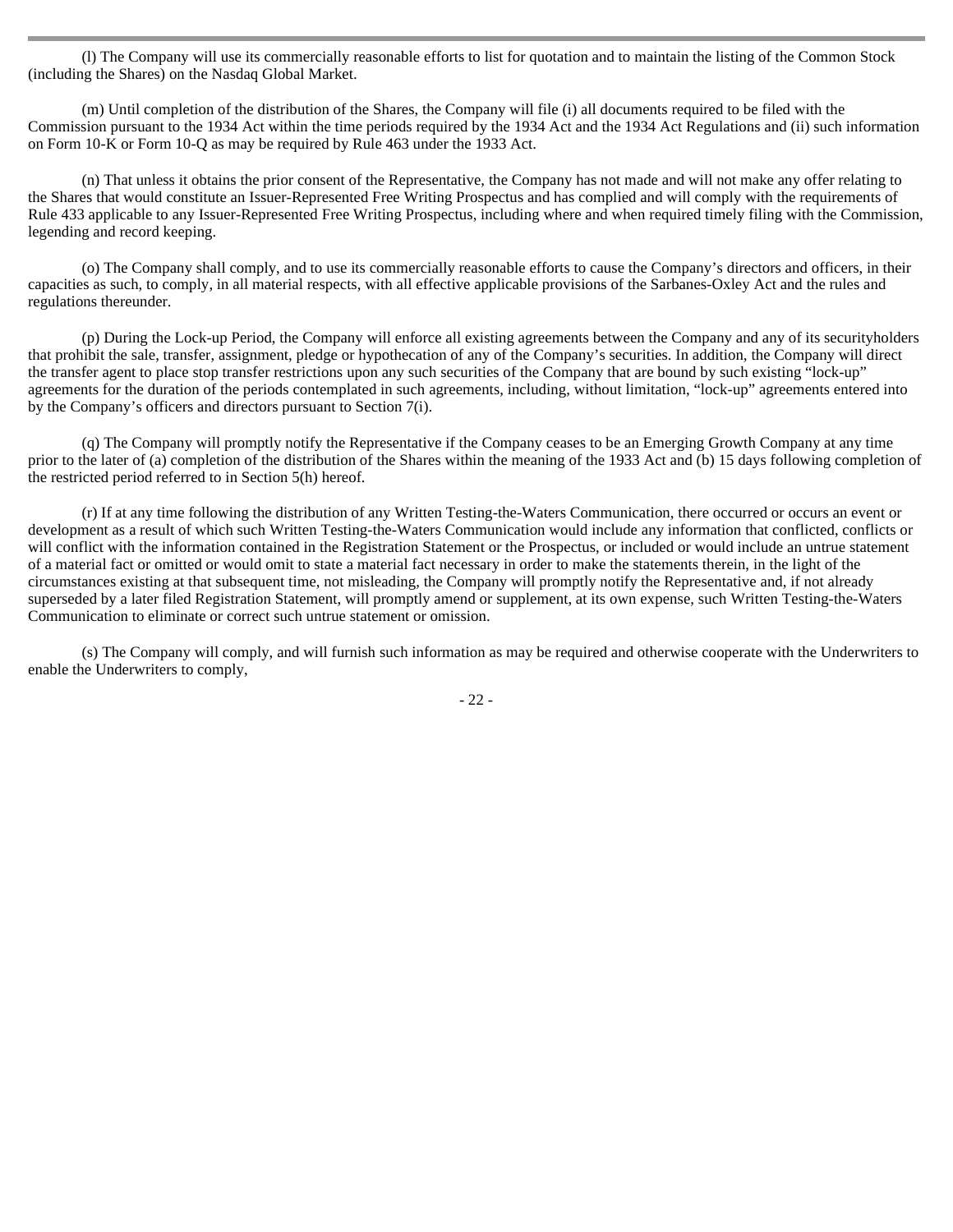(l) The Company will use its commercially reasonable efforts to list for quotation and to maintain the listing of the Common Stock (including the Shares) on the Nasdaq Global Market.

(m) Until completion of the distribution of the Shares, the Company will file (i) all documents required to be filed with the Commission pursuant to the 1934 Act within the time periods required by the 1934 Act and the 1934 Act Regulations and (ii) such information on Form 10-K or Form 10-Q as may be required by Rule 463 under the 1933 Act.

(n) That unless it obtains the prior consent of the Representative, the Company has not made and will not make any offer relating to the Shares that would constitute an Issuer-Represented Free Writing Prospectus and has complied and will comply with the requirements of Rule 433 applicable to any Issuer-Represented Free Writing Prospectus, including where and when required timely filing with the Commission, legending and record keeping.

(o) The Company shall comply, and to use its commercially reasonable efforts to cause the Company's directors and officers, in their capacities as such, to comply, in all material respects, with all effective applicable provisions of the Sarbanes-Oxley Act and the rules and regulations thereunder.

(p) During the Lock-up Period, the Company will enforce all existing agreements between the Company and any of its securityholders that prohibit the sale, transfer, assignment, pledge or hypothecation of any of the Company's securities. In addition, the Company will direct the transfer agent to place stop transfer restrictions upon any such securities of the Company that are bound by such existing "lock-up" agreements for the duration of the periods contemplated in such agreements, including, without limitation, "lock-up" agreements entered into by the Company's officers and directors pursuant to Section 7(i).

(q) The Company will promptly notify the Representative if the Company ceases to be an Emerging Growth Company at any time prior to the later of (a) completion of the distribution of the Shares within the meaning of the 1933 Act and (b) 15 days following completion of the restricted period referred to in Section 5(h) hereof.

(r) If at any time following the distribution of any Written Testing-the-Waters Communication, there occurred or occurs an event or development as a result of which such Written Testing-the-Waters Communication would include any information that conflicted, conflicts or will conflict with the information contained in the Registration Statement or the Prospectus, or included or would include an untrue statement of a material fact or omitted or would omit to state a material fact necessary in order to make the statements therein, in the light of the circumstances existing at that subsequent time, not misleading, the Company will promptly notify the Representative and, if not already superseded by a later filed Registration Statement, will promptly amend or supplement, at its own expense, such Written Testing-the-Waters Communication to eliminate or correct such untrue statement or omission.

(s) The Company will comply, and will furnish such information as may be required and otherwise cooperate with the Underwriters to enable the Underwriters to comply,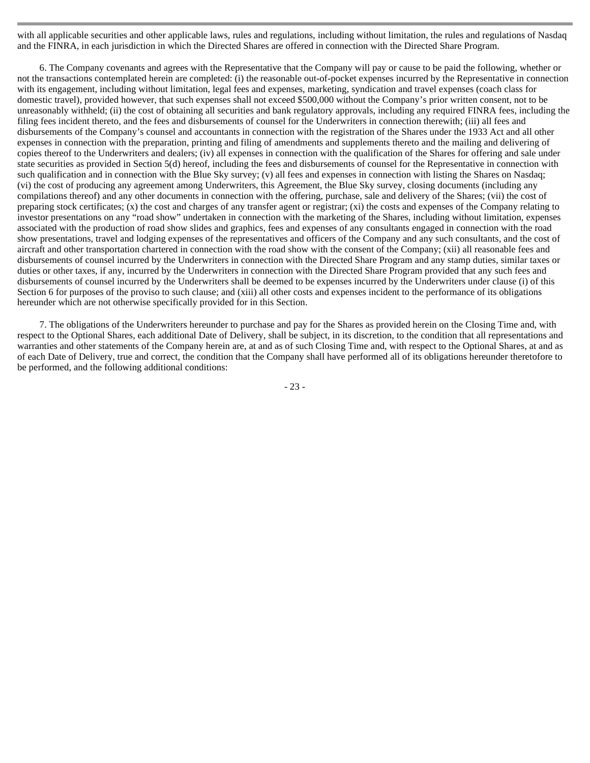with all applicable securities and other applicable laws, rules and regulations, including without limitation, the rules and regulations of Nasdaq and the FINRA, in each jurisdiction in which the Directed Shares are offered in connection with the Directed Share Program.

6. The Company covenants and agrees with the Representative that the Company will pay or cause to be paid the following, whether or not the transactions contemplated herein are completed: (i) the reasonable out-of-pocket expenses incurred by the Representative in connection with its engagement, including without limitation, legal fees and expenses, marketing, syndication and travel expenses (coach class for domestic travel), provided however, that such expenses shall not exceed $500,000 without the Company's prior written consent, not to be unreasonably withheld; (ii) the cost of obtaining all securities and bank regulatory approvals, including any required FINRA fees, including the filing fees incident thereto, and the fees and disbursements of counsel for the Underwriters in connection therewith; (iii) all fees and disbursements of the Company's counsel and accountants in connection with the registration of the Shares under the 1933 Act and all other expenses in connection with the preparation, printing and filing of amendments and supplements thereto and the mailing and delivering of copies thereof to the Underwriters and dealers; (iv) all expenses in connection with the qualification of the Shares for offering and sale under state securities as provided in Section 5(d) hereof, including the fees and disbursements of counsel for the Representative in connection with such qualification and in connection with the Blue Sky survey; (v) all fees and expenses in connection with listing the Shares on Nasdaq; (vi) the cost of producing any agreement among Underwriters, this Agreement, the Blue Sky survey, closing documents (including any compilations thereof) and any other documents in connection with the offering, purchase, sale and delivery of the Shares; (vii) the cost of preparing stock certificates; (x) the cost and charges of any transfer agent or registrar; (xi) the costs and expenses of the Company relating to investor presentations on any "road show" undertaken in connection with the marketing of the Shares, including without limitation, expenses associated with the production of road show slides and graphics, fees and expenses of any consultants engaged in connection with the road show presentations, travel and lodging expenses of the representatives and officers of the Company and any such consultants, and the cost of aircraft and other transportation chartered in connection with the road show with the consent of the Company; (xii) all reasonable fees and disbursements of counsel incurred by the Underwriters in connection with the Directed Share Program and any stamp duties, similar taxes or duties or other taxes, if any, incurred by the Underwriters in connection with the Directed Share Program provided that any such fees and disbursements of counsel incurred by the Underwriters shall be deemed to be expenses incurred by the Underwriters under clause (i) of this Section 6 for purposes of the proviso to such clause; and (xiii) all other costs and expenses incident to the performance of its obligations hereunder which are not otherwise specifically provided for in this Section.

7. The obligations of the Underwriters hereunder to purchase and pay for the Shares as provided herein on the Closing Time and, with respect to the Optional Shares, each additional Date of Delivery, shall be subject, in its discretion, to the condition that all representations and warranties and other statements of the Company herein are, at and as of such Closing Time and, with respect to the Optional Shares, at and as of each Date of Delivery, true and correct, the condition that the Company shall have performed all of its obligations hereunder theretofore to be performed, and the following additional conditions: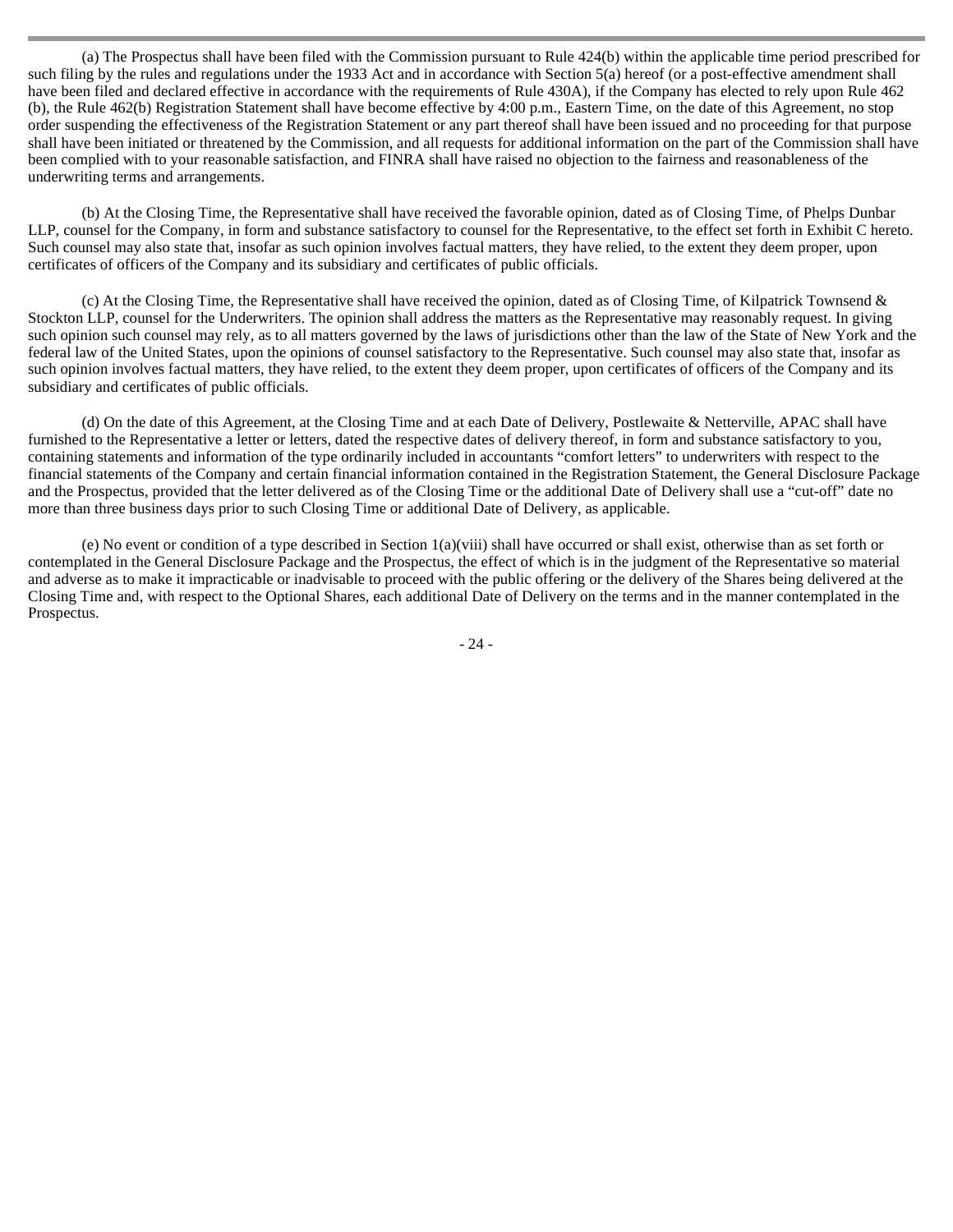(a) The Prospectus shall have been filed with the Commission pursuant to Rule 424(b) within the applicable time period prescribed for such filing by the rules and regulations under the 1933 Act and in accordance with Section 5(a) hereof (or a post-effective amendment shall have been filed and declared effective in accordance with the requirements of Rule 430A), if the Company has elected to rely upon Rule 462 (b), the Rule 462(b) Registration Statement shall have become effective by 4:00 p.m., Eastern Time, on the date of this Agreement, no stop order suspending the effectiveness of the Registration Statement or any part thereof shall have been issued and no proceeding for that purpose shall have been initiated or threatened by the Commission, and all requests for additional information on the part of the Commission shall have been complied with to your reasonable satisfaction, and FINRA shall have raised no objection to the fairness and reasonableness of the underwriting terms and arrangements.

(b) At the Closing Time, the Representative shall have received the favorable opinion, dated as of Closing Time, of Phelps Dunbar LLP, counsel for the Company, in form and substance satisfactory to counsel for the Representative, to the effect set forth in Exhibit C hereto. Such counsel may also state that, insofar as such opinion involves factual matters, they have relied, to the extent they deem proper, upon certificates of officers of the Company and its subsidiary and certificates of public officials.

(c) At the Closing Time, the Representative shall have received the opinion, dated as of Closing Time, of Kilpatrick Townsend & Stockton LLP, counsel for the Underwriters. The opinion shall address the matters as the Representative may reasonably request. In giving such opinion such counsel may rely, as to all matters governed by the laws of jurisdictions other than the law of the State of New York and the federal law of the United States, upon the opinions of counsel satisfactory to the Representative. Such counsel may also state that, insofar as such opinion involves factual matters, they have relied, to the extent they deem proper, upon certificates of officers of the Company and its subsidiary and certificates of public officials.

(d) On the date of this Agreement, at the Closing Time and at each Date of Delivery, Postlewaite & Netterville, APAC shall have furnished to the Representative a letter or letters, dated the respective dates of delivery thereof, in form and substance satisfactory to you, containing statements and information of the type ordinarily included in accountants "comfort letters" to underwriters with respect to the financial statements of the Company and certain financial information contained in the Registration Statement, the General Disclosure Package and the Prospectus, provided that the letter delivered as of the Closing Time or the additional Date of Delivery shall use a "cut-off" date no more than three business days prior to such Closing Time or additional Date of Delivery, as applicable.

(e) No event or condition of a type described in Section 1(a)(viii) shall have occurred or shall exist, otherwise than as set forth or contemplated in the General Disclosure Package and the Prospectus, the effect of which is in the judgment of the Representative so material and adverse as to make it impracticable or inadvisable to proceed with the public offering or the delivery of the Shares being delivered at the Closing Time and, with respect to the Optional Shares, each additional Date of Delivery on the terms and in the manner contemplated in the Prospectus.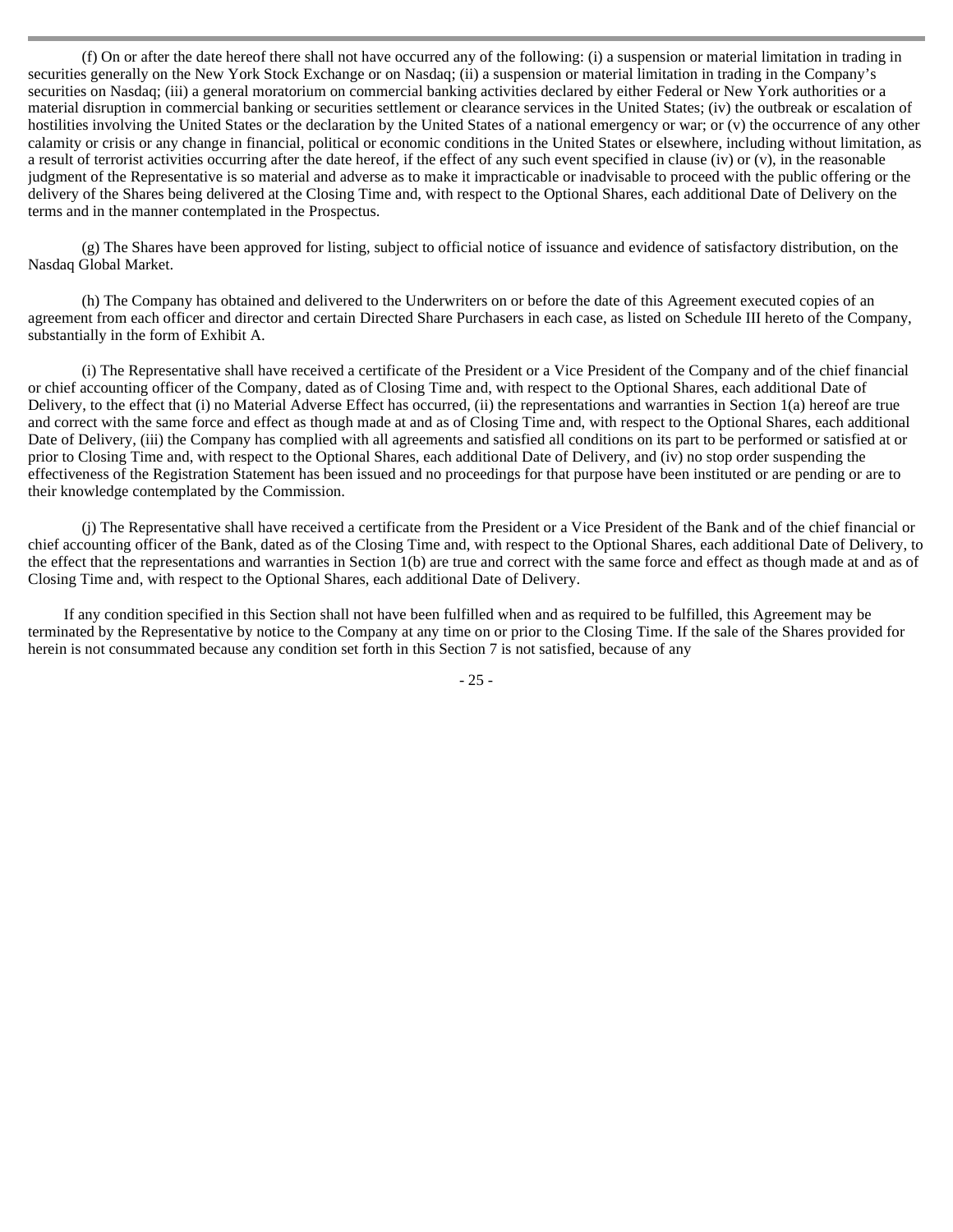(f) On or after the date hereof there shall not have occurred any of the following: (i) a suspension or material limitation in trading in securities generally on the New York Stock Exchange or on Nasdaq; (ii) a suspension or material limitation in trading in the Company's securities on Nasdaq; (iii) a general moratorium on commercial banking activities declared by either Federal or New York authorities or a material disruption in commercial banking or securities settlement or clearance services in the United States; (iv) the outbreak or escalation of hostilities involving the United States or the declaration by the United States of a national emergency or war; or (v) the occurrence of any other calamity or crisis or any change in financial, political or economic conditions in the United States or elsewhere, including without limitation, as a result of terrorist activities occurring after the date hereof, if the effect of any such event specified in clause (iv) or (v), in the reasonable judgment of the Representative is so material and adverse as to make it impracticable or inadvisable to proceed with the public offering or the delivery of the Shares being delivered at the Closing Time and, with respect to the Optional Shares, each additional Date of Delivery on the terms and in the manner contemplated in the Prospectus.

(g) The Shares have been approved for listing, subject to official notice of issuance and evidence of satisfactory distribution, on the Nasdaq Global Market.

(h) The Company has obtained and delivered to the Underwriters on or before the date of this Agreement executed copies of an agreement from each officer and director and certain Directed Share Purchasers in each case, as listed on Schedule III hereto of the Company, substantially in the form of Exhibit A.

(i) The Representative shall have received a certificate of the President or a Vice President of the Company and of the chief financial or chief accounting officer of the Company, dated as of Closing Time and, with respect to the Optional Shares, each additional Date of Delivery, to the effect that (i) no Material Adverse Effect has occurred, (ii) the representations and warranties in Section 1(a) hereof are true and correct with the same force and effect as though made at and as of Closing Time and, with respect to the Optional Shares, each additional Date of Delivery, (iii) the Company has complied with all agreements and satisfied all conditions on its part to be performed or satisfied at or prior to Closing Time and, with respect to the Optional Shares, each additional Date of Delivery, and (iv) no stop order suspending the effectiveness of the Registration Statement has been issued and no proceedings for that purpose have been instituted or are pending or are to their knowledge contemplated by the Commission.

(j) The Representative shall have received a certificate from the President or a Vice President of the Bank and of the chief financial or chief accounting officer of the Bank, dated as of the Closing Time and, with respect to the Optional Shares, each additional Date of Delivery, to the effect that the representations and warranties in Section 1(b) are true and correct with the same force and effect as though made at and as of Closing Time and, with respect to the Optional Shares, each additional Date of Delivery.

If any condition specified in this Section shall not have been fulfilled when and as required to be fulfilled, this Agreement may be terminated by the Representative by notice to the Company at any time on or prior to the Closing Time. If the sale of the Shares provided for herein is not consummated because any condition set forth in this Section 7 is not satisfied, because of any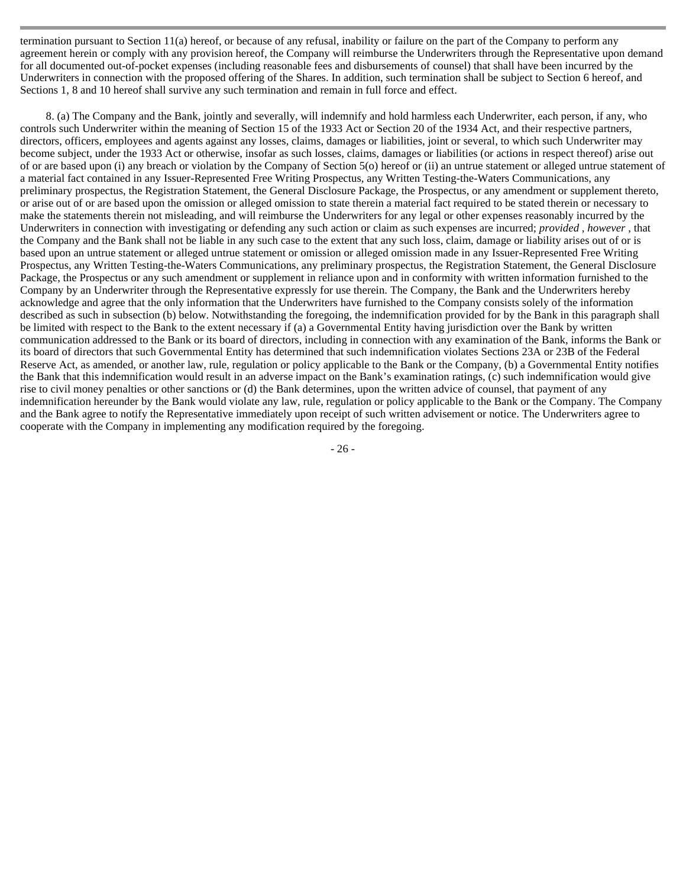termination pursuant to Section 11(a) hereof, or because of any refusal, inability or failure on the part of the Company to perform any agreement herein or comply with any provision hereof, the Company will reimburse the Underwriters through the Representative upon demand for all documented out-of-pocket expenses (including reasonable fees and disbursements of counsel) that shall have been incurred by the Underwriters in connection with the proposed offering of the Shares. In addition, such termination shall be subject to Section 6 hereof, and Sections 1, 8 and 10 hereof shall survive any such termination and remain in full force and effect.

8. (a) The Company and the Bank, jointly and severally, will indemnify and hold harmless each Underwriter, each person, if any, who controls such Underwriter within the meaning of Section 15 of the 1933 Act or Section 20 of the 1934 Act, and their respective partners, directors, officers, employees and agents against any losses, claims, damages or liabilities, joint or several, to which such Underwriter may become subject, under the 1933 Act or otherwise, insofar as such losses, claims, damages or liabilities (or actions in respect thereof) arise out of or are based upon (i) any breach or violation by the Company of Section 5(o) hereof or (ii) an untrue statement or alleged untrue statement of a material fact contained in any Issuer-Represented Free Writing Prospectus, any Written Testing-the-Waters Communications, any preliminary prospectus, the Registration Statement, the General Disclosure Package, the Prospectus, or any amendment or supplement thereto, or arise out of or are based upon the omission or alleged omission to state therein a material fact required to be stated therein or necessary to make the statements therein not misleading, and will reimburse the Underwriters for any legal or other expenses reasonably incurred by the Underwriters in connection with investigating or defending any such action or claim as such expenses are incurred; *provided* , *however* , that the Company and the Bank shall not be liable in any such case to the extent that any such loss, claim, damage or liability arises out of or is based upon an untrue statement or alleged untrue statement or omission or alleged omission made in any Issuer-Represented Free Writing Prospectus, any Written Testing-the-Waters Communications, any preliminary prospectus, the Registration Statement, the General Disclosure Package, the Prospectus or any such amendment or supplement in reliance upon and in conformity with written information furnished to the Company by an Underwriter through the Representative expressly for use therein. The Company, the Bank and the Underwriters hereby acknowledge and agree that the only information that the Underwriters have furnished to the Company consists solely of the information described as such in subsection (b) below. Notwithstanding the foregoing, the indemnification provided for by the Bank in this paragraph shall be limited with respect to the Bank to the extent necessary if (a) a Governmental Entity having jurisdiction over the Bank by written communication addressed to the Bank or its board of directors, including in connection with any examination of the Bank, informs the Bank or its board of directors that such Governmental Entity has determined that such indemnification violates Sections 23A or 23B of the Federal Reserve Act, as amended, or another law, rule, regulation or policy applicable to the Bank or the Company, (b) a Governmental Entity notifies the Bank that this indemnification would result in an adverse impact on the Bank's examination ratings, (c) such indemnification would give rise to civil money penalties or other sanctions or (d) the Bank determines, upon the written advice of counsel, that payment of any indemnification hereunder by the Bank would violate any law, rule, regulation or policy applicable to the Bank or the Company. The Company and the Bank agree to notify the Representative immediately upon receipt of such written advisement or notice. The Underwriters agree to cooperate with the Company in implementing any modification required by the foregoing.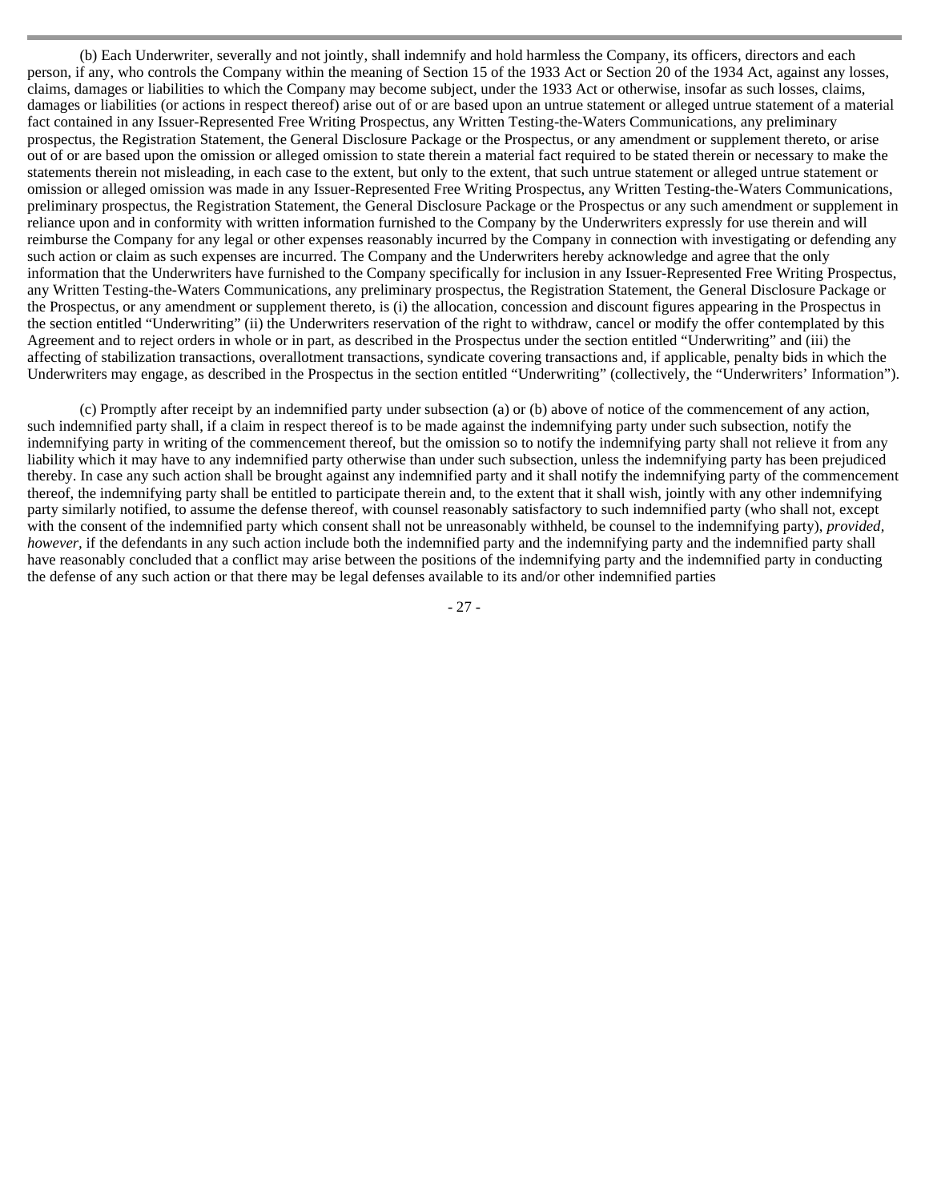(b) Each Underwriter, severally and not jointly, shall indemnify and hold harmless the Company, its officers, directors and each person, if any, who controls the Company within the meaning of Section 15 of the 1933 Act or Section 20 of the 1934 Act, against any losses, claims, damages or liabilities to which the Company may become subject, under the 1933 Act or otherwise, insofar as such losses, claims, damages or liabilities (or actions in respect thereof) arise out of or are based upon an untrue statement or alleged untrue statement of a material fact contained in any Issuer-Represented Free Writing Prospectus, any Written Testing-the-Waters Communications, any preliminary prospectus, the Registration Statement, the General Disclosure Package or the Prospectus, or any amendment or supplement thereto, or arise out of or are based upon the omission or alleged omission to state therein a material fact required to be stated therein or necessary to make the statements therein not misleading, in each case to the extent, but only to the extent, that such untrue statement or alleged untrue statement or omission or alleged omission was made in any Issuer-Represented Free Writing Prospectus, any Written Testing-the-Waters Communications, preliminary prospectus, the Registration Statement, the General Disclosure Package or the Prospectus or any such amendment or supplement in reliance upon and in conformity with written information furnished to the Company by the Underwriters expressly for use therein and will reimburse the Company for any legal or other expenses reasonably incurred by the Company in connection with investigating or defending any such action or claim as such expenses are incurred. The Company and the Underwriters hereby acknowledge and agree that the only information that the Underwriters have furnished to the Company specifically for inclusion in any Issuer-Represented Free Writing Prospectus, any Written Testing-the-Waters Communications, any preliminary prospectus, the Registration Statement, the General Disclosure Package or the Prospectus, or any amendment or supplement thereto, is (i) the allocation, concession and discount figures appearing in the Prospectus in the section entitled "Underwriting" (ii) the Underwriters reservation of the right to withdraw, cancel or modify the offer contemplated by this Agreement and to reject orders in whole or in part, as described in the Prospectus under the section entitled "Underwriting" and (iii) the affecting of stabilization transactions, overallotment transactions, syndicate covering transactions and, if applicable, penalty bids in which the Underwriters may engage, as described in the Prospectus in the section entitled "Underwriting" (collectively, the "Underwriters' Information").

(c) Promptly after receipt by an indemnified party under subsection (a) or (b) above of notice of the commencement of any action, such indemnified party shall, if a claim in respect thereof is to be made against the indemnifying party under such subsection, notify the indemnifying party in writing of the commencement thereof, but the omission so to notify the indemnifying party shall not relieve it from any liability which it may have to any indemnified party otherwise than under such subsection, unless the indemnifying party has been prejudiced thereby. In case any such action shall be brought against any indemnified party and it shall notify the indemnifying party of the commencement thereof, the indemnifying party shall be entitled to participate therein and, to the extent that it shall wish, jointly with any other indemnifying party similarly notified, to assume the defense thereof, with counsel reasonably satisfactory to such indemnified party (who shall not, except with the consent of the indemnified party which consent shall not be unreasonably withheld, be counsel to the indemnifying party), *provided, however,* if the defendants in any such action include both the indemnified party and the indemnifying party and the indemnified party shall have reasonably concluded that a conflict may arise between the positions of the indemnifying party and the indemnified party in conducting the defense of any such action or that there may be legal defenses available to its and/or other indemnified parties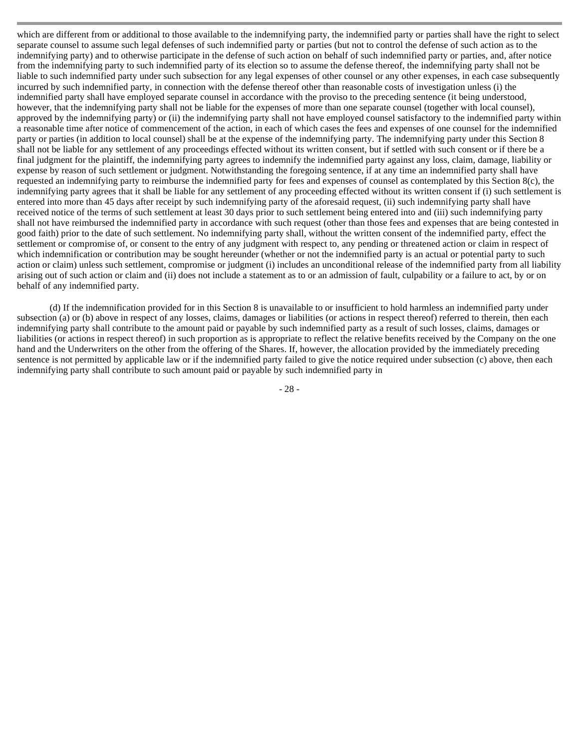which are different from or additional to those available to the indemnifying party, the indemnified party or parties shall have the right to select separate counsel to assume such legal defenses of such indemnified party or parties (but not to control the defense of such action as to the indemnifying party) and to otherwise participate in the defense of such action on behalf of such indemnified party or parties, and, after notice from the indemnifying party to such indemnified party of its election so to assume the defense thereof, the indemnifying party shall not be liable to such indemnified party under such subsection for any legal expenses of other counsel or any other expenses, in each case subsequently incurred by such indemnified party, in connection with the defense thereof other than reasonable costs of investigation unless (i) the indemnified party shall have employed separate counsel in accordance with the proviso to the preceding sentence (it being understood, however, that the indemnifying party shall not be liable for the expenses of more than one separate counsel (together with local counsel), approved by the indemnifying party) or (ii) the indemnifying party shall not have employed counsel satisfactory to the indemnified party within a reasonable time after notice of commencement of the action, in each of which cases the fees and expenses of one counsel for the indemnified party or parties (in addition to local counsel) shall be at the expense of the indemnifying party. The indemnifying party under this Section 8 shall not be liable for any settlement of any proceedings effected without its written consent, but if settled with such consent or if there be a final judgment for the plaintiff, the indemnifying party agrees to indemnify the indemnified party against any loss, claim, damage, liability or expense by reason of such settlement or judgment. Notwithstanding the foregoing sentence, if at any time an indemnified party shall have requested an indemnifying party to reimburse the indemnified party for fees and expenses of counsel as contemplated by this Section 8(c), the indemnifying party agrees that it shall be liable for any settlement of any proceeding effected without its written consent if (i) such settlement is entered into more than 45 days after receipt by such indemnifying party of the aforesaid request, (ii) such indemnifying party shall have received notice of the terms of such settlement at least 30 days prior to such settlement being entered into and (iii) such indemnifying party shall not have reimbursed the indemnified party in accordance with such request (other than those fees and expenses that are being contested in good faith) prior to the date of such settlement. No indemnifying party shall, without the written consent of the indemnified party, effect the settlement or compromise of, or consent to the entry of any judgment with respect to, any pending or threatened action or claim in respect of which indemnification or contribution may be sought hereunder (whether or not the indemnified party is an actual or potential party to such action or claim) unless such settlement, compromise or judgment (i) includes an unconditional release of the indemnified party from all liability arising out of such action or claim and (ii) does not include a statement as to or an admission of fault, culpability or a failure to act, by or on behalf of any indemnified party.

(d) If the indemnification provided for in this Section 8 is unavailable to or insufficient to hold harmless an indemnified party under subsection (a) or (b) above in respect of any losses, claims, damages or liabilities (or actions in respect thereof) referred to therein, then each indemnifying party shall contribute to the amount paid or payable by such indemnified party as a result of such losses, claims, damages or liabilities (or actions in respect thereof) in such proportion as is appropriate to reflect the relative benefits received by the Company on the one hand and the Underwriters on the other from the offering of the Shares. If, however, the allocation provided by the immediately preceding sentence is not permitted by applicable law or if the indemnified party failed to give the notice required under subsection (c) above, then each indemnifying party shall contribute to such amount paid or payable by such indemnified party in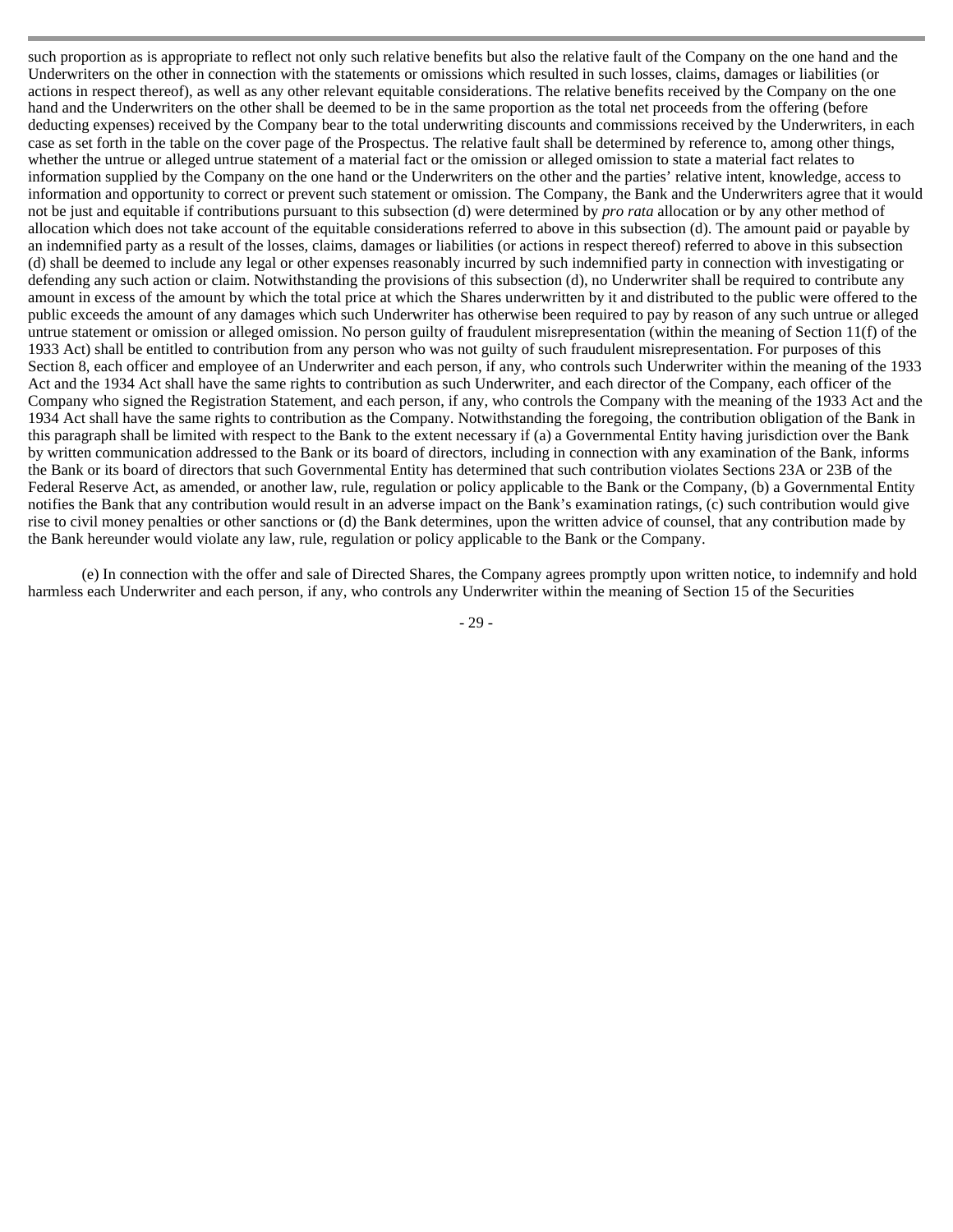such proportion as is appropriate to reflect not only such relative benefits but also the relative fault of the Company on the one hand and the Underwriters on the other in connection with the statements or omissions which resulted in such losses, claims, damages or liabilities (or actions in respect thereof), as well as any other relevant equitable considerations. The relative benefits received by the Company on the one hand and the Underwriters on the other shall be deemed to be in the same proportion as the total net proceeds from the offering (before deducting expenses) received by the Company bear to the total underwriting discounts and commissions received by the Underwriters, in each case as set forth in the table on the cover page of the Prospectus. The relative fault shall be determined by reference to, among other things, whether the untrue or alleged untrue statement of a material fact or the omission or alleged omission to state a material fact relates to information supplied by the Company on the one hand or the Underwriters on the other and the parties' relative intent, knowledge, access to information and opportunity to correct or prevent such statement or omission. The Company, the Bank and the Underwriters agree that it would not be just and equitable if contributions pursuant to this subsection (d) were determined by *pro rata* allocation or by any other method of allocation which does not take account of the equitable considerations referred to above in this subsection (d). The amount paid or payable by an indemnified party as a result of the losses, claims, damages or liabilities (or actions in respect thereof) referred to above in this subsection (d) shall be deemed to include any legal or other expenses reasonably incurred by such indemnified party in connection with investigating or defending any such action or claim. Notwithstanding the provisions of this subsection (d), no Underwriter shall be required to contribute any amount in excess of the amount by which the total price at which the Shares underwritten by it and distributed to the public were offered to the public exceeds the amount of any damages which such Underwriter has otherwise been required to pay by reason of any such untrue or alleged untrue statement or omission or alleged omission. No person guilty of fraudulent misrepresentation (within the meaning of Section 11(f) of the 1933 Act) shall be entitled to contribution from any person who was not guilty of such fraudulent misrepresentation. For purposes of this Section 8, each officer and employee of an Underwriter and each person, if any, who controls such Underwriter within the meaning of the 1933 Act and the 1934 Act shall have the same rights to contribution as such Underwriter, and each director of the Company, each officer of the Company who signed the Registration Statement, and each person, if any, who controls the Company with the meaning of the 1933 Act and the 1934 Act shall have the same rights to contribution as the Company. Notwithstanding the foregoing, the contribution obligation of the Bank in this paragraph shall be limited with respect to the Bank to the extent necessary if (a) a Governmental Entity having jurisdiction over the Bank by written communication addressed to the Bank or its board of directors, including in connection with any examination of the Bank, informs the Bank or its board of directors that such Governmental Entity has determined that such contribution violates Sections 23A or 23B of the Federal Reserve Act, as amended, or another law, rule, regulation or policy applicable to the Bank or the Company, (b) a Governmental Entity notifies the Bank that any contribution would result in an adverse impact on the Bank's examination ratings, (c) such contribution would give rise to civil money penalties or other sanctions or (d) the Bank determines, upon the written advice of counsel, that any contribution made by the Bank hereunder would violate any law, rule, regulation or policy applicable to the Bank or the Company.

(e) In connection with the offer and sale of Directed Shares, the Company agrees promptly upon written notice, to indemnify and hold harmless each Underwriter and each person, if any, who controls any Underwriter within the meaning of Section 15 of the Securities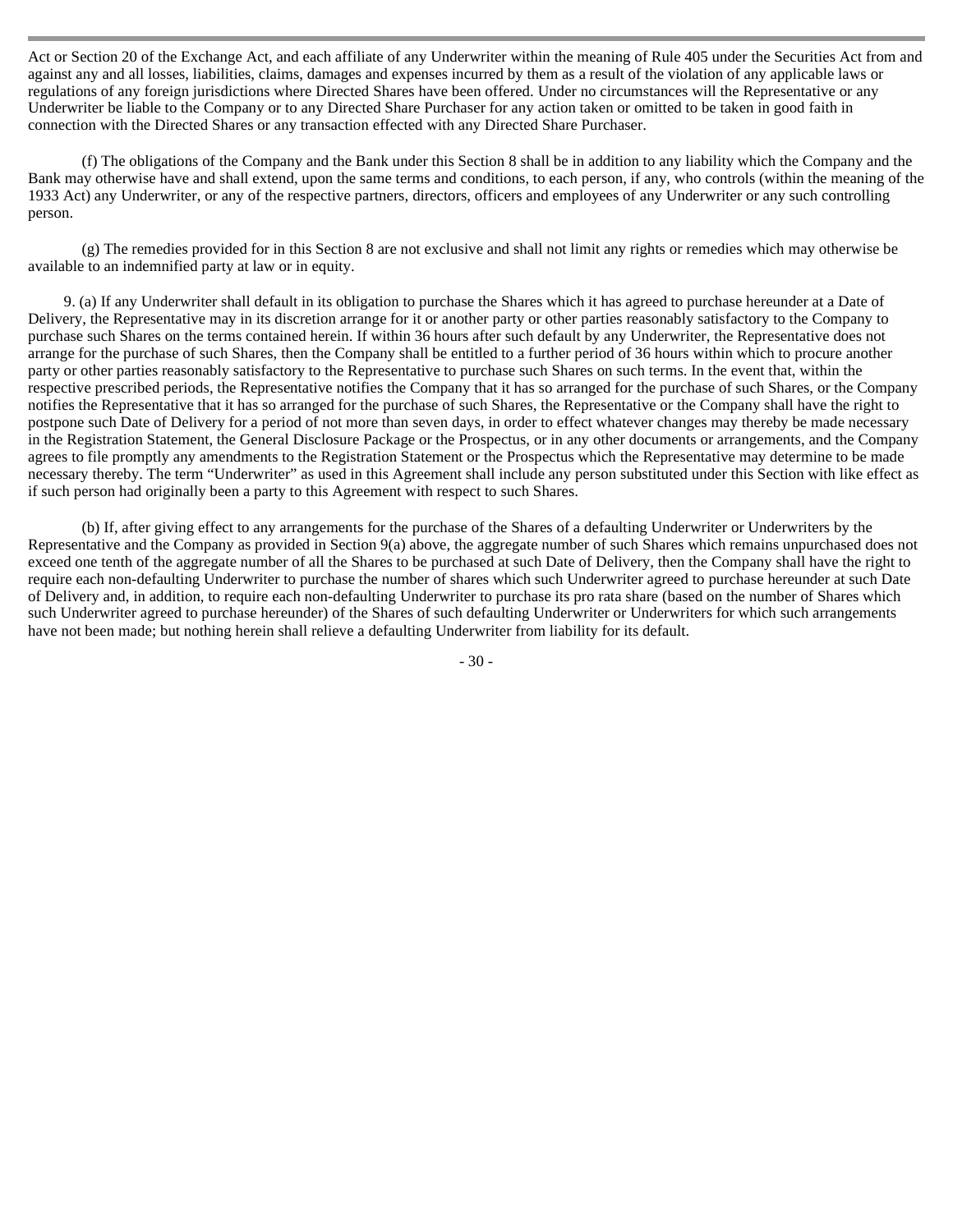Act or Section 20 of the Exchange Act, and each affiliate of any Underwriter within the meaning of Rule 405 under the Securities Act from and against any and all losses, liabilities, claims, damages and expenses incurred by them as a result of the violation of any applicable laws or regulations of any foreign jurisdictions where Directed Shares have been offered. Under no circumstances will the Representative or any Underwriter be liable to the Company or to any Directed Share Purchaser for any action taken or omitted to be taken in good faith in connection with the Directed Shares or any transaction effected with any Directed Share Purchaser.

(f) The obligations of the Company and the Bank under this Section 8 shall be in addition to any liability which the Company and the Bank may otherwise have and shall extend, upon the same terms and conditions, to each person, if any, who controls (within the meaning of the 1933 Act) any Underwriter, or any of the respective partners, directors, officers and employees of any Underwriter or any such controlling person.

(g) The remedies provided for in this Section 8 are not exclusive and shall not limit any rights or remedies which may otherwise be available to an indemnified party at law or in equity.

9. (a) If any Underwriter shall default in its obligation to purchase the Shares which it has agreed to purchase hereunder at a Date of Delivery, the Representative may in its discretion arrange for it or another party or other parties reasonably satisfactory to the Company to purchase such Shares on the terms contained herein. If within 36 hours after such default by any Underwriter, the Representative does not arrange for the purchase of such Shares, then the Company shall be entitled to a further period of 36 hours within which to procure another party or other parties reasonably satisfactory to the Representative to purchase such Shares on such terms. In the event that, within the respective prescribed periods, the Representative notifies the Company that it has so arranged for the purchase of such Shares, or the Company notifies the Representative that it has so arranged for the purchase of such Shares, the Representative or the Company shall have the right to postpone such Date of Delivery for a period of not more than seven days, in order to effect whatever changes may thereby be made necessary in the Registration Statement, the General Disclosure Package or the Prospectus, or in any other documents or arrangements, and the Company agrees to file promptly any amendments to the Registration Statement or the Prospectus which the Representative may determine to be made necessary thereby. The term "Underwriter" as used in this Agreement shall include any person substituted under this Section with like effect as if such person had originally been a party to this Agreement with respect to such Shares.

(b) If, after giving effect to any arrangements for the purchase of the Shares of a defaulting Underwriter or Underwriters by the Representative and the Company as provided in Section 9(a) above, the aggregate number of such Shares which remains unpurchased does not exceed one tenth of the aggregate number of all the Shares to be purchased at such Date of Delivery, then the Company shall have the right to require each non-defaulting Underwriter to purchase the number of shares which such Underwriter agreed to purchase hereunder at such Date of Delivery and, in addition, to require each non-defaulting Underwriter to purchase its pro rata share (based on the number of Shares which such Underwriter agreed to purchase hereunder) of the Shares of such defaulting Underwriter or Underwriters for which such arrangements have not been made; but nothing herein shall relieve a defaulting Underwriter from liability for its default.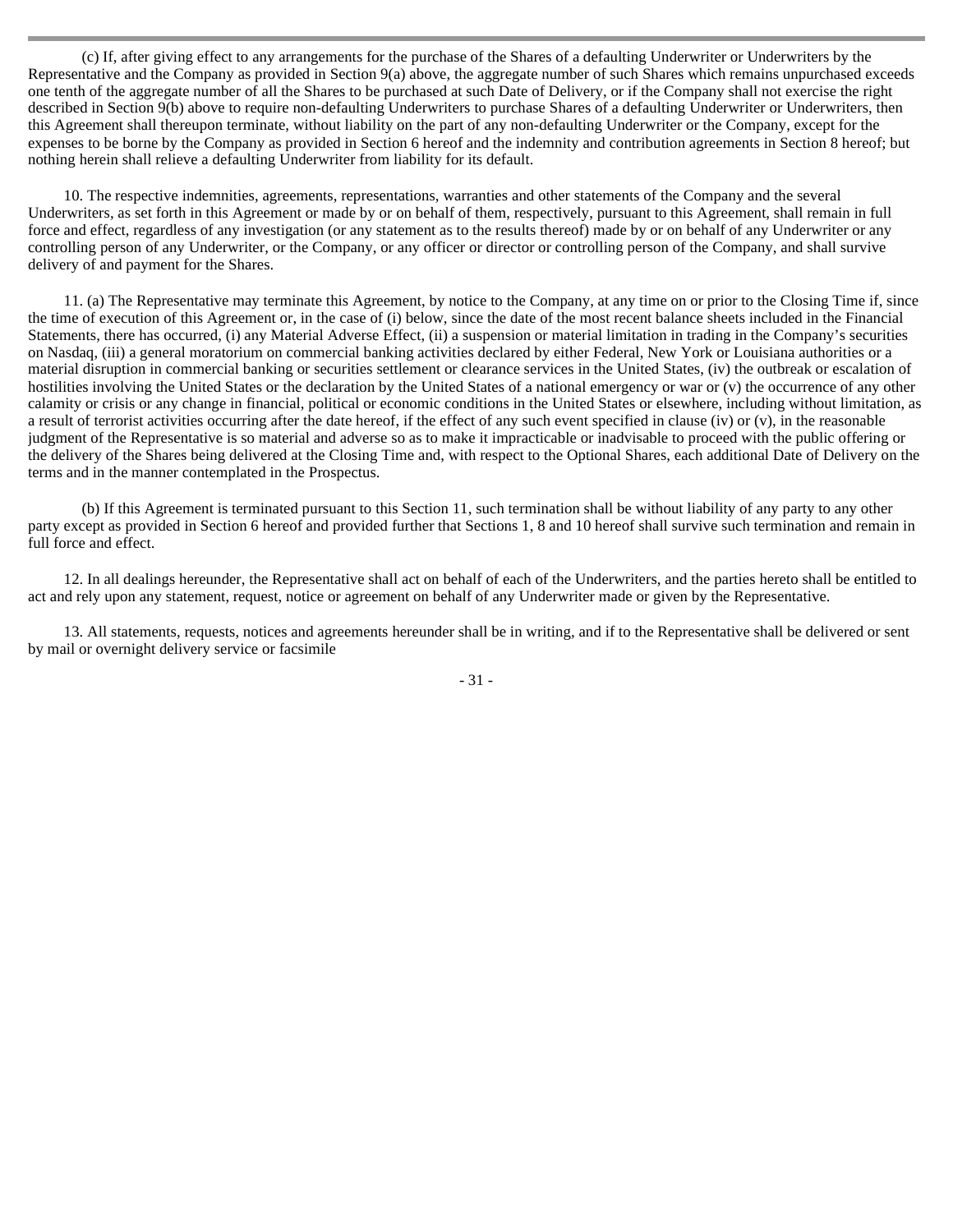(c) If, after giving effect to any arrangements for the purchase of the Shares of a defaulting Underwriter or Underwriters by the Representative and the Company as provided in Section 9(a) above, the aggregate number of such Shares which remains unpurchased exceeds one tenth of the aggregate number of all the Shares to be purchased at such Date of Delivery, or if the Company shall not exercise the right described in Section 9(b) above to require non-defaulting Underwriters to purchase Shares of a defaulting Underwriter or Underwriters, then this Agreement shall thereupon terminate, without liability on the part of any non-defaulting Underwriter or the Company, except for the expenses to be borne by the Company as provided in Section 6 hereof and the indemnity and contribution agreements in Section 8 hereof; but nothing herein shall relieve a defaulting Underwriter from liability for its default.

10. The respective indemnities, agreements, representations, warranties and other statements of the Company and the several Underwriters, as set forth in this Agreement or made by or on behalf of them, respectively, pursuant to this Agreement, shall remain in full force and effect, regardless of any investigation (or any statement as to the results thereof) made by or on behalf of any Underwriter or any controlling person of any Underwriter, or the Company, or any officer or director or controlling person of the Company, and shall survive delivery of and payment for the Shares.

11. (a) The Representative may terminate this Agreement, by notice to the Company, at any time on or prior to the Closing Time if, since the time of execution of this Agreement or, in the case of (i) below, since the date of the most recent balance sheets included in the Financial Statements, there has occurred, (i) any Material Adverse Effect, (ii) a suspension or material limitation in trading in the Company's securities on Nasdaq, (iii) a general moratorium on commercial banking activities declared by either Federal, New York or Louisiana authorities or a material disruption in commercial banking or securities settlement or clearance services in the United States, (iv) the outbreak or escalation of hostilities involving the United States or the declaration by the United States of a national emergency or war or (v) the occurrence of any other calamity or crisis or any change in financial, political or economic conditions in the United States or elsewhere, including without limitation, as a result of terrorist activities occurring after the date hereof, if the effect of any such event specified in clause (iv) or (v), in the reasonable judgment of the Representative is so material and adverse so as to make it impracticable or inadvisable to proceed with the public offering or the delivery of the Shares being delivered at the Closing Time and, with respect to the Optional Shares, each additional Date of Delivery on the terms and in the manner contemplated in the Prospectus.

(b) If this Agreement is terminated pursuant to this Section 11, such termination shall be without liability of any party to any other party except as provided in Section 6 hereof and provided further that Sections 1, 8 and 10 hereof shall survive such termination and remain in full force and effect.

12. In all dealings hereunder, the Representative shall act on behalf of each of the Underwriters, and the parties hereto shall be entitled to act and rely upon any statement, request, notice or agreement on behalf of any Underwriter made or given by the Representative.

13. All statements, requests, notices and agreements hereunder shall be in writing, and if to the Representative shall be delivered or sent by mail or overnight delivery service or facsimile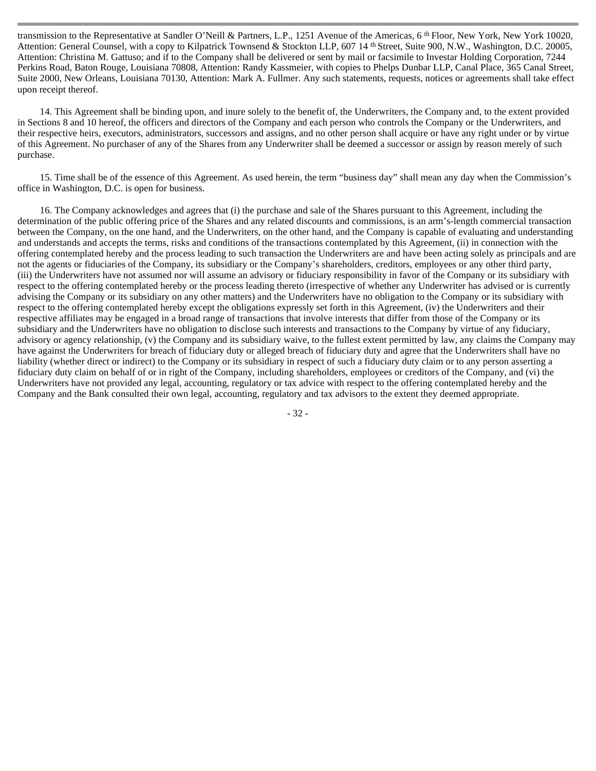transmission to the Representative at Sandler O'Neill & Partners, L.P., 1251 Avenue of the Americas, 6th Floor, New York, New York 10020, Attention: General Counsel, with a copy to Kilpatrick Townsend & Stockton LLP, 607 14th Street, Suite 900, N.W., Washington, D.C. 20005, Attention: Christina M. Gattuso; and if to the Company shall be delivered or sent by mail or facsimile to Investar Holding Corporation, 7244 Perkins Road, Baton Rouge, Louisiana 70808, Attention: Randy Kassmeier, with copies to Phelps Dunbar LLP, Canal Place, 365 Canal Street, Suite 2000, New Orleans, Louisiana 70130, Attention: Mark A. Fullmer. Any such statements, requests, notices or agreements shall take effect upon receipt thereof.

14. This Agreement shall be binding upon, and inure solely to the benefit of, the Underwriters, the Company and, to the extent provided in Sections 8 and 10 hereof, the officers and directors of the Company and each person who controls the Company or the Underwriters, and their respective heirs, executors, administrators, successors and assigns, and no other person shall acquire or have any right under or by virtue of this Agreement. No purchaser of any of the Shares from any Underwriter shall be deemed a successor or assign by reason merely of such purchase.

15. Time shall be of the essence of this Agreement. As used herein, the term "business day" shall mean any day when the Commission's office in Washington, D.C. is open for business.

16. The Company acknowledges and agrees that (i) the purchase and sale of the Shares pursuant to this Agreement, including the determination of the public offering price of the Shares and any related discounts and commissions, is an arm's-length commercial transaction between the Company, on the one hand, and the Underwriters, on the other hand, and the Company is capable of evaluating and understanding and understands and accepts the terms, risks and conditions of the transactions contemplated by this Agreement, (ii) in connection with the offering contemplated hereby and the process leading to such transaction the Underwriters are and have been acting solely as principals and are not the agents or fiduciaries of the Company, its subsidiary or the Company's shareholders, creditors, employees or any other third party, (iii) the Underwriters have not assumed nor will assume an advisory or fiduciary responsibility in favor of the Company or its subsidiary with respect to the offering contemplated hereby or the process leading thereto (irrespective of whether any Underwriter has advised or is currently advising the Company or its subsidiary on any other matters) and the Underwriters have no obligation to the Company or its subsidiary with respect to the offering contemplated hereby except the obligations expressly set forth in this Agreement, (iv) the Underwriters and their respective affiliates may be engaged in a broad range of transactions that involve interests that differ from those of the Company or its subsidiary and the Underwriters have no obligation to disclose such interests and transactions to the Company by virtue of any fiduciary, advisory or agency relationship, (v) the Company and its subsidiary waive, to the fullest extent permitted by law, any claims the Company may have against the Underwriters for breach of fiduciary duty or alleged breach of fiduciary duty and agree that the Underwriters shall have no liability (whether direct or indirect) to the Company or its subsidiary in respect of such a fiduciary duty claim or to any person asserting a fiduciary duty claim on behalf of or in right of the Company, including shareholders, employees or creditors of the Company, and (vi) the Underwriters have not provided any legal, accounting, regulatory or tax advice with respect to the offering contemplated hereby and the Company and the Bank consulted their own legal, accounting, regulatory and tax advisors to the extent they deemed appropriate.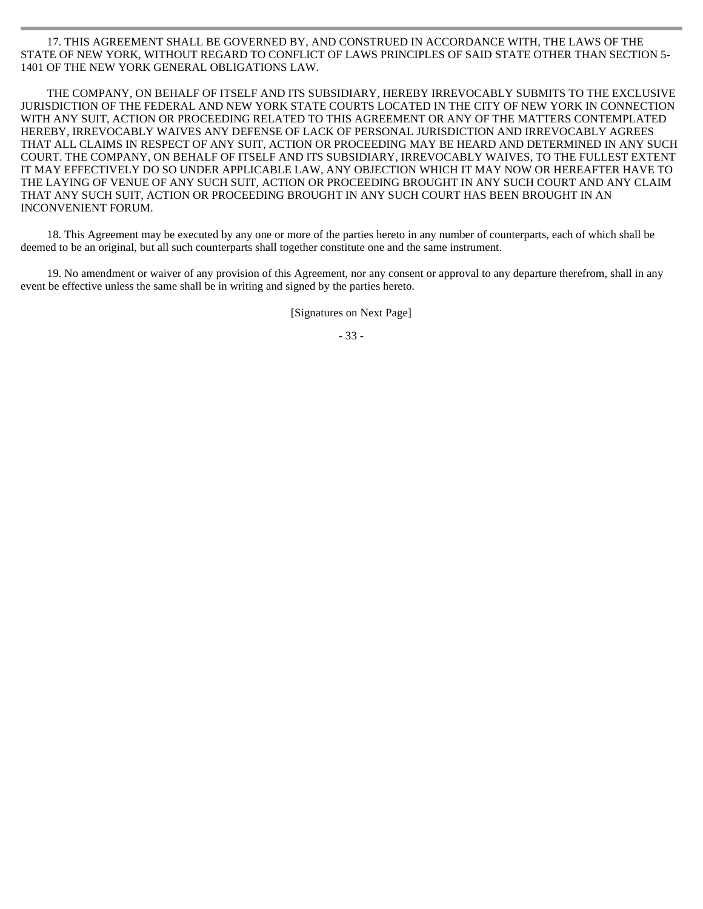17. THIS AGREEMENT SHALL BE GOVERNED BY, AND CONSTRUED IN ACCORDANCE WITH, THE LAWS OF THE STATE OF NEW YORK, WITHOUT REGARD TO CONFLICT OF LAWS PRINCIPLES OF SAID STATE OTHER THAN SECTION 5-1401 OF THE NEW YORK GENERAL OBLIGATIONS LAW.

THE COMPANY, ON BEHALF OF ITSELF AND ITS SUBSIDIARY, HEREBY IRREVOCABLY SUBMITS TO THE EXCLUSIVE JURISDICTION OF THE FEDERAL AND NEW YORK STATE COURTS LOCATED IN THE CITY OF NEW YORK IN CONNECTION WITH ANY SUIT, ACTION OR PROCEEDING RELATED TO THIS AGREEMENT OR ANY OF THE MATTERS CONTEMPLATED HEREBY, IRREVOCABLY WAIVES ANY DEFENSE OF LACK OF PERSONAL JURISDICTION AND IRREVOCABLY AGREES THAT ALL CLAIMS IN RESPECT OF ANY SUIT, ACTION OR PROCEEDING MAY BE HEARD AND DETERMINED IN ANY SUCH COURT. THE COMPANY, ON BEHALF OF ITSELF AND ITS SUBSIDIARY, IRREVOCABLY WAIVES, TO THE FULLEST EXTENT IT MAY EFFECTIVELY DO SO UNDER APPLICABLE LAW, ANY OBJECTION WHICH IT MAY NOW OR HEREAFTER HAVE TO THE LAYING OF VENUE OF ANY SUCH SUIT, ACTION OR PROCEEDING BROUGHT IN ANY SUCH COURT AND ANY CLAIM THAT ANY SUCH SUIT, ACTION OR PROCEEDING BROUGHT IN ANY SUCH COURT HAS BEEN BROUGHT IN AN INCONVENIENT FORUM.

18. This Agreement may be executed by any one or more of the parties hereto in any number of counterparts, each of which shall be deemed to be an original, but all such counterparts shall together constitute one and the same instrument.

19. No amendment or waiver of any provision of this Agreement, nor any consent or approval to any departure therefrom, shall in any event be effective unless the same shall be in writing and signed by the parties hereto.

[Signatures on Next Page]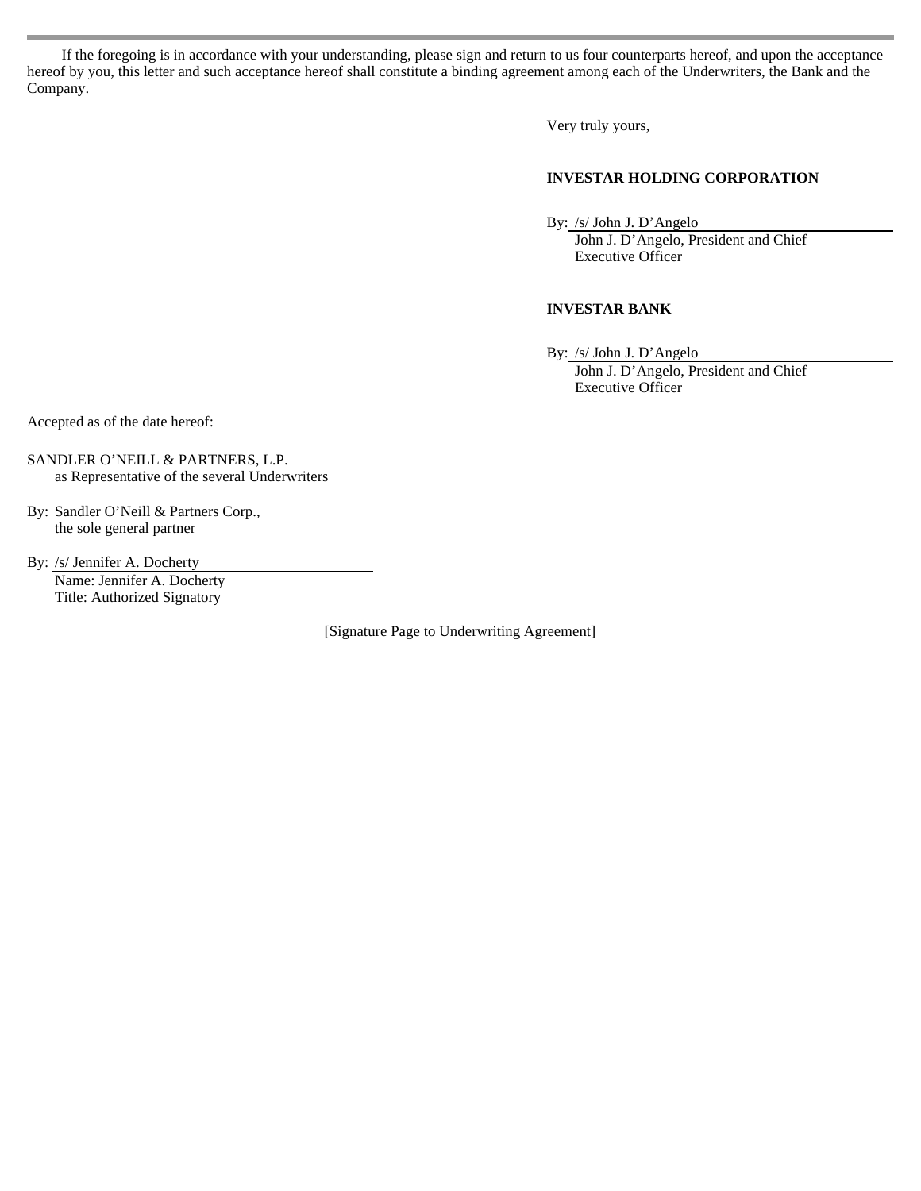If the foregoing is in accordance with your understanding, please sign and return to us four counterparts hereof, and upon the acceptance hereof by you, this letter and such acceptance hereof shall constitute a binding agreement among each of the Underwriters, the Bank and the Company.

Very truly yours,

**INVESTAR HOLDING CORPORATION**

By: /s/ John J. D'Angelo
John J. D'Angelo, President and Chief Executive Officer

**INVESTAR BANK**

By: /s/ John J. D'Angelo
John J. D'Angelo, President and Chief Executive Officer

Accepted as of the date hereof:

SANDLER O'NEILL & PARTNERS, L.P.
as Representative of the several Underwriters

By: Sandler O'Neill & Partners Corp.,
the sole general partner

By: /s/ Jennifer A. Docherty
Name: Jennifer A. Docherty
Title: Authorized Signatory

[Signature Page to Underwriting Agreement]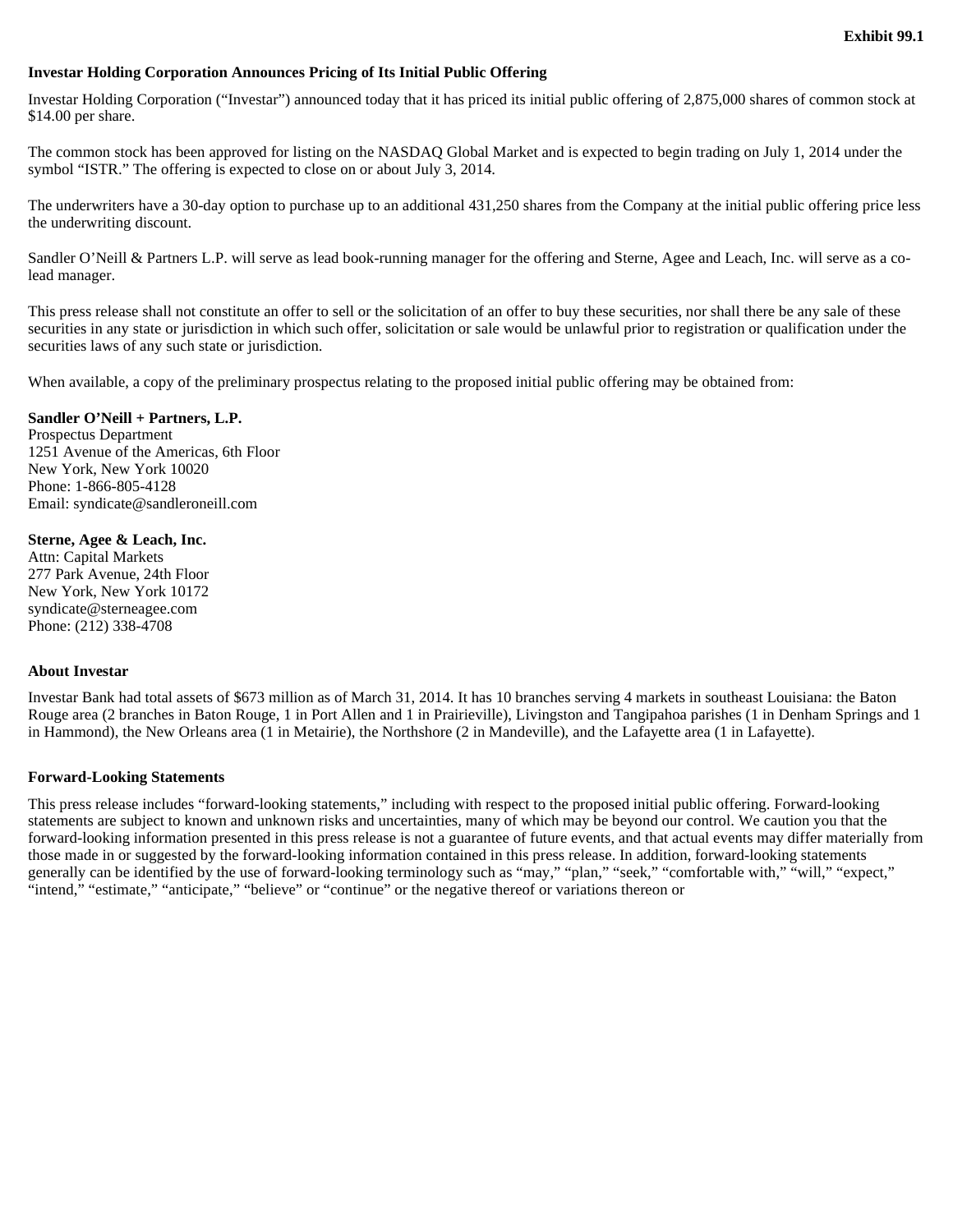**Exhibit 99.1**

**Investar Holding Corporation Announces Pricing of Its Initial Public Offering**

Investar Holding Corporation ("Investar") announced today that it has priced its initial public offering of 2,875,000 shares of common stock at $14.00 per share.

The common stock has been approved for listing on the NASDAQ Global Market and is expected to begin trading on July 1, 2014 under the symbol "ISTR." The offering is expected to close on or about July 3, 2014.

The underwriters have a 30-day option to purchase up to an additional 431,250 shares from the Company at the initial public offering price less the underwriting discount.

Sandler O'Neill & Partners L.P. will serve as lead book-running manager for the offering and Sterne, Agee and Leach, Inc. will serve as a co-lead manager.

This press release shall not constitute an offer to sell or the solicitation of an offer to buy these securities, nor shall there be any sale of these securities in any state or jurisdiction in which such offer, solicitation or sale would be unlawful prior to registration or qualification under the securities laws of any such state or jurisdiction.

When available, a copy of the preliminary prospectus relating to the proposed initial public offering may be obtained from:

**Sandler O'Neill + Partners, L.P.**
Prospectus Department
1251 Avenue of the Americas, 6th Floor
New York, New York 10020
Phone: 1-866-805-4128
Email: syndicate@sandleroneill.com

**Sterne, Agee & Leach, Inc.**
Attn: Capital Markets
277 Park Avenue, 24th Floor
New York, New York 10172
syndicate@sterneagee.com
Phone: (212) 338-4708

**About Investar**

Investar Bank had total assets of $673 million as of March 31, 2014. It has 10 branches serving 4 markets in southeast Louisiana: the Baton Rouge area (2 branches in Baton Rouge, 1 in Port Allen and 1 in Prairieville), Livingston and Tangipahoa parishes (1 in Denham Springs and 1 in Hammond), the New Orleans area (1 in Metairie), the Northshore (2 in Mandeville), and the Lafayette area (1 in Lafayette).

**Forward-Looking Statements**

This press release includes "forward-looking statements," including with respect to the proposed initial public offering. Forward-looking statements are subject to known and unknown risks and uncertainties, many of which may be beyond our control. We caution you that the forward-looking information presented in this press release is not a guarantee of future events, and that actual events may differ materially from those made in or suggested by the forward-looking information contained in this press release. In addition, forward-looking statements generally can be identified by the use of forward-looking terminology such as "may," "plan," "seek," "comfortable with," "will," "expect," "intend," "estimate," "anticipate," "believe" or "continue" or the negative thereof or variations thereon or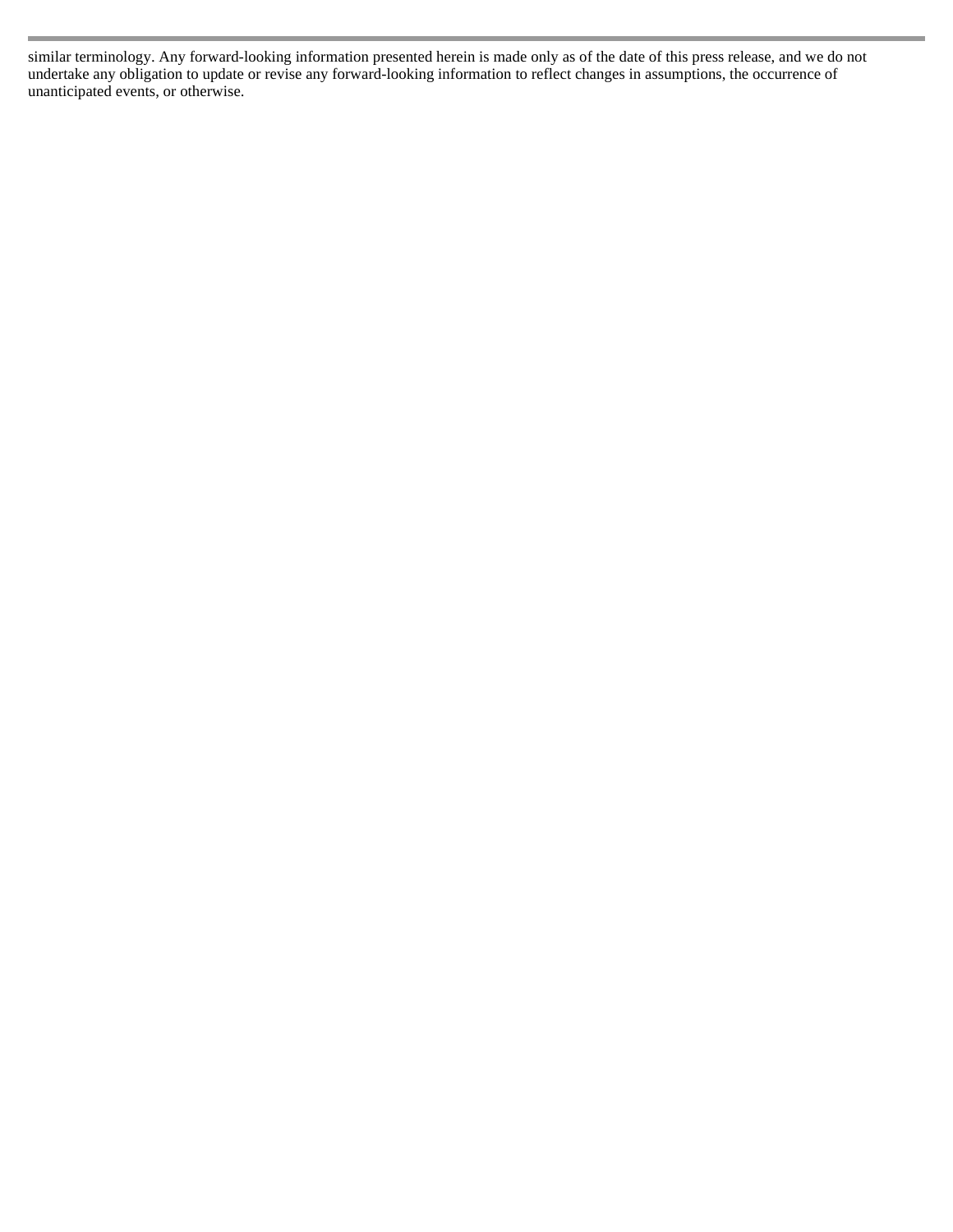similar terminology. Any forward-looking information presented herein is made only as of the date of this press release, and we do not undertake any obligation to update or revise any forward-looking information to reflect changes in assumptions, the occurrence of unanticipated events, or otherwise.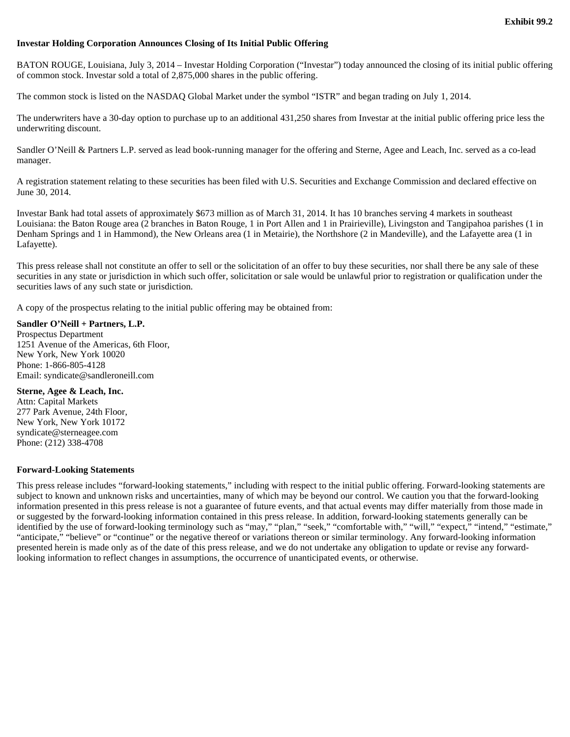**Exhibit 99.2**

**Investar Holding Corporation Announces Closing of Its Initial Public Offering**

BATON ROUGE, Louisiana, July 3, 2014 – Investar Holding Corporation (“Investar”) today announced the closing of its initial public offering of common stock. Investar sold a total of 2,875,000 shares in the public offering.

The common stock is listed on the NASDAQ Global Market under the symbol “ISTR” and began trading on July 1, 2014.

The underwriters have a 30-day option to purchase up to an additional 431,250 shares from Investar at the initial public offering price less the underwriting discount.

Sandler O’Neill & Partners L.P. served as lead book-running manager for the offering and Sterne, Agee and Leach, Inc. served as a co-lead manager.

A registration statement relating to these securities has been filed with U.S. Securities and Exchange Commission and declared effective on June 30, 2014.

Investar Bank had total assets of approximately $673 million as of March 31, 2014. It has 10 branches serving 4 markets in southeast Louisiana: the Baton Rouge area (2 branches in Baton Rouge, 1 in Port Allen and 1 in Prairieville), Livingston and Tangipahoa parishes (1 in Denham Springs and 1 in Hammond), the New Orleans area (1 in Metairie), the Northshore (2 in Mandeville), and the Lafayette area (1 in Lafayette).

This press release shall not constitute an offer to sell or the solicitation of an offer to buy these securities, nor shall there be any sale of these securities in any state or jurisdiction in which such offer, solicitation or sale would be unlawful prior to registration or qualification under the securities laws of any such state or jurisdiction.

A copy of the prospectus relating to the initial public offering may be obtained from:

**Sandler O’Neill + Partners, L.P.**
Prospectus Department
1251 Avenue of the Americas, 6th Floor,
New York, New York 10020
Phone: 1-866-805-4128
Email: syndicate@sandleroneill.com

**Sterne, Agee & Leach, Inc.**
Attn: Capital Markets
277 Park Avenue, 24th Floor,
New York, New York 10172
syndicate@sterneagee.com
Phone: (212) 338-4708

**Forward-Looking Statements**

This press release includes “forward-looking statements,” including with respect to the initial public offering. Forward-looking statements are subject to known and unknown risks and uncertainties, many of which may be beyond our control. We caution you that the forward-looking information presented in this press release is not a guarantee of future events, and that actual events may differ materially from those made in or suggested by the forward-looking information contained in this press release. In addition, forward-looking statements generally can be identified by the use of forward-looking terminology such as “may,” “plan,” “seek,” “comfortable with,” “will,” “expect,” “intend,” “estimate,” “anticipate,” “believe” or “continue” or the negative thereof or variations thereon or similar terminology. Any forward-looking information presented herein is made only as of the date of this press release, and we do not undertake any obligation to update or revise any forward-looking information to reflect changes in assumptions, the occurrence of unanticipated events, or otherwise.